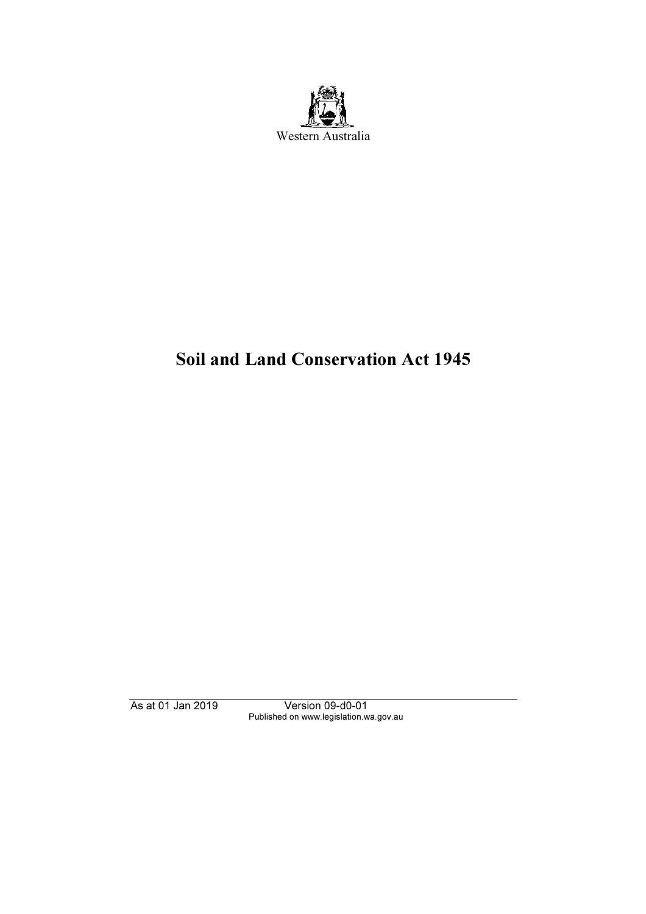Western Australia

# Soil and Land Conservation Act 1945

As at 01 Jan 2019 Version 09-d0-01
Published on www.legislation.wa.gov.au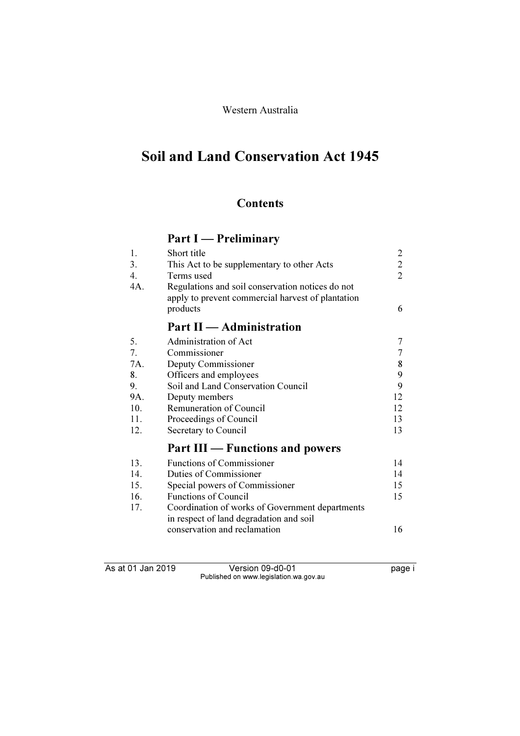Western Australia

# Soil and Land Conservation Act 1945

## Contents

### Part I — Preliminary

| | | |
|---|---|---|
| 1. | Short title | 2 |
| 3. | This Act to be supplementary to other Acts | 2 |
| 4. | Terms used | 2 |
| 4A. | Regulations and soil conservation notices do not apply to prevent commercial harvest of plantation products | 6 |

### Part II — Administration

| | | |
|---|---|---|
| 5. | Administration of Act | 7 |
| 7. | Commissioner | 7 |
| 7A. | Deputy Commissioner | 8 |
| 8. | Officers and employees | 9 |
| 9. | Soil and Land Conservation Council | 9 |
| 9A. | Deputy members | 12 |
| 10. | Remuneration of Council | 12 |
| 11. | Proceedings of Council | 13 |
| 12. | Secretary to Council | 13 |

### Part III — Functions and powers

| | | |
|---|---|---|
| 13. | Functions of Commissioner | 14 |
| 14. | Duties of Commissioner | 14 |
| 15. | Special powers of Commissioner | 15 |
| 16. | Functions of Council | 15 |
| 17. | Coordination of works of Government departments in respect of land degradation and soil conservation and reclamation | 16 |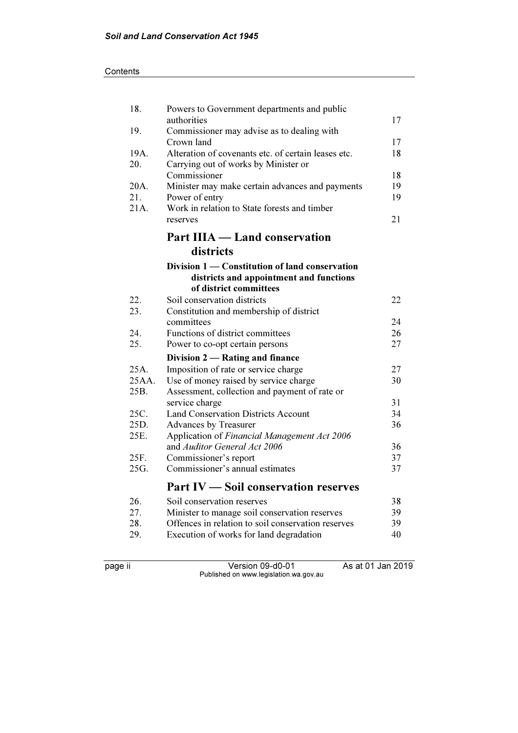| | | |
|---|---|---|
| 18. | Powers to Government departments and public authorities | 17 |
| 19. | Commissioner may advise as to dealing with Crown land | 17 |
| 19A. | Alteration of covenants etc. of certain leases etc. | 18 |
| 20. | Carrying out of works by Minister or Commissioner | 18 |
| 20A. | Minister may make certain advances and payments | 19 |
| 21. | Power of entry | 19 |
| 21A. | Work in relation to State forests and timber reserves | 21 |

## Part IIIA — Land conservation districts

### Division 1 — Constitution of land conservation districts and appointment and functions of district committees

| | | |
|---|---|---|
| 22. | Soil conservation districts | 22 |
| 23. | Constitution and membership of district committees | 24 |
| 24. | Functions of district committees | 26 |
| 25. | Power to co-opt certain persons | 27 |

### Division 2 — Rating and finance

| | | |
|---|---|---|
| 25A. | Imposition of rate or service charge | 27 |
| 25AA. | Use of money raised by service charge | 30 |
| 25B. | Assessment, collection and payment of rate or service charge | 31 |
| 25C. | Land Conservation Districts Account | 34 |
| 25D. | Advances by Treasurer | 36 |
| 25E. | Application of *Financial Management Act 2006* and *Auditor General Act 2006* | 36 |
| 25F. | Commissioner's report | 37 |
| 25G. | Commissioner's annual estimates | 37 |

## Part IV — Soil conservation reserves

| | | |
|---|---|---|
| 26. | Soil conservation reserves | 38 |
| 27. | Minister to manage soil conservation reserves | 39 |
| 28. | Offences in relation to soil conservation reserves | 39 |
| 29. | Execution of works for land degradation | 40 |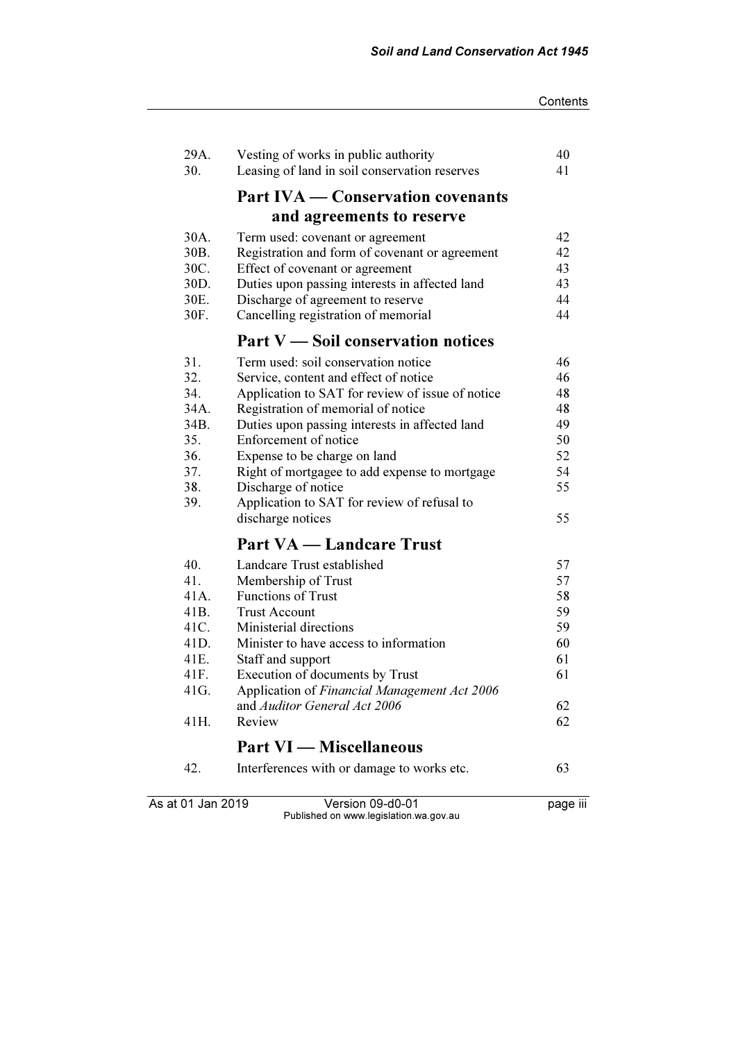| | | |
|---|---|---|
| 29A. | Vesting of works in public authority | 40 |
| 30. | Leasing of land in soil conservation reserves | 41 |

## Part IVA — Conservation covenants and agreements to reserve

| | | |
|---|---|---|
| 30A. | Term used: covenant or agreement | 42 |
| 30B. | Registration and form of covenant or agreement | 42 |
| 30C. | Effect of covenant or agreement | 43 |
| 30D. | Duties upon passing interests in affected land | 43 |
| 30E. | Discharge of agreement to reserve | 44 |
| 30F. | Cancelling registration of memorial | 44 |

## Part V — Soil conservation notices

| | | |
|---|---|---|
| 31. | Term used: soil conservation notice | 46 |
| 32. | Service, content and effect of notice | 46 |
| 34. | Application to SAT for review of issue of notice | 48 |
| 34A. | Registration of memorial of notice | 48 |
| 34B. | Duties upon passing interests in affected land | 49 |
| 35. | Enforcement of notice | 50 |
| 36. | Expense to be charge on land | 52 |
| 37. | Right of mortgagee to add expense to mortgage | 54 |
| 38. | Discharge of notice | 55 |
| 39. | Application to SAT for review of refusal to discharge notices | 55 |

## Part VA — Landcare Trust

| | | |
|---|---|---|
| 40. | Landcare Trust established | 57 |
| 41. | Membership of Trust | 57 |
| 41A. | Functions of Trust | 58 |
| 41B. | Trust Account | 59 |
| 41C. | Ministerial directions | 59 |
| 41D. | Minister to have access to information | 60 |
| 41E. | Staff and support | 61 |
| 41F. | Execution of documents by Trust | 61 |
| 41G. | Application of *Financial Management Act 2006* and *Auditor General Act 2006* | 62 |
| 41H. | Review | 62 |

## Part VI — Miscellaneous

| | | |
|---|---|---|
| 42. | Interferences with or damage to works etc. | 63 |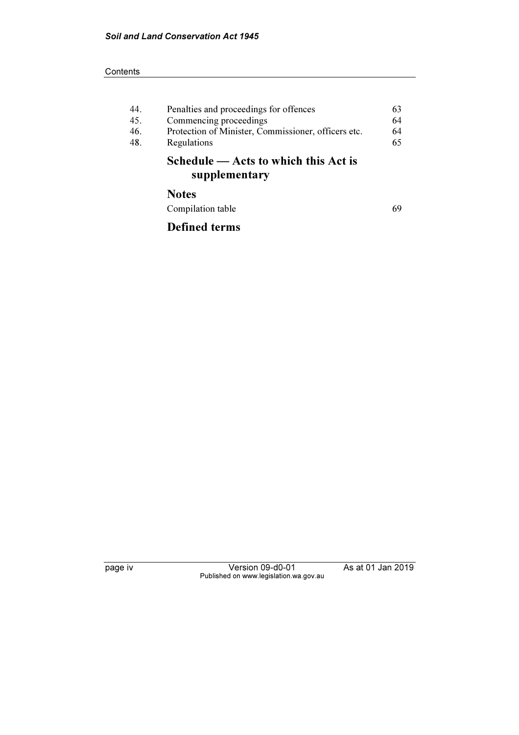| | | |
|---|---|---|
| 44. | Penalties and proceedings for offences | 63 |
| 45. | Commencing proceedings | 64 |
| 46. | Protection of Minister, Commissioner, officers etc. | 64 |
| 48. | Regulations | 65 |

## Schedule — Acts to which this Act is supplementary

## Notes

Compilation table 69

## Defined terms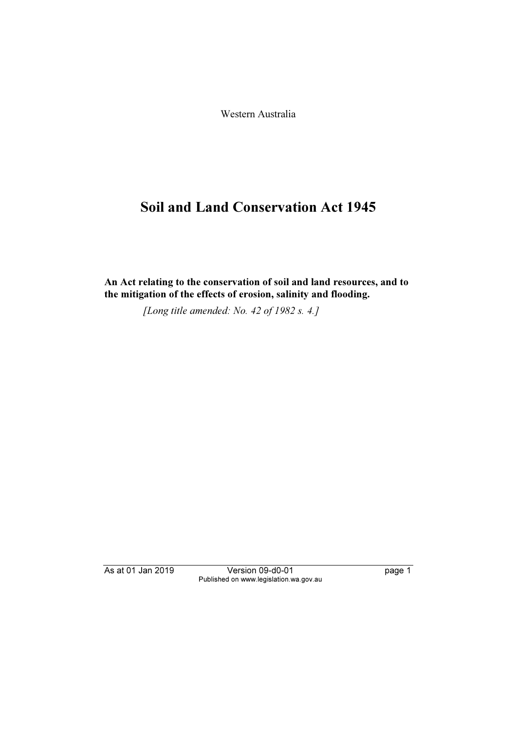Western Australia

# Soil and Land Conservation Act 1945

**An Act relating to the conservation of soil and land resources, and to the mitigation of the effects of erosion, salinity and flooding.**

*[Long title amended: No. 42 of 1982 s. 4.]*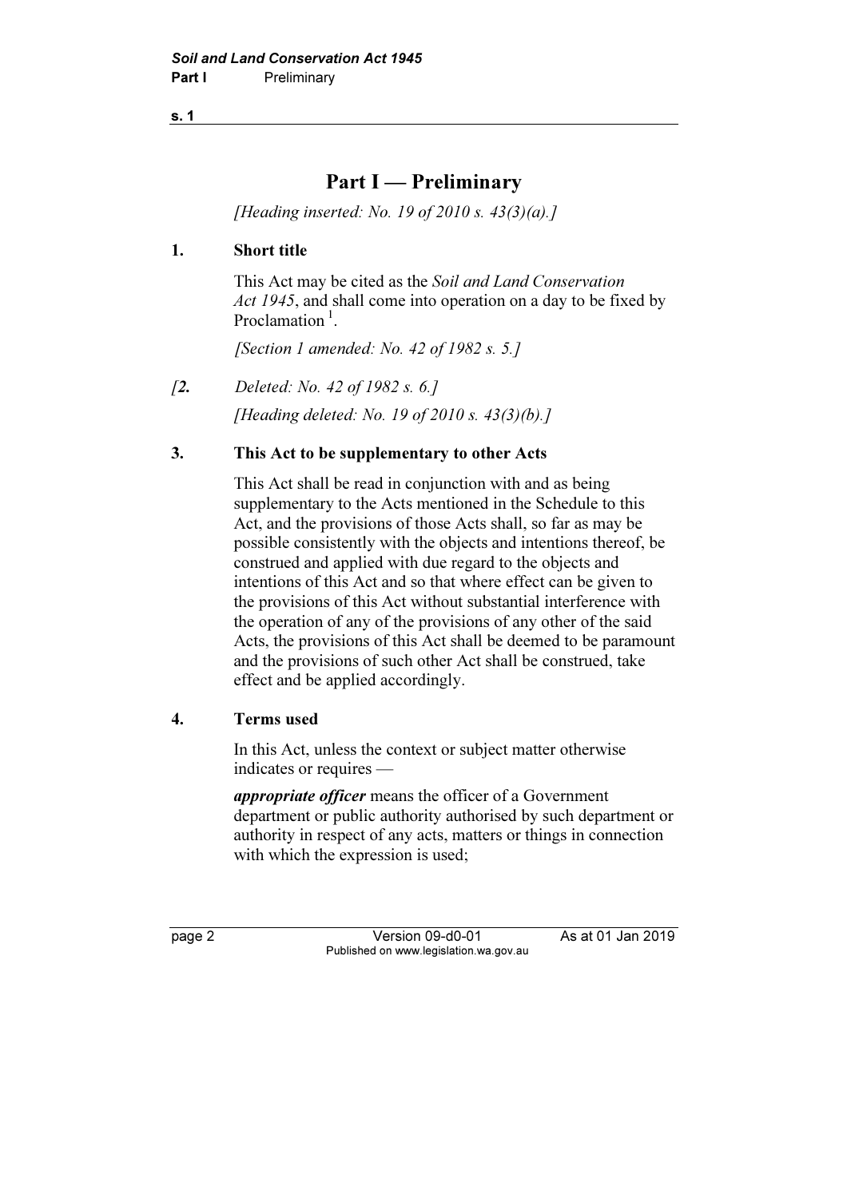# Part I — Preliminary

*[Heading inserted: No. 19 of 2010 s. 43(3)(a).]*

## 1. Short title

This Act may be cited as the *Soil and Land Conservation Act 1945*, and shall come into operation on a day to be fixed by Proclamation [1].

*[Section 1 amended: No. 42 of 1982 s. 5.]*

*[**2.** Deleted: No. 42 of 1982 s. 6.]*

*[Heading deleted: No. 19 of 2010 s. 43(3)(b).]*

## 3. This Act to be supplementary to other Acts

This Act shall be read in conjunction with and as being supplementary to the Acts mentioned in the Schedule to this Act, and the provisions of those Acts shall, so far as may be possible consistently with the objects and intentions thereof, be construed and applied with due regard to the objects and intentions of this Act and so that where effect can be given to the provisions of this Act without substantial interference with the operation of any of the provisions of any other of the said Acts, the provisions of this Act shall be deemed to be paramount and the provisions of such other Act shall be construed, take effect and be applied accordingly.

## 4. Terms used

In this Act, unless the context or subject matter otherwise indicates or requires —

***appropriate officer*** means the officer of a Government department or public authority authorised by such department or authority in respect of any acts, matters or things in connection with which the expression is used;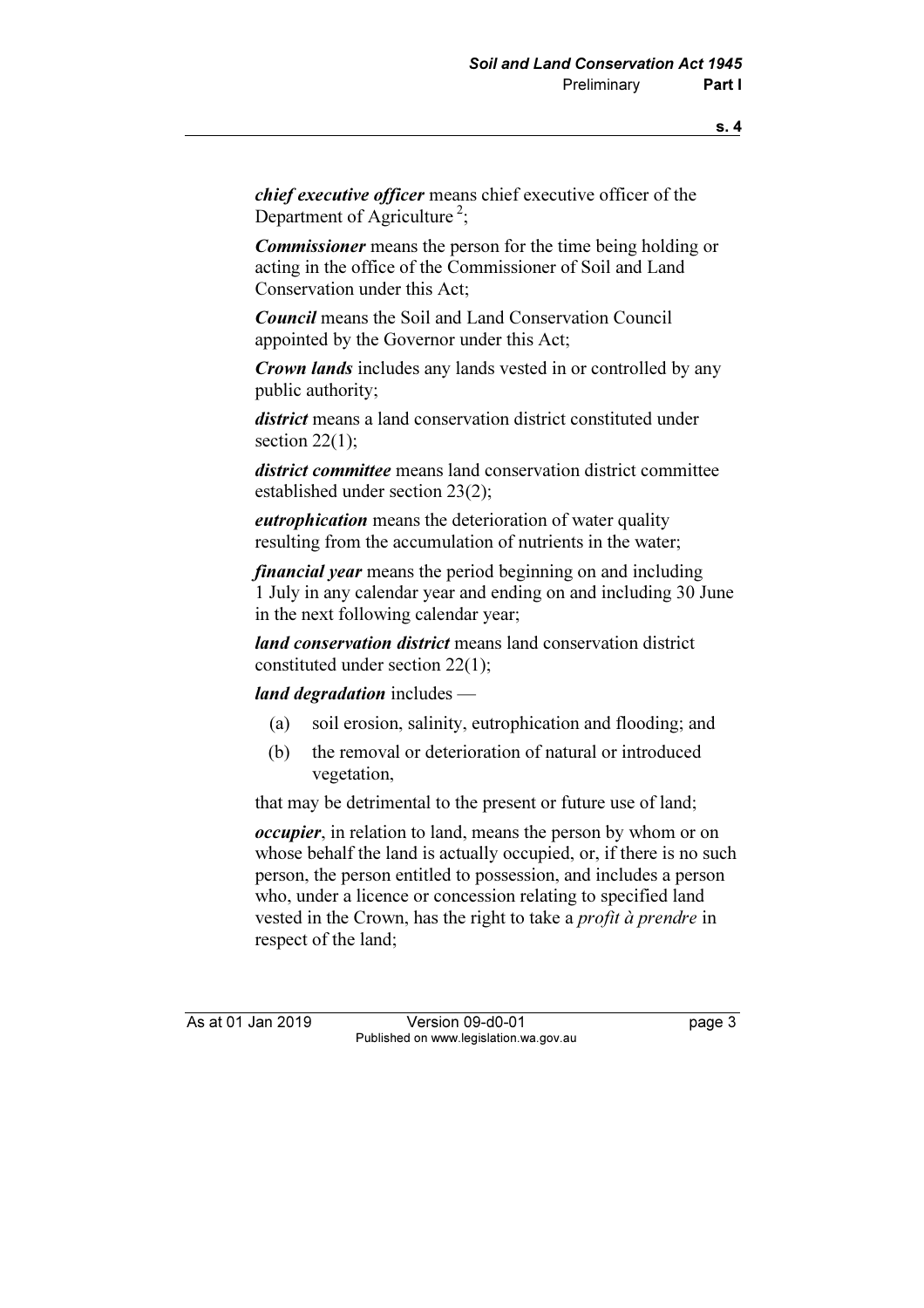***chief executive officer*** means chief executive officer of the Department of Agriculture [2];

***Commissioner*** means the person for the time being holding or acting in the office of the Commissioner of Soil and Land Conservation under this Act;

***Council*** means the Soil and Land Conservation Council appointed by the Governor under this Act;

***Crown lands*** includes any lands vested in or controlled by any public authority;

***district*** means a land conservation district constituted under section 22(1);

***district committee*** means land conservation district committee established under section 23(2);

***eutrophication*** means the deterioration of water quality resulting from the accumulation of nutrients in the water;

***financial year*** means the period beginning on and including 1 July in any calendar year and ending on and including 30 June in the next following calendar year;

***land conservation district*** means land conservation district constituted under section 22(1);

***land degradation*** includes —

- (a) soil erosion, salinity, eutrophication and flooding; and
- (b) the removal or deterioration of natural or introduced vegetation,

that may be detrimental to the present or future use of land;

***occupier***, in relation to land, means the person by whom or on whose behalf the land is actually occupied, or, if there is no such person, the person entitled to possession, and includes a person who, under a licence or concession relating to specified land vested in the Crown, has the right to take a *profit à prendre* in respect of the land;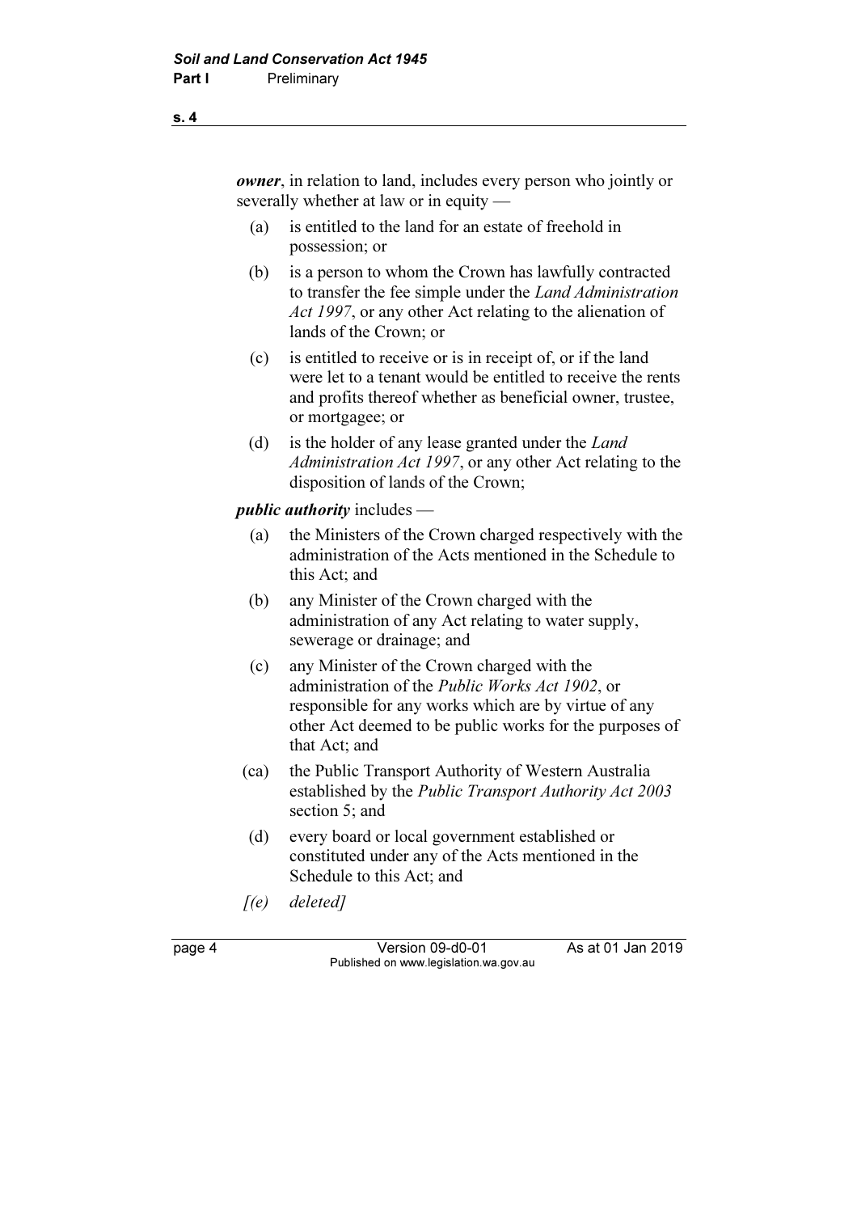***owner***, in relation to land, includes every person who jointly or severally whether at law or in equity —

(a) is entitled to the land for an estate of freehold in possession; or

(b) is a person to whom the Crown has lawfully contracted to transfer the fee simple under the *Land Administration Act 1997*, or any other Act relating to the alienation of lands of the Crown; or

(c) is entitled to receive or is in receipt of, or if the land were let to a tenant would be entitled to receive the rents and profits thereof whether as beneficial owner, trustee, or mortgagee; or

(d) is the holder of any lease granted under the *Land Administration Act 1997*, or any other Act relating to the disposition of lands of the Crown;

***public authority*** includes —

(a) the Ministers of the Crown charged respectively with the administration of the Acts mentioned in the Schedule to this Act; and

(b) any Minister of the Crown charged with the administration of any Act relating to water supply, sewerage or drainage; and

(c) any Minister of the Crown charged with the administration of the *Public Works Act 1902*, or responsible for any works which are by virtue of any other Act deemed to be public works for the purposes of that Act; and

(ca) the Public Transport Authority of Western Australia established by the *Public Transport Authority Act 2003* section 5; and

(d) every board or local government established or constituted under any of the Acts mentioned in the Schedule to this Act; and

*[(e) deleted]*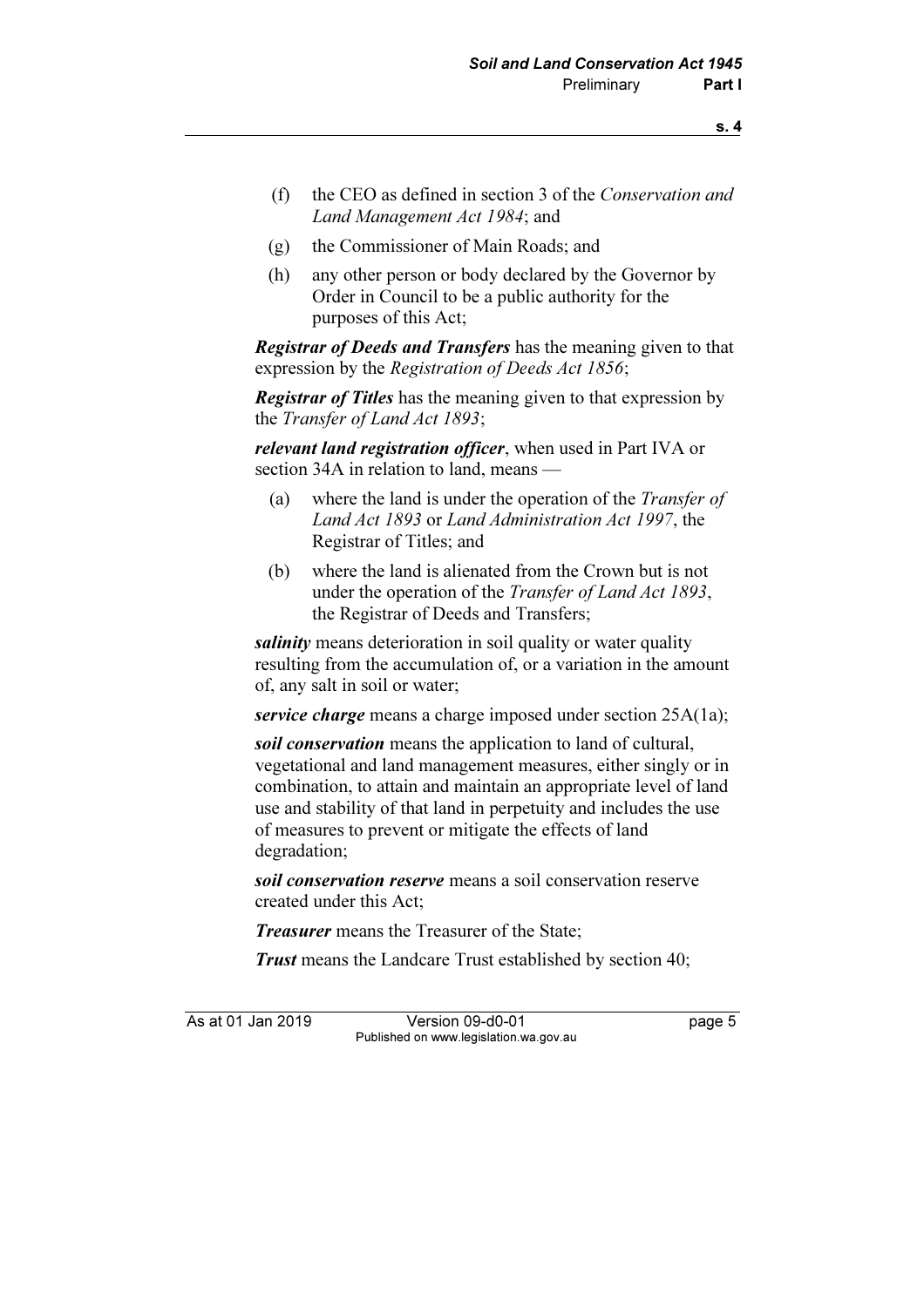(f) the CEO as defined in section 3 of the *Conservation and Land Management Act 1984*; and

(g) the Commissioner of Main Roads; and

(h) any other person or body declared by the Governor by Order in Council to be a public authority for the purposes of this Act;

***Registrar of Deeds and Transfers*** has the meaning given to that expression by the *Registration of Deeds Act 1856*;

***Registrar of Titles*** has the meaning given to that expression by the *Transfer of Land Act 1893*;

***relevant land registration officer***, when used in Part IVA or section 34A in relation to land, means —

(a) where the land is under the operation of the *Transfer of Land Act 1893* or *Land Administration Act 1997*, the Registrar of Titles; and

(b) where the land is alienated from the Crown but is not under the operation of the *Transfer of Land Act 1893*, the Registrar of Deeds and Transfers;

***salinity*** means deterioration in soil quality or water quality resulting from the accumulation of, or a variation in the amount of, any salt in soil or water;

***service charge*** means a charge imposed under section 25A(1a);

***soil conservation*** means the application to land of cultural, vegetational and land management measures, either singly or in combination, to attain and maintain an appropriate level of land use and stability of that land in perpetuity and includes the use of measures to prevent or mitigate the effects of land degradation;

***soil conservation reserve*** means a soil conservation reserve created under this Act;

***Treasurer*** means the Treasurer of the State;

***Trust*** means the Landcare Trust established by section 40;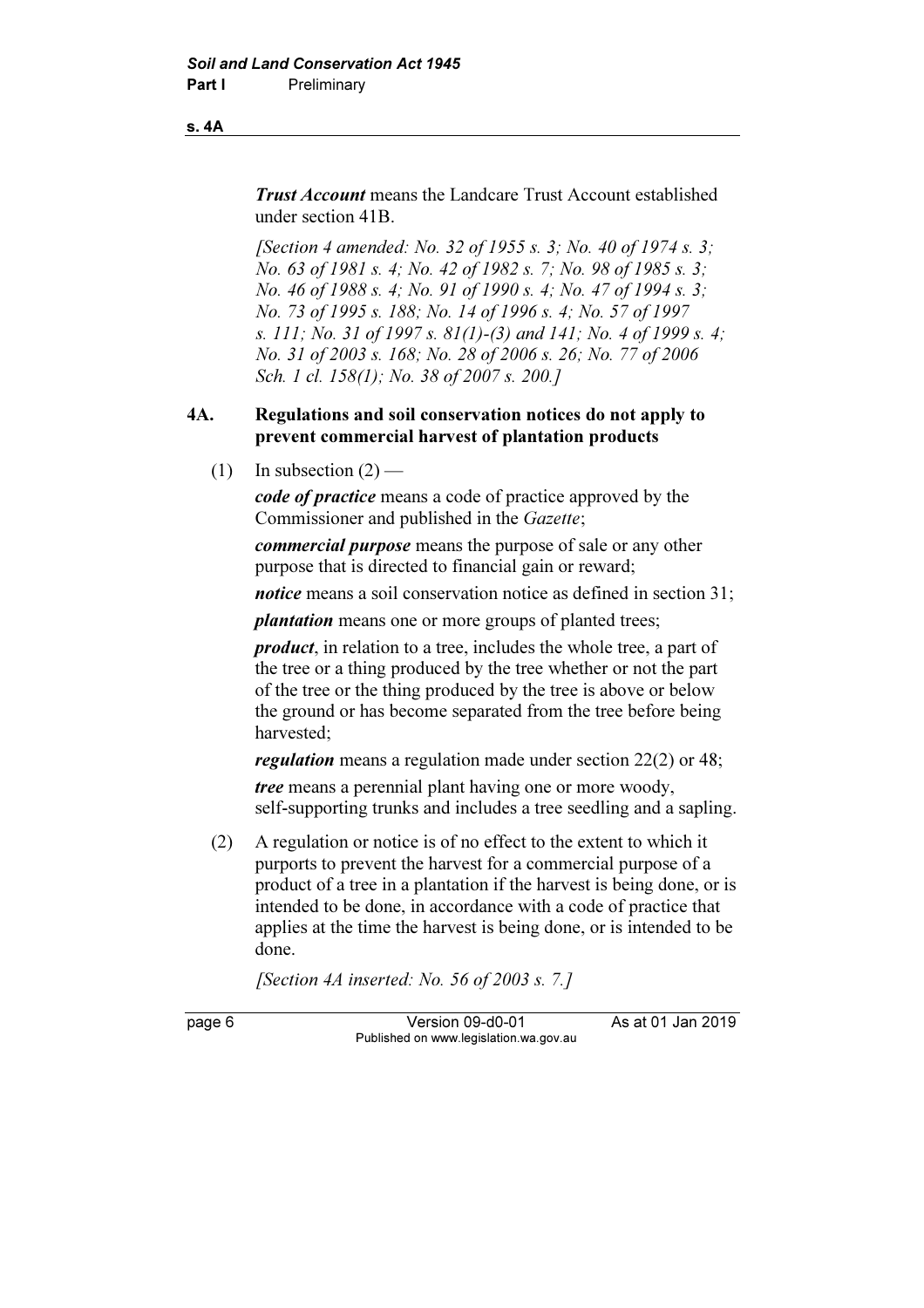***Trust Account*** means the Landcare Trust Account established under section 41B.

*[Section 4 amended: No. 32 of 1955 s. 3; No. 40 of 1974 s. 3; No. 63 of 1981 s. 4; No. 42 of 1982 s. 7; No. 98 of 1985 s. 3; No. 46 of 1988 s. 4; No. 91 of 1990 s. 4; No. 47 of 1994 s. 3; No. 73 of 1995 s. 188; No. 14 of 1996 s. 4; No. 57 of 1997 s. 111; No. 31 of 1997 s. 81(1)-(3) and 141; No. 4 of 1999 s. 4; No. 31 of 2003 s. 168; No. 28 of 2006 s. 26; No. 77 of 2006 Sch. 1 cl. 158(1); No. 38 of 2007 s. 200.]*

## 4A. Regulations and soil conservation notices do not apply to prevent commercial harvest of plantation products

(1) In subsection (2) —

***code of practice*** means a code of practice approved by the Commissioner and published in the *Gazette*;

***commercial purpose*** means the purpose of sale or any other purpose that is directed to financial gain or reward;

***notice*** means a soil conservation notice as defined in section 31;

***plantation*** means one or more groups of planted trees;

***product***, in relation to a tree, includes the whole tree, a part of the tree or a thing produced by the tree whether or not the part of the tree or the thing produced by the tree is above or below the ground or has become separated from the tree before being harvested;

***regulation*** means a regulation made under section 22(2) or 48;

***tree*** means a perennial plant having one or more woody, self-supporting trunks and includes a tree seedling and a sapling.

(2) A regulation or notice is of no effect to the extent to which it purports to prevent the harvest for a commercial purpose of a product of a tree in a plantation if the harvest is being done, or is intended to be done, in accordance with a code of practice that applies at the time the harvest is being done, or is intended to be done.

*[Section 4A inserted: No. 56 of 2003 s. 7.]*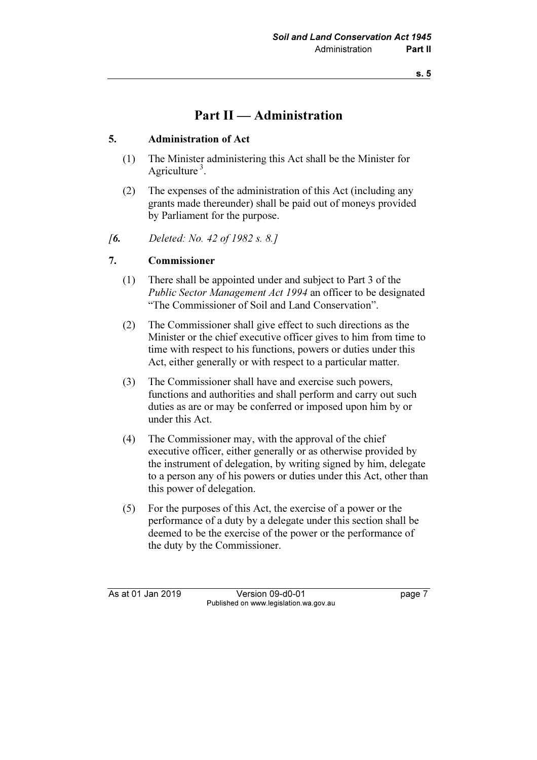# Part II — Administration

## 5. Administration of Act

(1) The Minister administering this Act shall be the Minister for Agriculture [3].

(2) The expenses of the administration of this Act (including any grants made thereunder) shall be paid out of moneys provided by Parliament for the purpose.

*[**6.** Deleted: No. 42 of 1982 s. 8.]*

## 7. Commissioner

(1) There shall be appointed under and subject to Part 3 of the *Public Sector Management Act 1994* an officer to be designated "The Commissioner of Soil and Land Conservation".

(2) The Commissioner shall give effect to such directions as the Minister or the chief executive officer gives to him from time to time with respect to his functions, powers or duties under this Act, either generally or with respect to a particular matter.

(3) The Commissioner shall have and exercise such powers, functions and authorities and shall perform and carry out such duties as are or may be conferred or imposed upon him by or under this Act.

(4) The Commissioner may, with the approval of the chief executive officer, either generally or as otherwise provided by the instrument of delegation, by writing signed by him, delegate to a person any of his powers or duties under this Act, other than this power of delegation.

(5) For the purposes of this Act, the exercise of a power or the performance of a duty by a delegate under this section shall be deemed to be the exercise of the power or the performance of the duty by the Commissioner.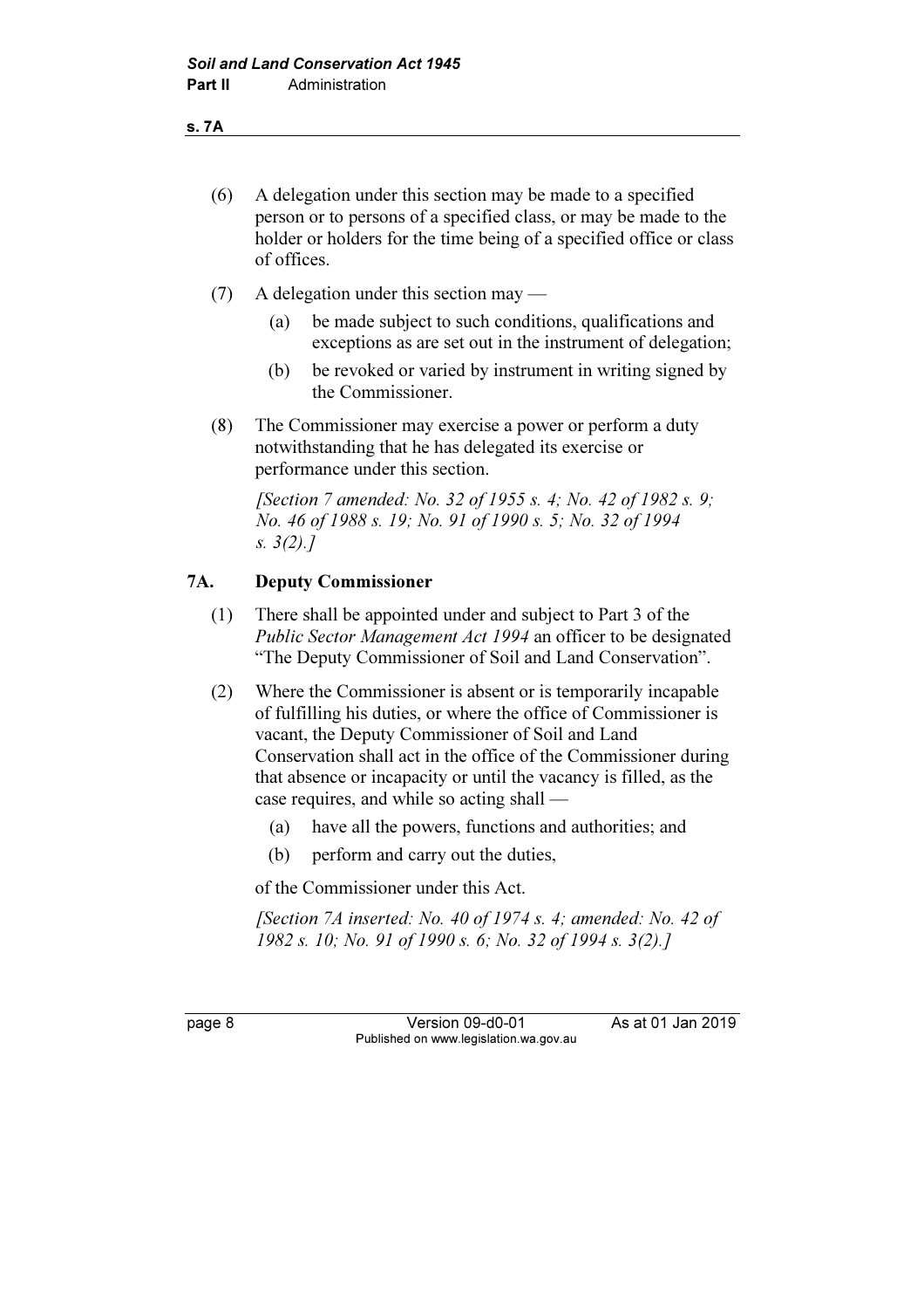(6) A delegation under this section may be made to a specified person or to persons of a specified class, or may be made to the holder or holders for the time being of a specified office or class of offices.

(7) A delegation under this section may —

- (a) be made subject to such conditions, qualifications and exceptions as are set out in the instrument of delegation;
- (b) be revoked or varied by instrument in writing signed by the Commissioner.

(8) The Commissioner may exercise a power or perform a duty notwithstanding that he has delegated its exercise or performance under this section.

*[Section 7 amended: No. 32 of 1955 s. 4; No. 42 of 1982 s. 9; No. 46 of 1988 s. 19; No. 91 of 1990 s. 5; No. 32 of 1994 s. 3(2).]*

### 7A. Deputy Commissioner

(1) There shall be appointed under and subject to Part 3 of the *Public Sector Management Act 1994* an officer to be designated "The Deputy Commissioner of Soil and Land Conservation".

(2) Where the Commissioner is absent or is temporarily incapable of fulfilling his duties, or where the office of Commissioner is vacant, the Deputy Commissioner of Soil and Land Conservation shall act in the office of the Commissioner during that absence or incapacity or until the vacancy is filled, as the case requires, and while so acting shall —

- (a) have all the powers, functions and authorities; and
- (b) perform and carry out the duties,

of the Commissioner under this Act.

*[Section 7A inserted: No. 40 of 1974 s. 4; amended: No. 42 of 1982 s. 10; No. 91 of 1990 s. 6; No. 32 of 1994 s. 3(2).]*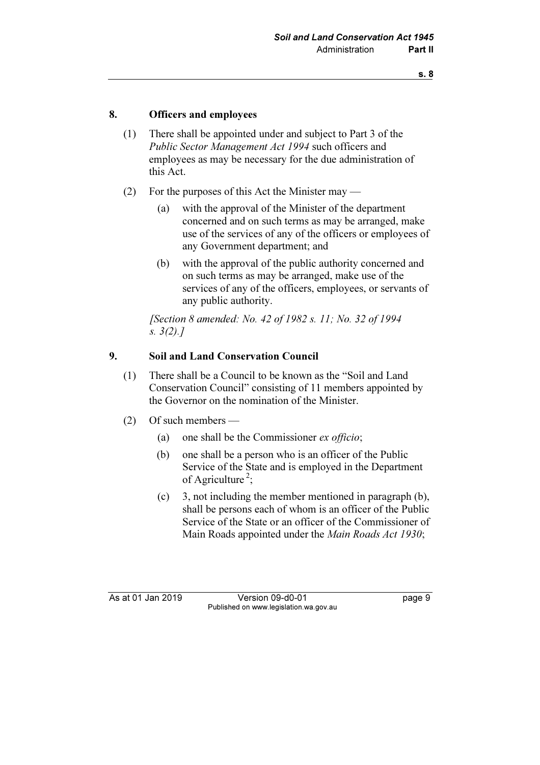### 8. Officers and employees

(1) There shall be appointed under and subject to Part 3 of the *Public Sector Management Act 1994* such officers and employees as may be necessary for the due administration of this Act.

(2) For the purposes of this Act the Minister may —

(a) with the approval of the Minister of the department concerned and on such terms as may be arranged, make use of the services of any of the officers or employees of any Government department; and

(b) with the approval of the public authority concerned and on such terms as may be arranged, make use of the services of any of the officers, employees, or servants of any public authority.

*[Section 8 amended: No. 42 of 1982 s. 11; No. 32 of 1994 s. 3(2).]*

### 9. Soil and Land Conservation Council

(1) There shall be a Council to be known as the "Soil and Land Conservation Council" consisting of 11 members appointed by the Governor on the nomination of the Minister.

(2) Of such members —

(a) one shall be the Commissioner *ex officio*;

(b) one shall be a person who is an officer of the Public Service of the State and is employed in the Department of Agriculture [2];

(c) 3, not including the member mentioned in paragraph (b), shall be persons each of whom is an officer of the Public Service of the State or an officer of the Commissioner of Main Roads appointed under the *Main Roads Act 1930*;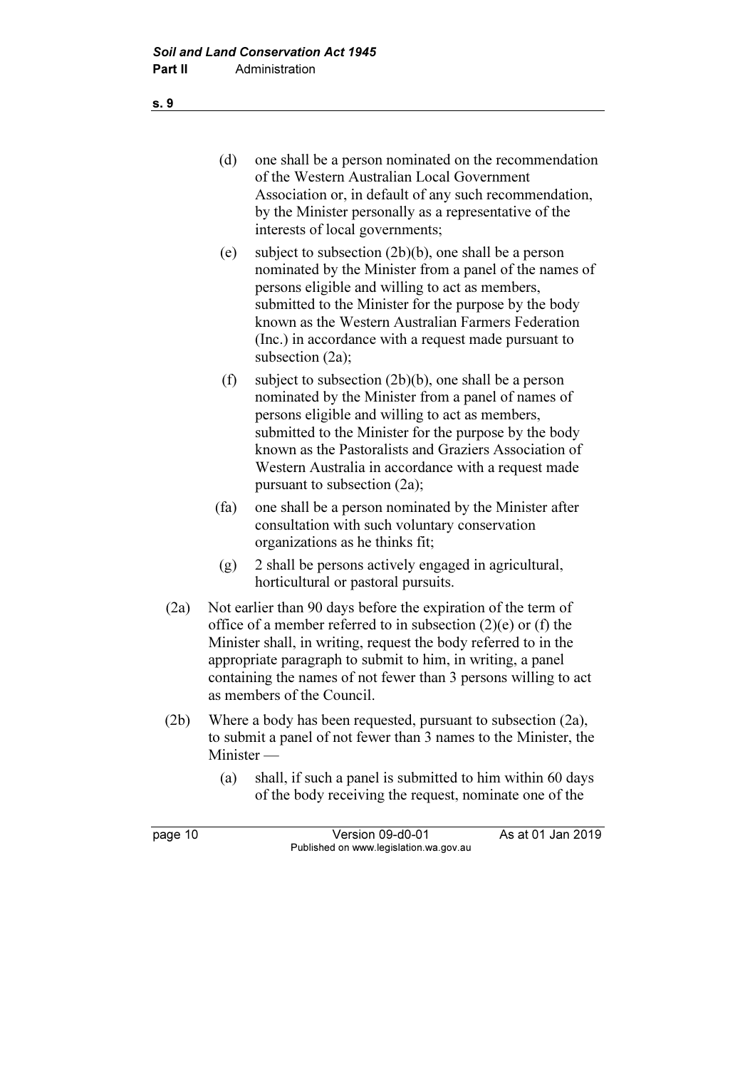(d) one shall be a person nominated on the recommendation of the Western Australian Local Government Association or, in default of any such recommendation, by the Minister personally as a representative of the interests of local governments;

(e) subject to subsection (2b)(b), one shall be a person nominated by the Minister from a panel of the names of persons eligible and willing to act as members, submitted to the Minister for the purpose by the body known as the Western Australian Farmers Federation (Inc.) in accordance with a request made pursuant to subsection (2a);

(f) subject to subsection (2b)(b), one shall be a person nominated by the Minister from a panel of names of persons eligible and willing to act as members, submitted to the Minister for the purpose by the body known as the Pastoralists and Graziers Association of Western Australia in accordance with a request made pursuant to subsection (2a);

(fa) one shall be a person nominated by the Minister after consultation with such voluntary conservation organizations as he thinks fit;

(g) 2 shall be persons actively engaged in agricultural, horticultural or pastoral pursuits.

(2a) Not earlier than 90 days before the expiration of the term of office of a member referred to in subsection (2)(e) or (f) the Minister shall, in writing, request the body referred to in the appropriate paragraph to submit to him, in writing, a panel containing the names of not fewer than 3 persons willing to act as members of the Council.

(2b) Where a body has been requested, pursuant to subsection (2a), to submit a panel of not fewer than 3 names to the Minister, the Minister —

(a) shall, if such a panel is submitted to him within 60 days of the body receiving the request, nominate one of the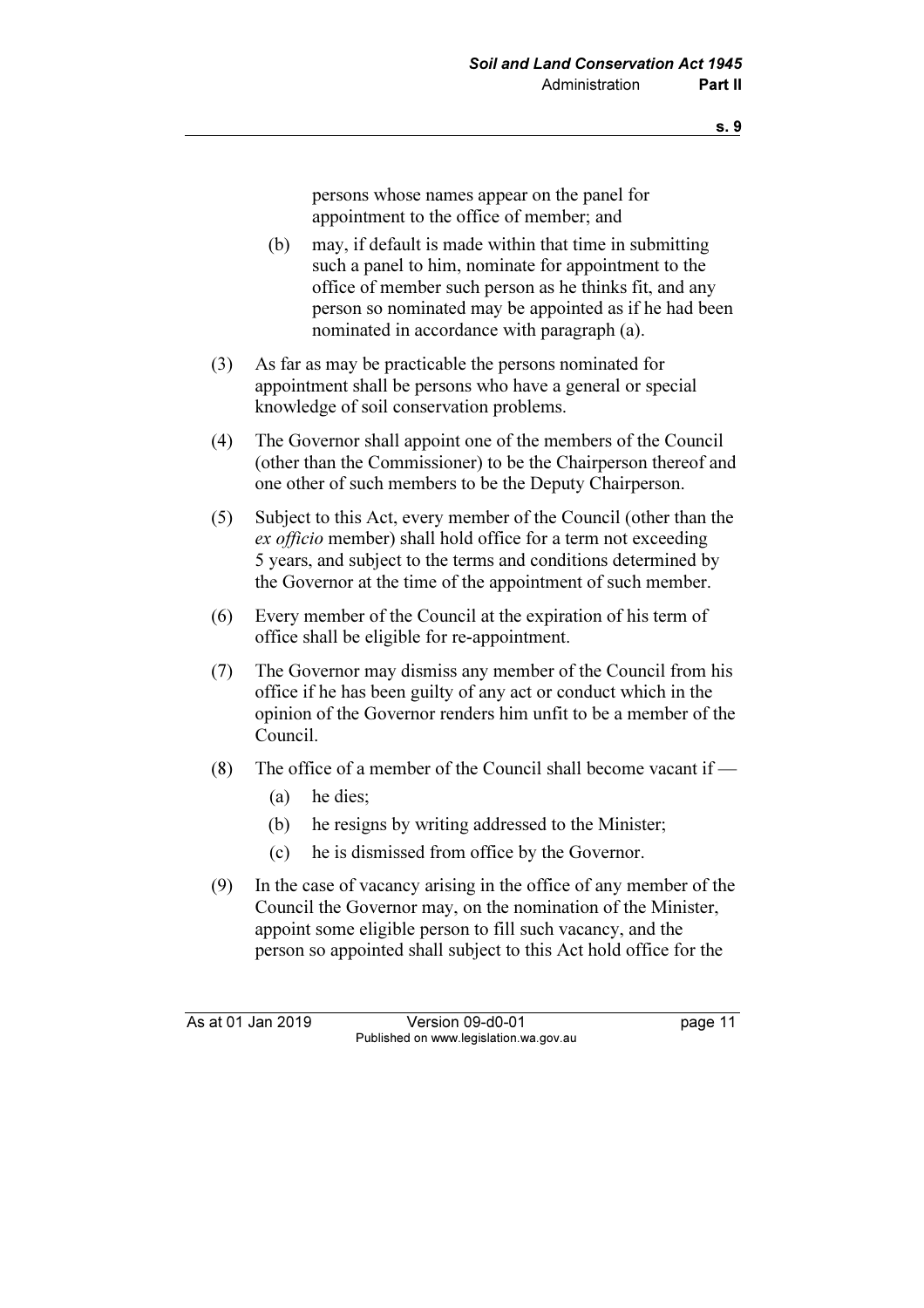persons whose names appear on the panel for appointment to the office of member; and

(b) may, if default is made within that time in submitting such a panel to him, nominate for appointment to the office of member such person as he thinks fit, and any person so nominated may be appointed as if he had been nominated in accordance with paragraph (a).

(3) As far as may be practicable the persons nominated for appointment shall be persons who have a general or special knowledge of soil conservation problems.

(4) The Governor shall appoint one of the members of the Council (other than the Commissioner) to be the Chairperson thereof and one other of such members to be the Deputy Chairperson.

(5) Subject to this Act, every member of the Council (other than the *ex officio* member) shall hold office for a term not exceeding 5 years, and subject to the terms and conditions determined by the Governor at the time of the appointment of such member.

(6) Every member of the Council at the expiration of his term of office shall be eligible for re-appointment.

(7) The Governor may dismiss any member of the Council from his office if he has been guilty of any act or conduct which in the opinion of the Governor renders him unfit to be a member of the Council.

(8) The office of a member of the Council shall become vacant if —

(a) he dies;

(b) he resigns by writing addressed to the Minister;

(c) he is dismissed from office by the Governor.

(9) In the case of vacancy arising in the office of any member of the Council the Governor may, on the nomination of the Minister, appoint some eligible person to fill such vacancy, and the person so appointed shall subject to this Act hold office for the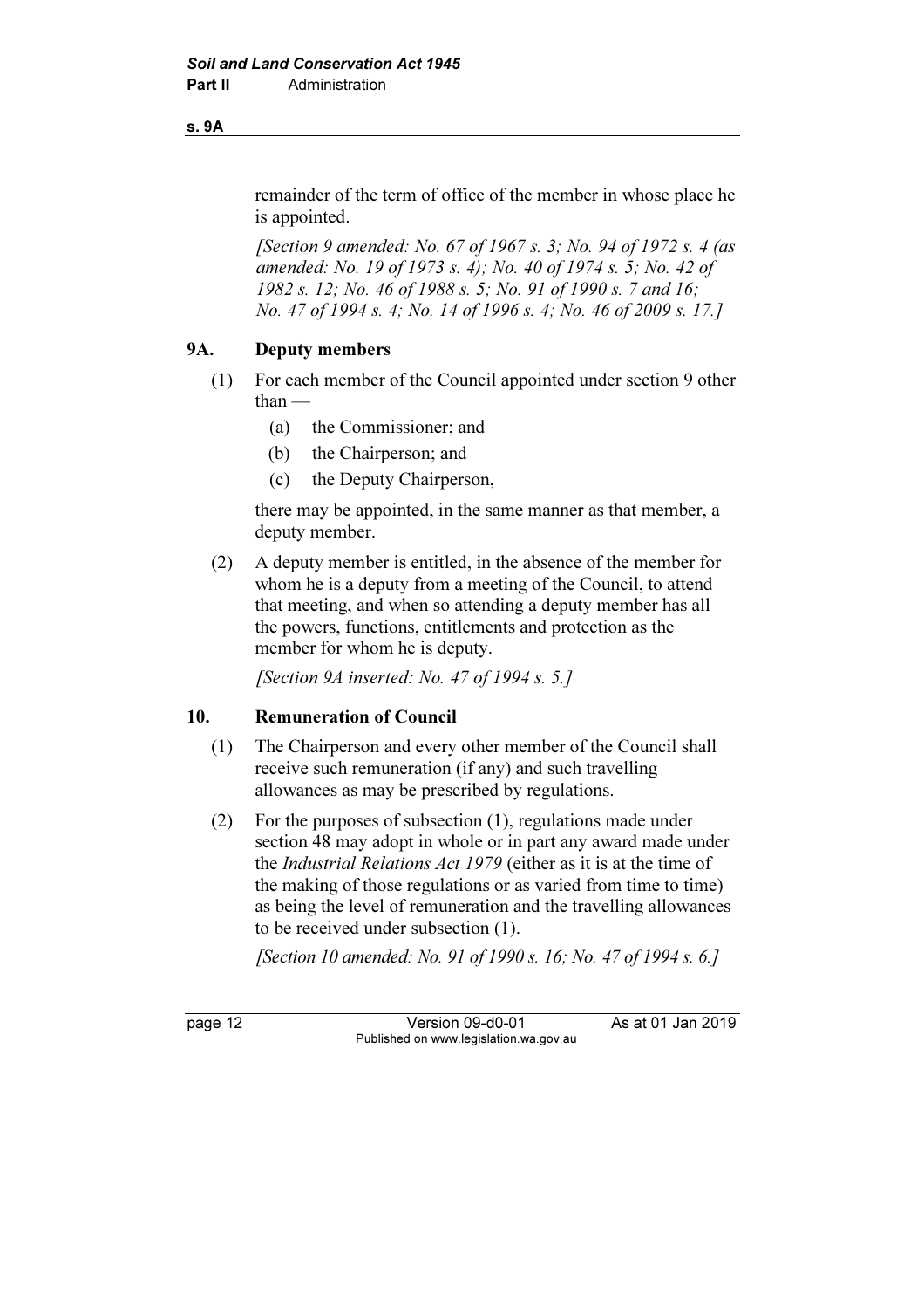remainder of the term of office of the member in whose place he is appointed.

*[Section 9 amended: No. 67 of 1967 s. 3; No. 94 of 1972 s. 4 (as amended: No. 19 of 1973 s. 4); No. 40 of 1974 s. 5; No. 42 of 1982 s. 12; No. 46 of 1988 s. 5; No. 91 of 1990 s. 7 and 16; No. 47 of 1994 s. 4; No. 14 of 1996 s. 4; No. 46 of 2009 s. 17.]*

## 9A. Deputy members

(1) For each member of the Council appointed under section 9 other than —

  (a) the Commissioner; and

  (b) the Chairperson; and

  (c) the Deputy Chairperson,

there may be appointed, in the same manner as that member, a deputy member.

(2) A deputy member is entitled, in the absence of the member for whom he is a deputy from a meeting of the Council, to attend that meeting, and when so attending a deputy member has all the powers, functions, entitlements and protection as the member for whom he is deputy.

*[Section 9A inserted: No. 47 of 1994 s. 5.]*

## 10. Remuneration of Council

(1) The Chairperson and every other member of the Council shall receive such remuneration (if any) and such travelling allowances as may be prescribed by regulations.

(2) For the purposes of subsection (1), regulations made under section 48 may adopt in whole or in part any award made under the *Industrial Relations Act 1979* (either as it is at the time of the making of those regulations or as varied from time to time) as being the level of remuneration and the travelling allowances to be received under subsection (1).

*[Section 10 amended: No. 91 of 1990 s. 16; No. 47 of 1994 s. 6.]*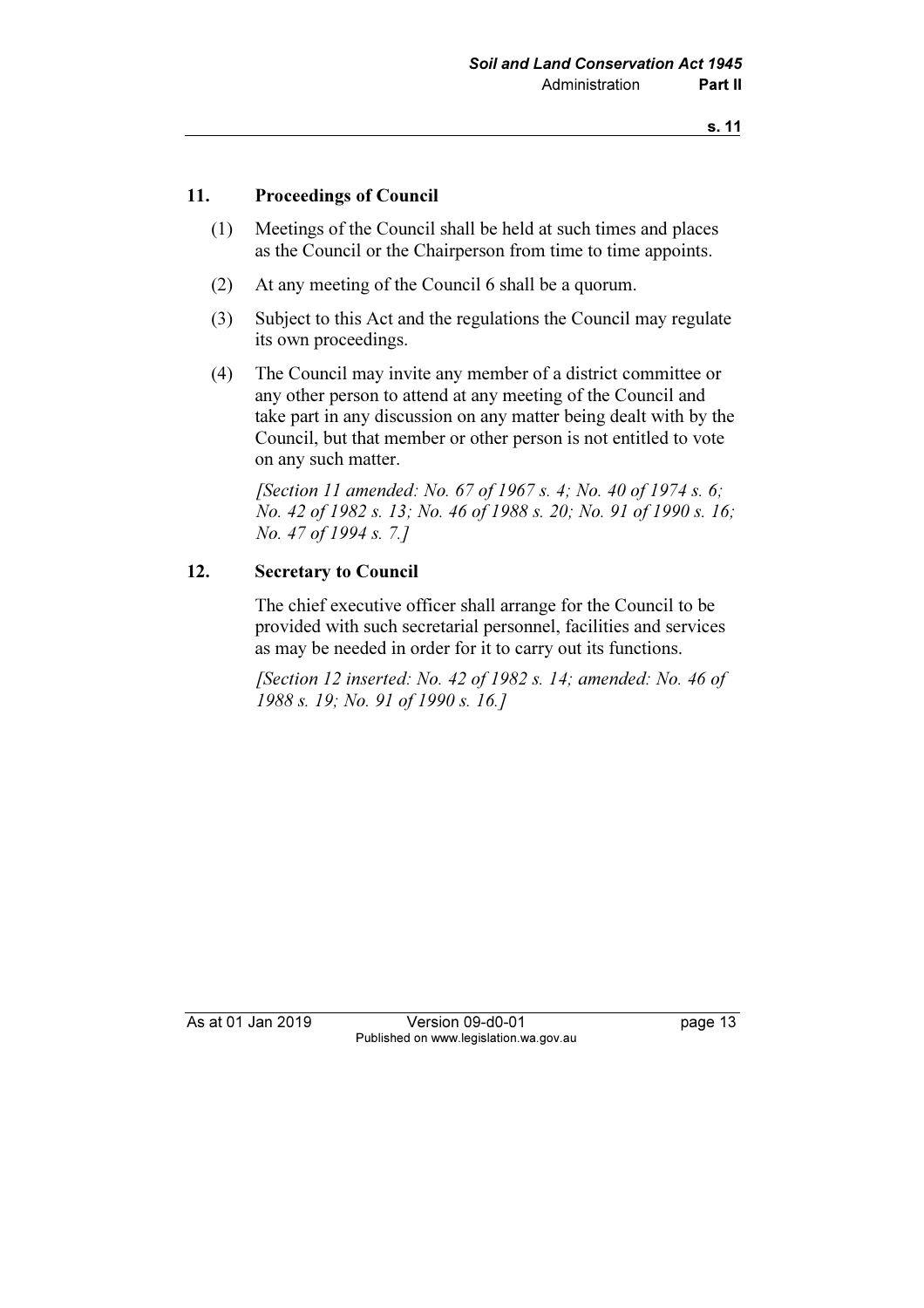## 11. Proceedings of Council

(1) Meetings of the Council shall be held at such times and places as the Council or the Chairperson from time to time appoints.

(2) At any meeting of the Council 6 shall be a quorum.

(3) Subject to this Act and the regulations the Council may regulate its own proceedings.

(4) The Council may invite any member of a district committee or any other person to attend at any meeting of the Council and take part in any discussion on any matter being dealt with by the Council, but that member or other person is not entitled to vote on any such matter.

*[Section 11 amended: No. 67 of 1967 s. 4; No. 40 of 1974 s. 6; No. 42 of 1982 s. 13; No. 46 of 1988 s. 20; No. 91 of 1990 s. 16; No. 47 of 1994 s. 7.]*

## 12. Secretary to Council

The chief executive officer shall arrange for the Council to be provided with such secretarial personnel, facilities and services as may be needed in order for it to carry out its functions.

*[Section 12 inserted: No. 42 of 1982 s. 14; amended: No. 46 of 1988 s. 19; No. 91 of 1990 s. 16.]*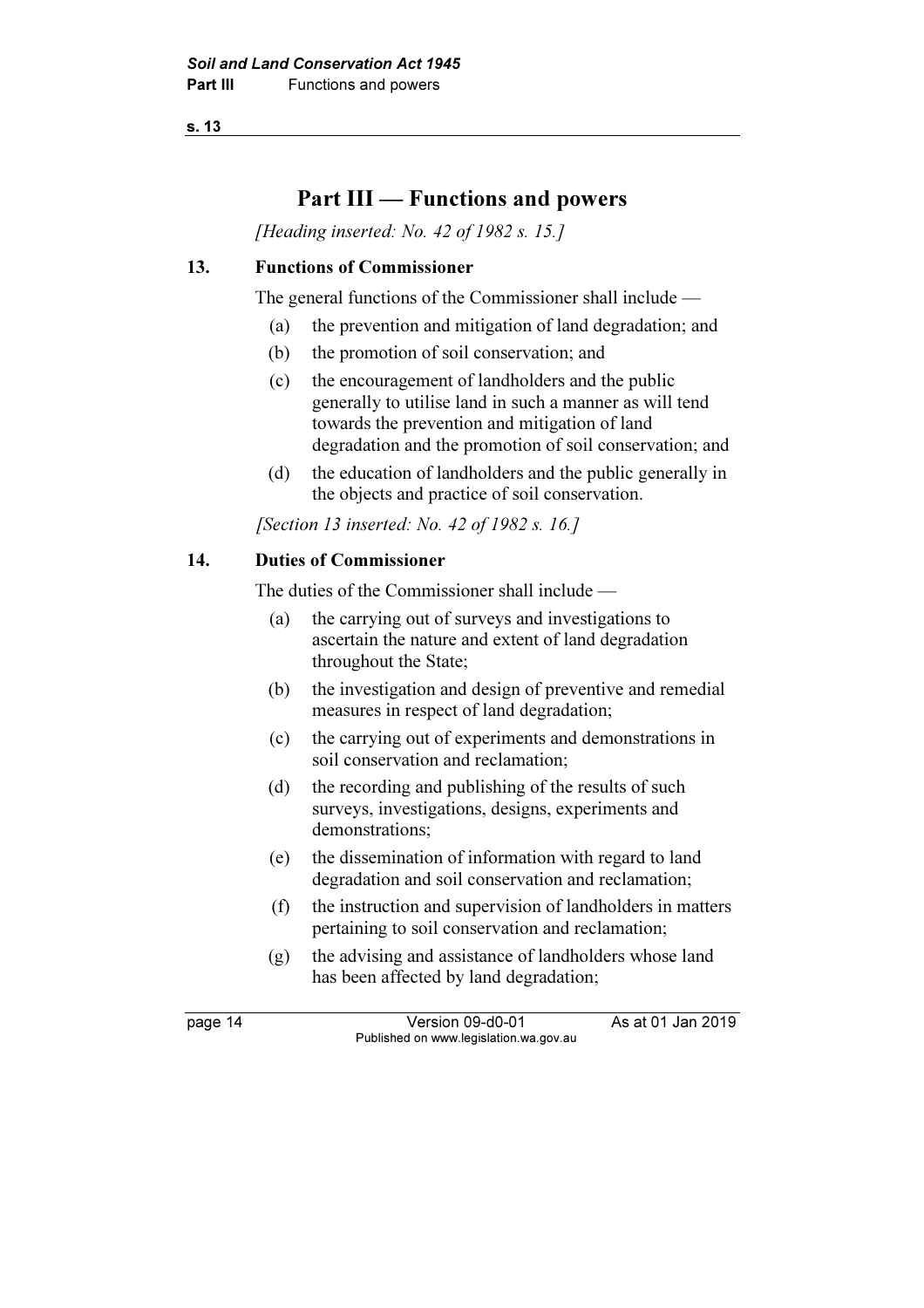# Part III — Functions and powers

*[Heading inserted: No. 42 of 1982 s. 15.]*

## 13. Functions of Commissioner

The general functions of the Commissioner shall include —

(a) the prevention and mitigation of land degradation; and

(b) the promotion of soil conservation; and

(c) the encouragement of landholders and the public generally to utilise land in such a manner as will tend towards the prevention and mitigation of land degradation and the promotion of soil conservation; and

(d) the education of landholders and the public generally in the objects and practice of soil conservation.

*[Section 13 inserted: No. 42 of 1982 s. 16.]*

## 14. Duties of Commissioner

The duties of the Commissioner shall include —

(a) the carrying out of surveys and investigations to ascertain the nature and extent of land degradation throughout the State;

(b) the investigation and design of preventive and remedial measures in respect of land degradation;

(c) the carrying out of experiments and demonstrations in soil conservation and reclamation;

(d) the recording and publishing of the results of such surveys, investigations, designs, experiments and demonstrations;

(e) the dissemination of information with regard to land degradation and soil conservation and reclamation;

(f) the instruction and supervision of landholders in matters pertaining to soil conservation and reclamation;

(g) the advising and assistance of landholders whose land has been affected by land degradation;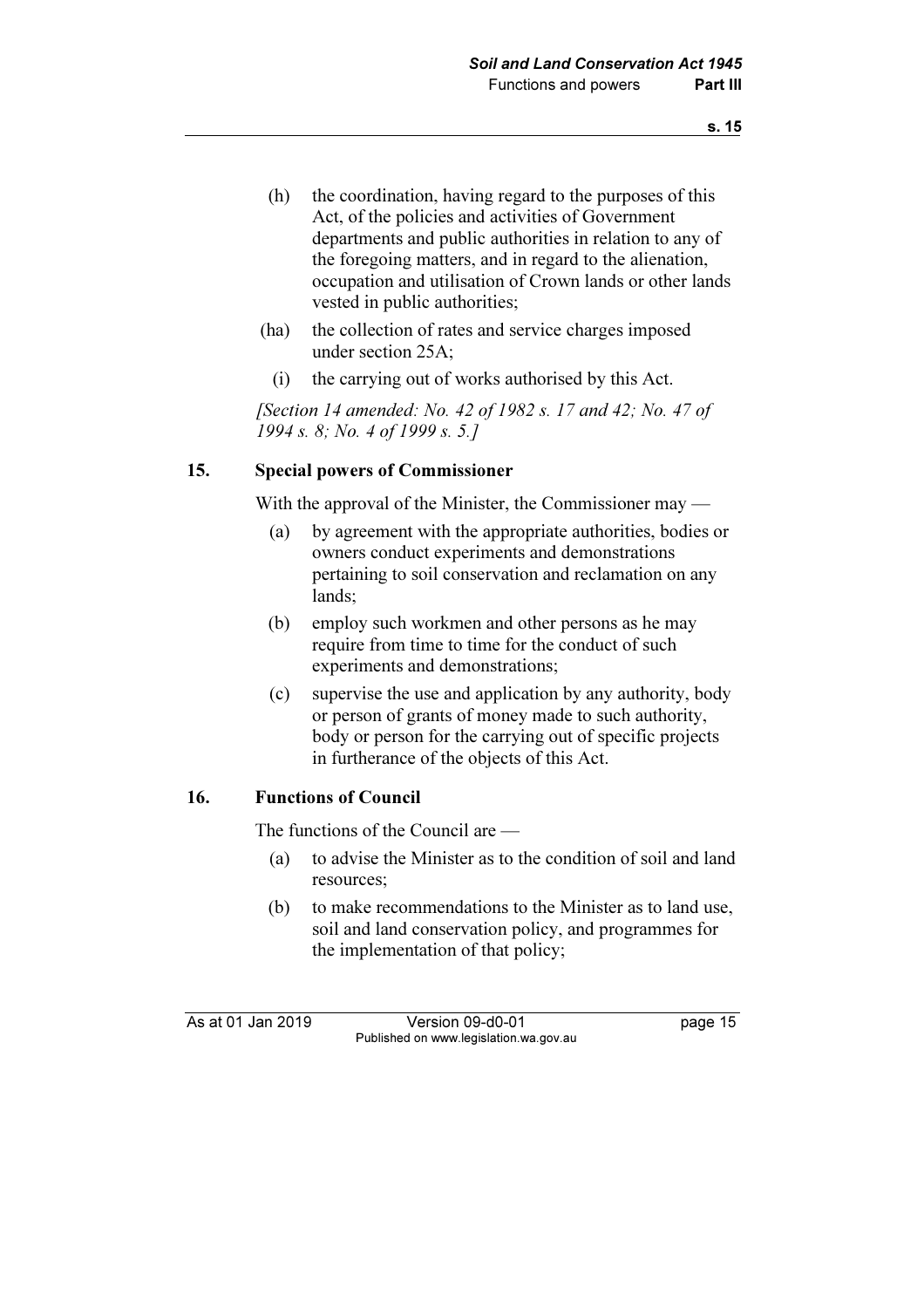(h) the coordination, having regard to the purposes of this Act, of the policies and activities of Government departments and public authorities in relation to any of the foregoing matters, and in regard to the alienation, occupation and utilisation of Crown lands or other lands vested in public authorities;

(ha) the collection of rates and service charges imposed under section 25A;

(i) the carrying out of works authorised by this Act.

*[Section 14 amended: No. 42 of 1982 s. 17 and 42; No. 47 of 1994 s. 8; No. 4 of 1999 s. 5.]*

## 15. Special powers of Commissioner

With the approval of the Minister, the Commissioner may —

(a) by agreement with the appropriate authorities, bodies or owners conduct experiments and demonstrations pertaining to soil conservation and reclamation on any lands;

(b) employ such workmen and other persons as he may require from time to time for the conduct of such experiments and demonstrations;

(c) supervise the use and application by any authority, body or person of grants of money made to such authority, body or person for the carrying out of specific projects in furtherance of the objects of this Act.

## 16. Functions of Council

The functions of the Council are —

(a) to advise the Minister as to the condition of soil and land resources;

(b) to make recommendations to the Minister as to land use, soil and land conservation policy, and programmes for the implementation of that policy;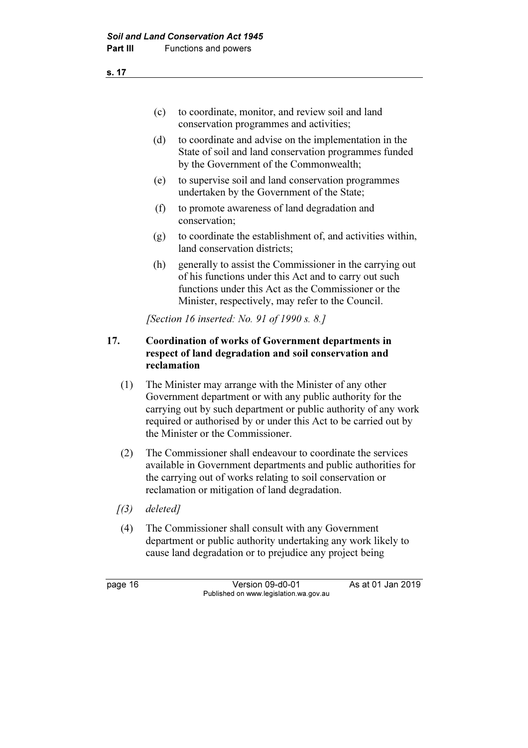(c) to coordinate, monitor, and review soil and land conservation programmes and activities;

(d) to coordinate and advise on the implementation in the State of soil and land conservation programmes funded by the Government of the Commonwealth;

(e) to supervise soil and land conservation programmes undertaken by the Government of the State;

(f) to promote awareness of land degradation and conservation;

(g) to coordinate the establishment of, and activities within, land conservation districts;

(h) generally to assist the Commissioner in the carrying out of his functions under this Act and to carry out such functions under this Act as the Commissioner or the Minister, respectively, may refer to the Council.

*[Section 16 inserted: No. 91 of 1990 s. 8.]*

### 17. Coordination of works of Government departments in respect of land degradation and soil conservation and reclamation

(1) The Minister may arrange with the Minister of any other Government department or with any public authority for the carrying out by such department or public authority of any work required or authorised by or under this Act to be carried out by the Minister or the Commissioner.

(2) The Commissioner shall endeavour to coordinate the services available in Government departments and public authorities for the carrying out of works relating to soil conservation or reclamation or mitigation of land degradation.

*[(3) deleted]*

(4) The Commissioner shall consult with any Government department or public authority undertaking any work likely to cause land degradation or to prejudice any project being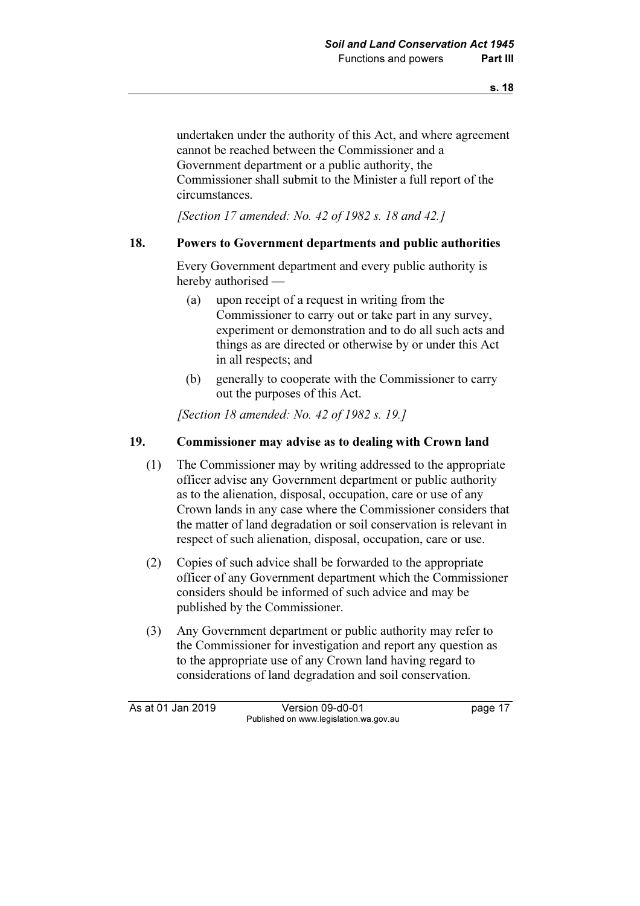undertaken under the authority of this Act, and where agreement cannot be reached between the Commissioner and a Government department or a public authority, the Commissioner shall submit to the Minister a full report of the circumstances.

*[Section 17 amended: No. 42 of 1982 s. 18 and 42.]*

## 18. Powers to Government departments and public authorities

Every Government department and every public authority is hereby authorised —

(a) upon receipt of a request in writing from the Commissioner to carry out or take part in any survey, experiment or demonstration and to do all such acts and things as are directed or otherwise by or under this Act in all respects; and

(b) generally to cooperate with the Commissioner to carry out the purposes of this Act.

*[Section 18 amended: No. 42 of 1982 s. 19.]*

## 19. Commissioner may advise as to dealing with Crown land

(1) The Commissioner may by writing addressed to the appropriate officer advise any Government department or public authority as to the alienation, disposal, occupation, care or use of any Crown lands in any case where the Commissioner considers that the matter of land degradation or soil conservation is relevant in respect of such alienation, disposal, occupation, care or use.

(2) Copies of such advice shall be forwarded to the appropriate officer of any Government department which the Commissioner considers should be informed of such advice and may be published by the Commissioner.

(3) Any Government department or public authority may refer to the Commissioner for investigation and report any question as to the appropriate use of any Crown land having regard to considerations of land degradation and soil conservation.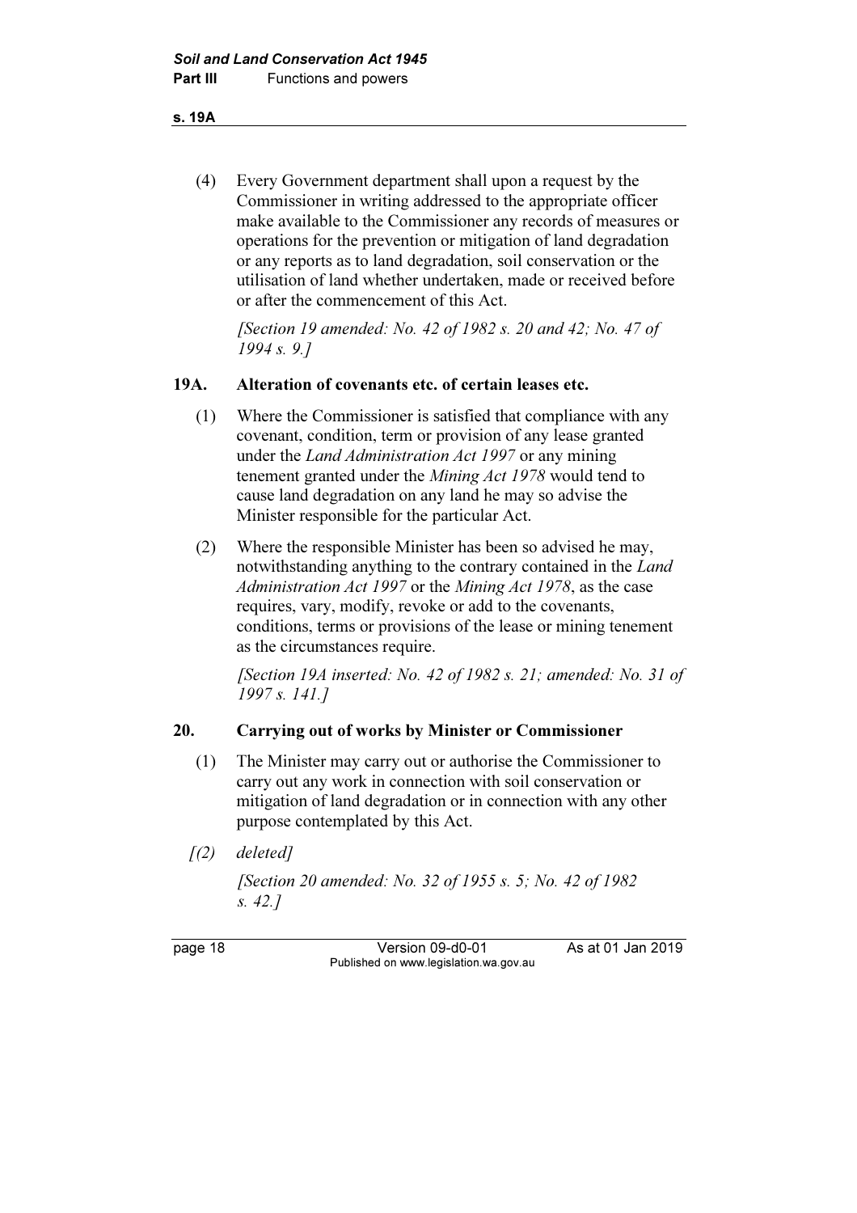(4) Every Government department shall upon a request by the Commissioner in writing addressed to the appropriate officer make available to the Commissioner any records of measures or operations for the prevention or mitigation of land degradation or any reports as to land degradation, soil conservation or the utilisation of land whether undertaken, made or received before or after the commencement of this Act.

*[Section 19 amended: No. 42 of 1982 s. 20 and 42; No. 47 of 1994 s. 9.]*

### 19A. Alteration of covenants etc. of certain leases etc.

(1) Where the Commissioner is satisfied that compliance with any covenant, condition, term or provision of any lease granted under the *Land Administration Act 1997* or any mining tenement granted under the *Mining Act 1978* would tend to cause land degradation on any land he may so advise the Minister responsible for the particular Act.

(2) Where the responsible Minister has been so advised he may, notwithstanding anything to the contrary contained in the *Land Administration Act 1997* or the *Mining Act 1978*, as the case requires, vary, modify, revoke or add to the covenants, conditions, terms or provisions of the lease or mining tenement as the circumstances require.

*[Section 19A inserted: No. 42 of 1982 s. 21; amended: No. 31 of 1997 s. 141.]*

### 20. Carrying out of works by Minister or Commissioner

(1) The Minister may carry out or authorise the Commissioner to carry out any work in connection with soil conservation or mitigation of land degradation or in connection with any other purpose contemplated by this Act.

*[(2) deleted]*

*[Section 20 amended: No. 32 of 1955 s. 5; No. 42 of 1982 s. 42.]*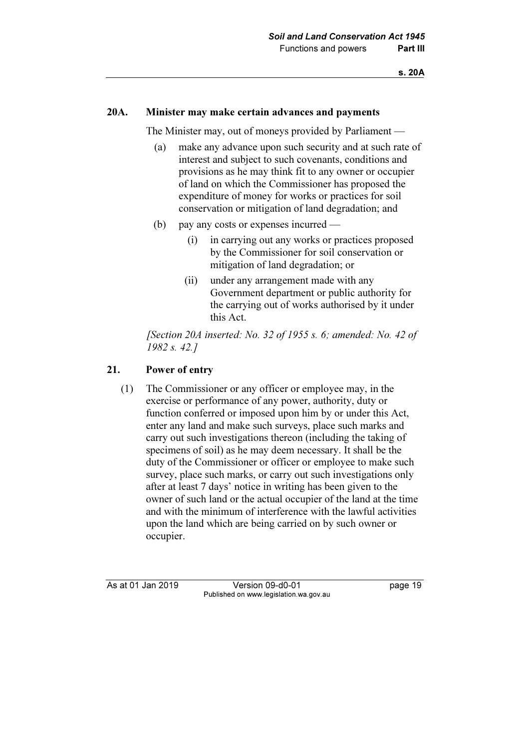### 20A. Minister may make certain advances and payments

The Minister may, out of moneys provided by Parliament —

(a) make any advance upon such security and at such rate of interest and subject to such covenants, conditions and provisions as he may think fit to any owner or occupier of land on which the Commissioner has proposed the expenditure of money for works or practices for soil conservation or mitigation of land degradation; and

(b) pay any costs or expenses incurred —

   (i) in carrying out any works or practices proposed by the Commissioner for soil conservation or mitigation of land degradation; or

   (ii) under any arrangement made with any Government department or public authority for the carrying out of works authorised by it under this Act.

*[Section 20A inserted: No. 32 of 1955 s. 6; amended: No. 42 of 1982 s. 42.]*

### 21. Power of entry

(1) The Commissioner or any officer or employee may, in the exercise or performance of any power, authority, duty or function conferred or imposed upon him by or under this Act, enter any land and make such surveys, place such marks and carry out such investigations thereon (including the taking of specimens of soil) as he may deem necessary. It shall be the duty of the Commissioner or officer or employee to make such survey, place such marks, or carry out such investigations only after at least 7 days' notice in writing has been given to the owner of such land or the actual occupier of the land at the time and with the minimum of interference with the lawful activities upon the land which are being carried on by such owner or occupier.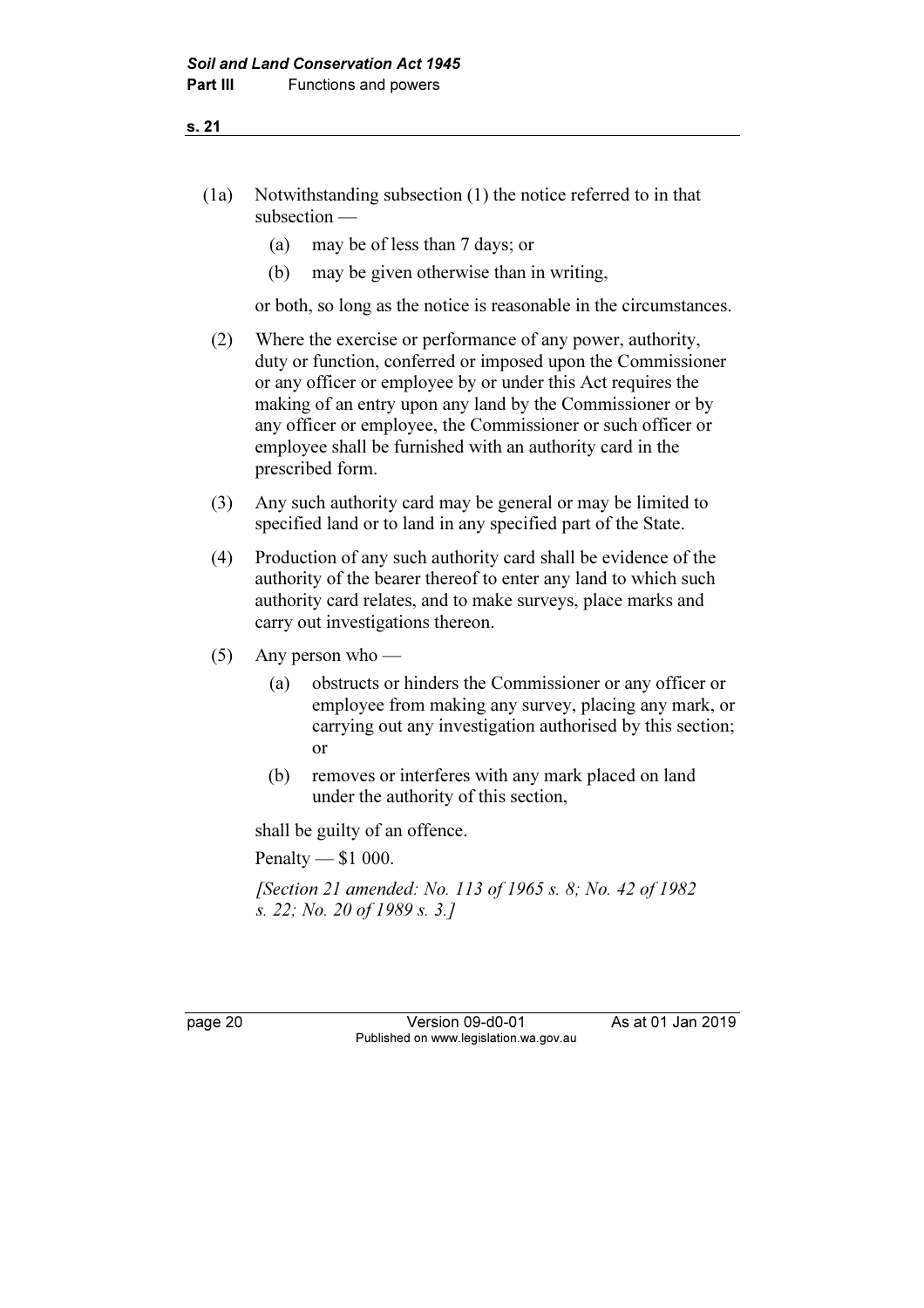(1a) Notwithstanding subsection (1) the notice referred to in that subsection —

(a) may be of less than 7 days; or

(b) may be given otherwise than in writing,

or both, so long as the notice is reasonable in the circumstances.

(2) Where the exercise or performance of any power, authority, duty or function, conferred or imposed upon the Commissioner or any officer or employee by or under this Act requires the making of an entry upon any land by the Commissioner or by any officer or employee, the Commissioner or such officer or employee shall be furnished with an authority card in the prescribed form.

(3) Any such authority card may be general or may be limited to specified land or to land in any specified part of the State.

(4) Production of any such authority card shall be evidence of the authority of the bearer thereof to enter any land to which such authority card relates, and to make surveys, place marks and carry out investigations thereon.

(5) Any person who —

(a) obstructs or hinders the Commissioner or any officer or employee from making any survey, placing any mark, or carrying out any investigation authorised by this section; or

(b) removes or interferes with any mark placed on land under the authority of this section,

shall be guilty of an offence.

Penalty — $1 000.

*[Section 21 amended: No. 113 of 1965 s. 8; No. 42 of 1982 s. 22; No. 20 of 1989 s. 3.]*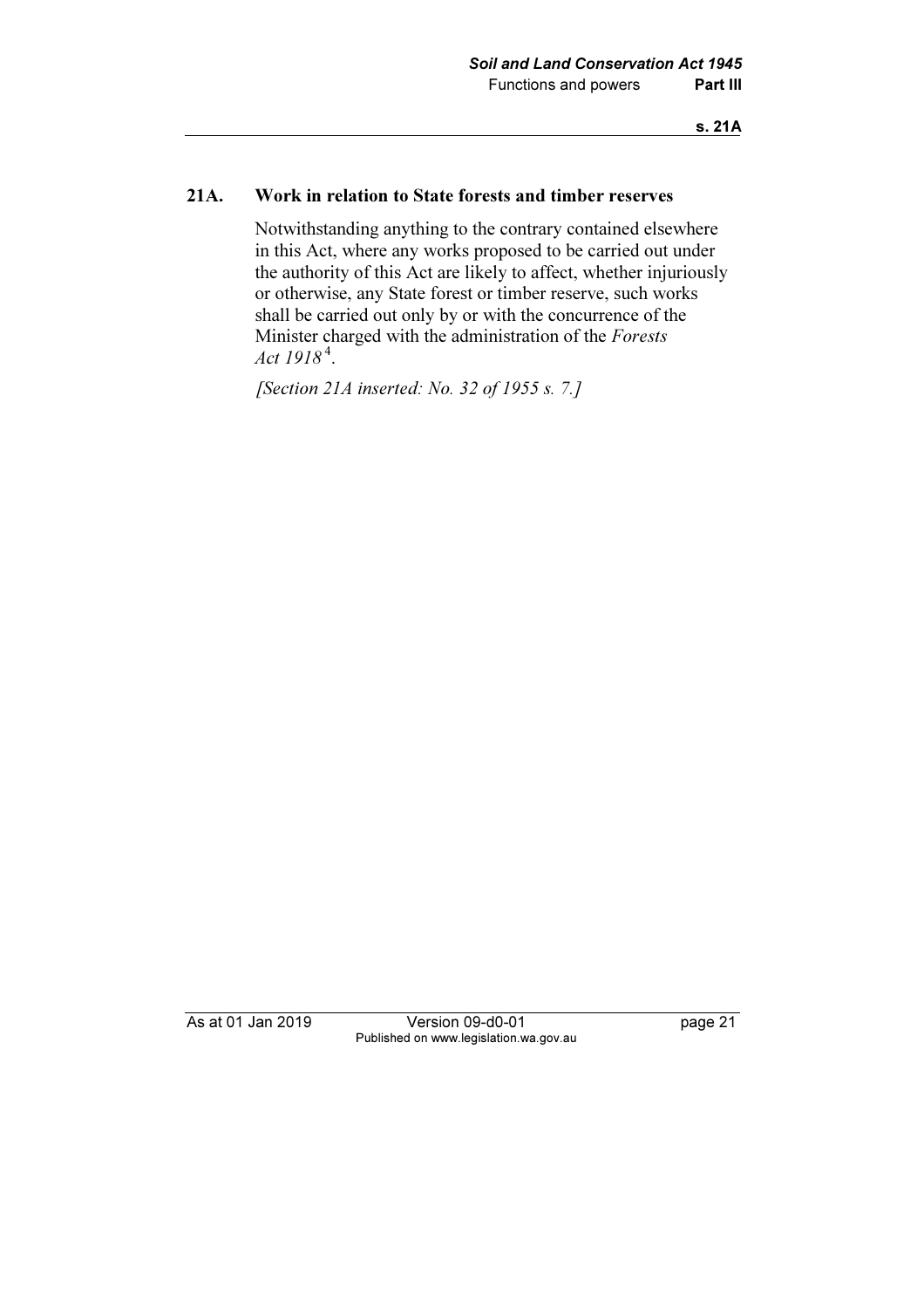## 21A. Work in relation to State forests and timber reserves

Notwithstanding anything to the contrary contained elsewhere in this Act, where any works proposed to be carried out under the authority of this Act are likely to affect, whether injuriously or otherwise, any State forest or timber reserve, such works shall be carried out only by or with the concurrence of the Minister charged with the administration of the *Forests Act 1918* [4].

*[Section 21A inserted: No. 32 of 1955 s. 7.]*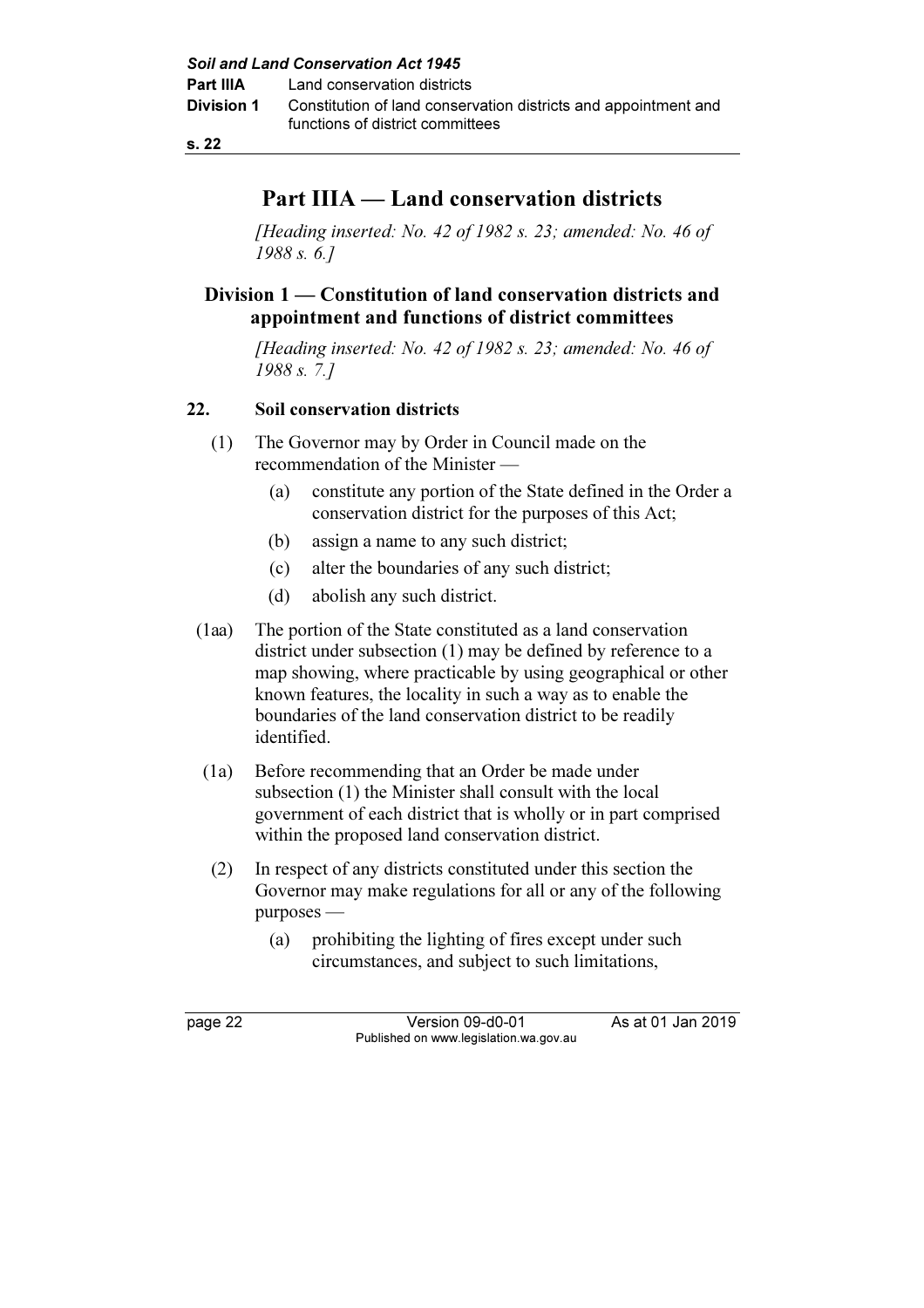# Part IIIA — Land conservation districts

*[Heading inserted: No. 42 of 1982 s. 23; amended: No. 46 of 1988 s. 6.]*

## Division 1 — Constitution of land conservation districts and appointment and functions of district committees

*[Heading inserted: No. 42 of 1982 s. 23; amended: No. 46 of 1988 s. 7.]*

### 22. Soil conservation districts

(1) The Governor may by Order in Council made on the recommendation of the Minister —

(a) constitute any portion of the State defined in the Order a conservation district for the purposes of this Act;

(b) assign a name to any such district;

(c) alter the boundaries of any such district;

(d) abolish any such district.

(1aa) The portion of the State constituted as a land conservation district under subsection (1) may be defined by reference to a map showing, where practicable by using geographical or other known features, the locality in such a way as to enable the boundaries of the land conservation district to be readily identified.

(1a) Before recommending that an Order be made under subsection (1) the Minister shall consult with the local government of each district that is wholly or in part comprised within the proposed land conservation district.

(2) In respect of any districts constituted under this section the Governor may make regulations for all or any of the following purposes —

(a) prohibiting the lighting of fires except under such circumstances, and subject to such limitations,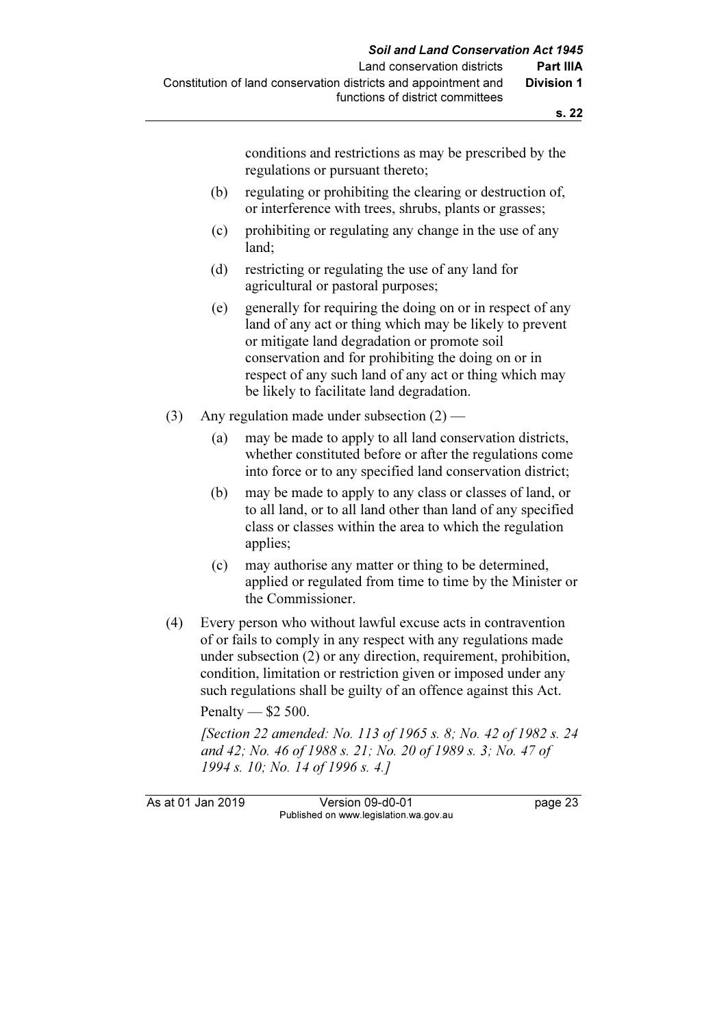conditions and restrictions as may be prescribed by the regulations or pursuant thereto;

(b) regulating or prohibiting the clearing or destruction of, or interference with trees, shrubs, plants or grasses;

(c) prohibiting or regulating any change in the use of any land;

(d) restricting or regulating the use of any land for agricultural or pastoral purposes;

(e) generally for requiring the doing on or in respect of any land of any act or thing which may be likely to prevent or mitigate land degradation or promote soil conservation and for prohibiting the doing on or in respect of any such land of any act or thing which may be likely to facilitate land degradation.

(3) Any regulation made under subsection (2) —

(a) may be made to apply to all land conservation districts, whether constituted before or after the regulations come into force or to any specified land conservation district;

(b) may be made to apply to any class or classes of land, or to all land, or to all land other than land of any specified class or classes within the area to which the regulation applies;

(c) may authorise any matter or thing to be determined, applied or regulated from time to time by the Minister or the Commissioner.

(4) Every person who without lawful excuse acts in contravention of or fails to comply in any respect with any regulations made under subsection (2) or any direction, requirement, prohibition, condition, limitation or restriction given or imposed under any such regulations shall be guilty of an offence against this Act.

Penalty — $2 500.

*[Section 22 amended: No. 113 of 1965 s. 8; No. 42 of 1982 s. 24 and 42; No. 46 of 1988 s. 21; No. 20 of 1989 s. 3; No. 47 of 1994 s. 10; No. 14 of 1996 s. 4.]*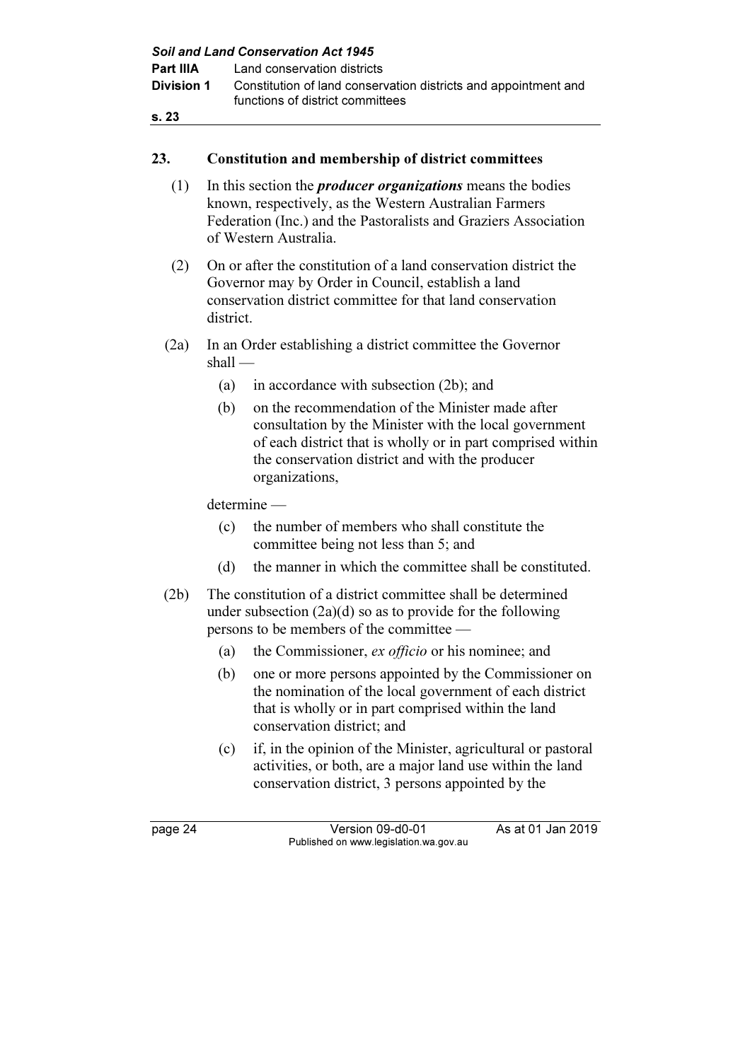## 23. Constitution and membership of district committees

(1) In this section the ***producer organizations*** means the bodies known, respectively, as the Western Australian Farmers Federation (Inc.) and the Pastoralists and Graziers Association of Western Australia.

(2) On or after the constitution of a land conservation district the Governor may by Order in Council, establish a land conservation district committee for that land conservation district.

(2a) In an Order establishing a district committee the Governor shall —

  (a) in accordance with subsection (2b); and

  (b) on the recommendation of the Minister made after consultation by the Minister with the local government of each district that is wholly or in part comprised within the conservation district and with the producer organizations,

determine —

  (c) the number of members who shall constitute the committee being not less than 5; and

  (d) the manner in which the committee shall be constituted.

(2b) The constitution of a district committee shall be determined under subsection (2a)(d) so as to provide for the following persons to be members of the committee —

  (a) the Commissioner, *ex officio* or his nominee; and

  (b) one or more persons appointed by the Commissioner on the nomination of the local government of each district that is wholly or in part comprised within the land conservation district; and

  (c) if, in the opinion of the Minister, agricultural or pastoral activities, or both, are a major land use within the land conservation district, 3 persons appointed by the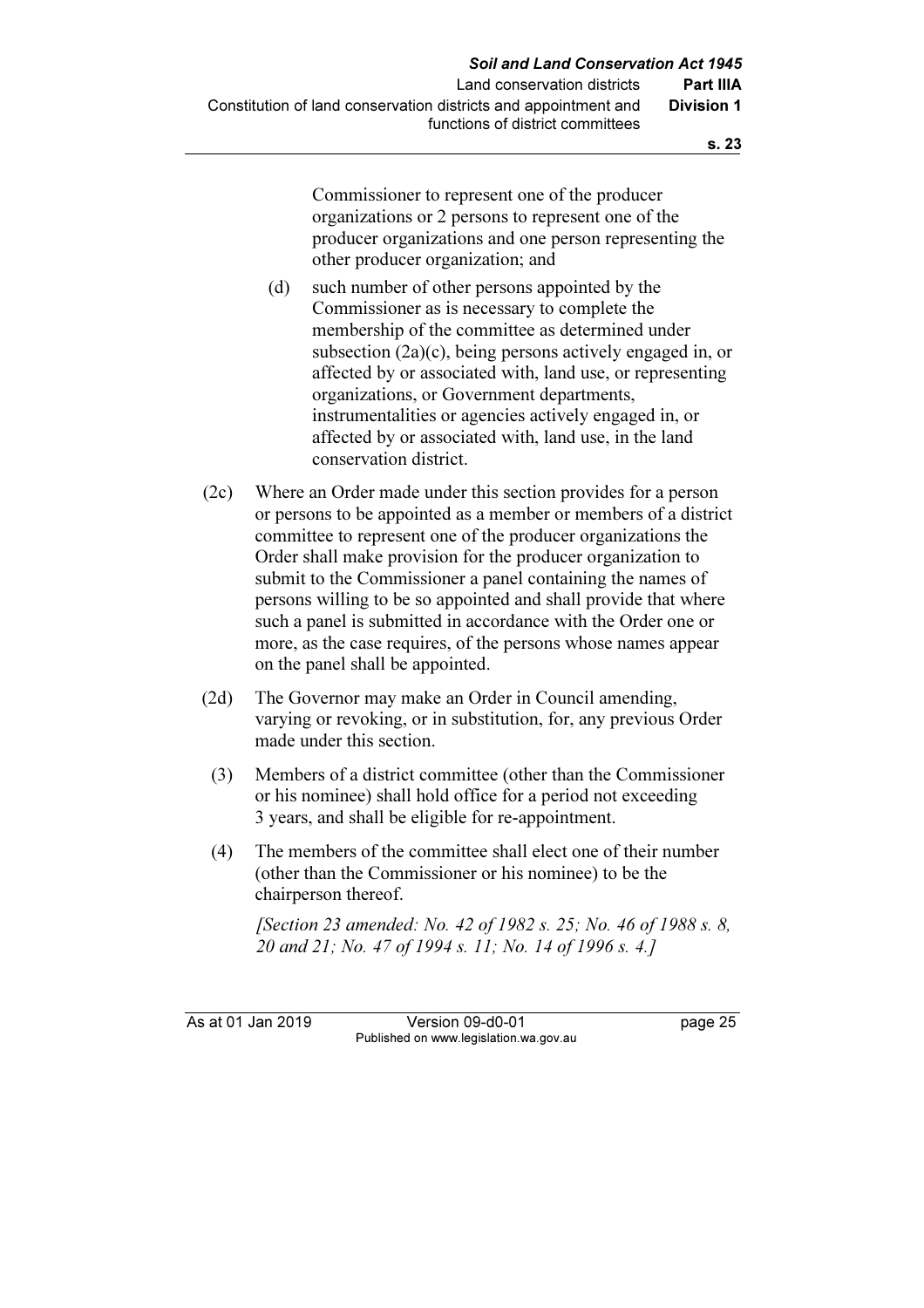Commissioner to represent one of the producer organizations or 2 persons to represent one of the producer organizations and one person representing the other producer organization; and

(d) such number of other persons appointed by the Commissioner as is necessary to complete the membership of the committee as determined under subsection (2a)(c), being persons actively engaged in, or affected by or associated with, land use, or representing organizations, or Government departments, instrumentalities or agencies actively engaged in, or affected by or associated with, land use, in the land conservation district.

(2c) Where an Order made under this section provides for a person or persons to be appointed as a member or members of a district committee to represent one of the producer organizations the Order shall make provision for the producer organization to submit to the Commissioner a panel containing the names of persons willing to be so appointed and shall provide that where such a panel is submitted in accordance with the Order one or more, as the case requires, of the persons whose names appear on the panel shall be appointed.

(2d) The Governor may make an Order in Council amending, varying or revoking, or in substitution, for, any previous Order made under this section.

(3) Members of a district committee (other than the Commissioner or his nominee) shall hold office for a period not exceeding 3 years, and shall be eligible for re-appointment.

(4) The members of the committee shall elect one of their number (other than the Commissioner or his nominee) to be the chairperson thereof.

*[Section 23 amended: No. 42 of 1982 s. 25; No. 46 of 1988 s. 8, 20 and 21; No. 47 of 1994 s. 11; No. 14 of 1996 s. 4.]*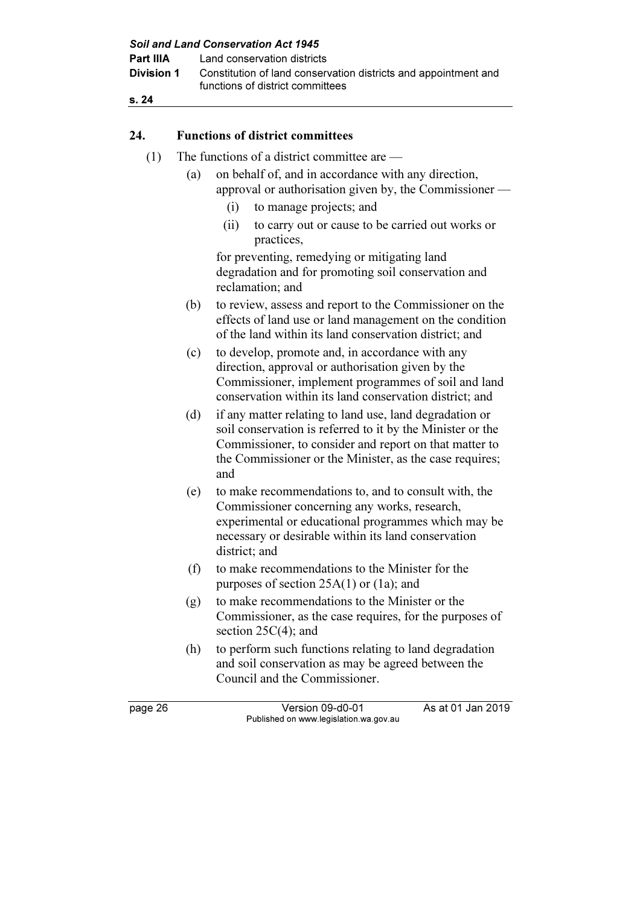## 24. Functions of district committees

(1) The functions of a district committee are —

(a) on behalf of, and in accordance with any direction, approval or authorisation given by, the Commissioner —

(i) to manage projects; and

(ii) to carry out or cause to be carried out works or practices,

for preventing, remedying or mitigating land degradation and for promoting soil conservation and reclamation; and

(b) to review, assess and report to the Commissioner on the effects of land use or land management on the condition of the land within its land conservation district; and

(c) to develop, promote and, in accordance with any direction, approval or authorisation given by the Commissioner, implement programmes of soil and land conservation within its land conservation district; and

(d) if any matter relating to land use, land degradation or soil conservation is referred to it by the Minister or the Commissioner, to consider and report on that matter to the Commissioner or the Minister, as the case requires; and

(e) to make recommendations to, and to consult with, the Commissioner concerning any works, research, experimental or educational programmes which may be necessary or desirable within its land conservation district; and

(f) to make recommendations to the Minister for the purposes of section 25A(1) or (1a); and

(g) to make recommendations to the Minister or the Commissioner, as the case requires, for the purposes of section 25C(4); and

(h) to perform such functions relating to land degradation and soil conservation as may be agreed between the Council and the Commissioner.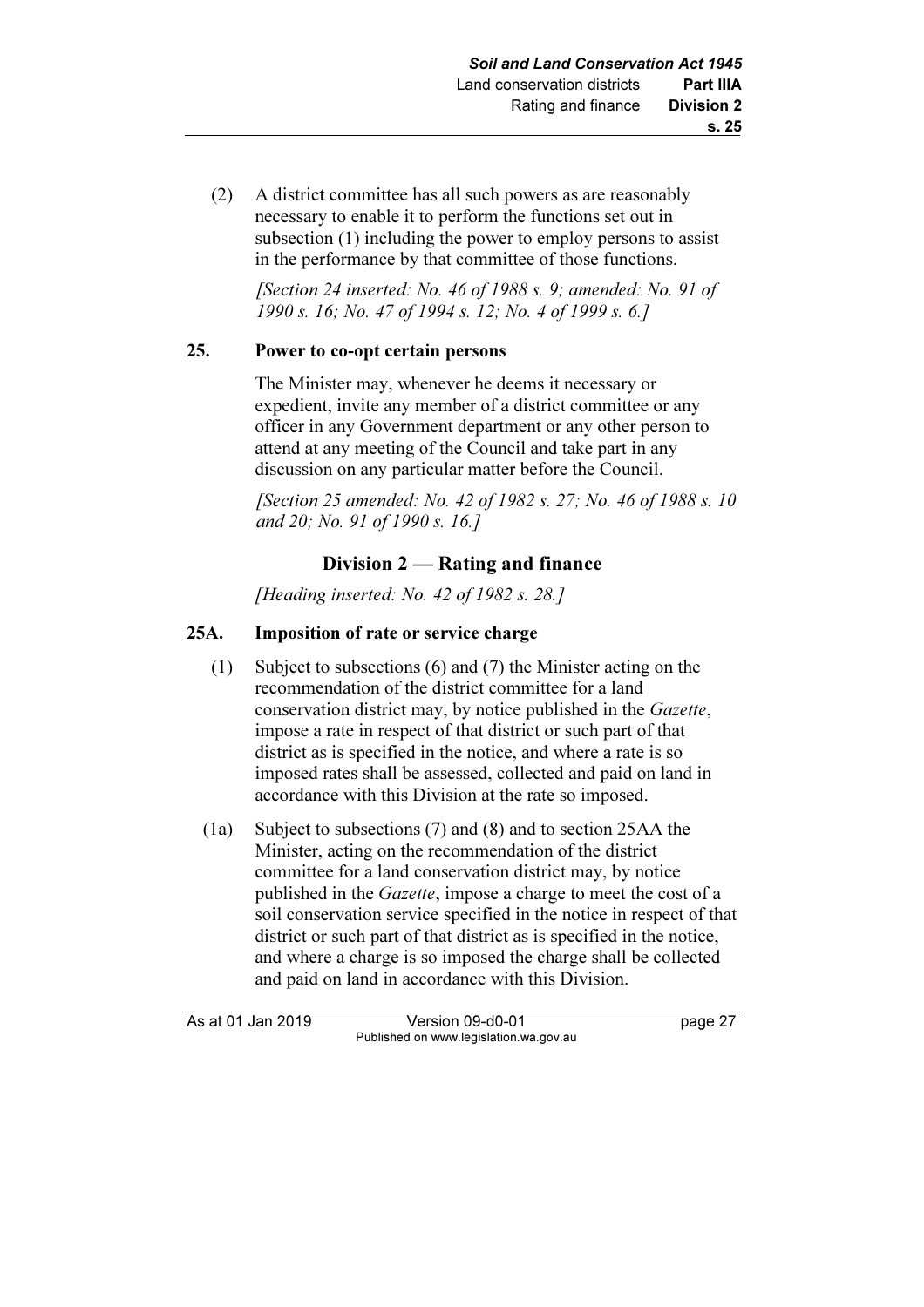(2) A district committee has all such powers as are reasonably necessary to enable it to perform the functions set out in subsection (1) including the power to employ persons to assist in the performance by that committee of those functions.

*[Section 24 inserted: No. 46 of 1988 s. 9; amended: No. 91 of 1990 s. 16; No. 47 of 1994 s. 12; No. 4 of 1999 s. 6.]*

**25. Power to co-opt certain persons**

The Minister may, whenever he deems it necessary or expedient, invite any member of a district committee or any officer in any Government department or any other person to attend at any meeting of the Council and take part in any discussion on any particular matter before the Council.

*[Section 25 amended: No. 42 of 1982 s. 27; No. 46 of 1988 s. 10 and 20; No. 91 of 1990 s. 16.]*

## Division 2 — Rating and finance

*[Heading inserted: No. 42 of 1982 s. 28.]*

**25A. Imposition of rate or service charge**

(1) Subject to subsections (6) and (7) the Minister acting on the recommendation of the district committee for a land conservation district may, by notice published in the *Gazette*, impose a rate in respect of that district or such part of that district as is specified in the notice, and where a rate is so imposed rates shall be assessed, collected and paid on land in accordance with this Division at the rate so imposed.

(1a) Subject to subsections (7) and (8) and to section 25AA the Minister, acting on the recommendation of the district committee for a land conservation district may, by notice published in the *Gazette*, impose a charge to meet the cost of a soil conservation service specified in the notice in respect of that district or such part of that district as is specified in the notice, and where a charge is so imposed the charge shall be collected and paid on land in accordance with this Division.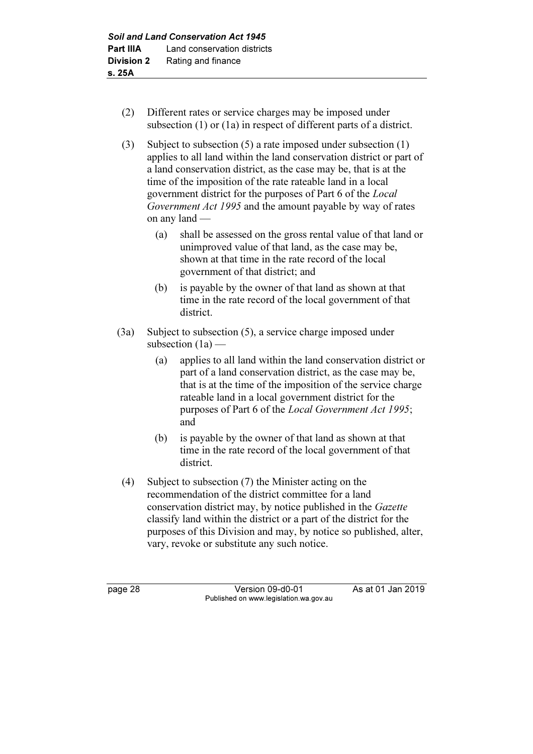(2) Different rates or service charges may be imposed under subsection (1) or (1a) in respect of different parts of a district.

(3) Subject to subsection (5) a rate imposed under subsection (1) applies to all land within the land conservation district or part of a land conservation district, as the case may be, that is at the time of the imposition of the rate rateable land in a local government district for the purposes of Part 6 of the *Local Government Act 1995* and the amount payable by way of rates on any land —

- (a) shall be assessed on the gross rental value of that land or unimproved value of that land, as the case may be, shown at that time in the rate record of the local government of that district; and
- (b) is payable by the owner of that land as shown at that time in the rate record of the local government of that district.

(3a) Subject to subsection (5), a service charge imposed under subsection (1a) —

- (a) applies to all land within the land conservation district or part of a land conservation district, as the case may be, that is at the time of the imposition of the service charge rateable land in a local government district for the purposes of Part 6 of the *Local Government Act 1995*; and
- (b) is payable by the owner of that land as shown at that time in the rate record of the local government of that district.

(4) Subject to subsection (7) the Minister acting on the recommendation of the district committee for a land conservation district may, by notice published in the *Gazette* classify land within the district or a part of the district for the purposes of this Division and may, by notice so published, alter, vary, revoke or substitute any such notice.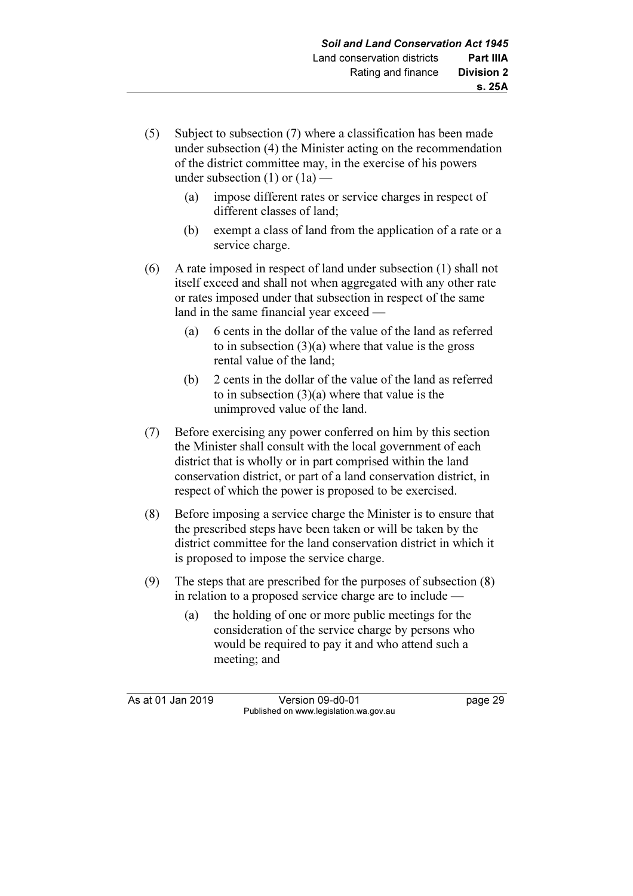(5) Subject to subsection (7) where a classification has been made under subsection (4) the Minister acting on the recommendation of the district committee may, in the exercise of his powers under subsection (1) or (1a) —

   (a) impose different rates or service charges in respect of different classes of land;

   (b) exempt a class of land from the application of a rate or a service charge.

(6) A rate imposed in respect of land under subsection (1) shall not itself exceed and shall not when aggregated with any other rate or rates imposed under that subsection in respect of the same land in the same financial year exceed —

   (a) 6 cents in the dollar of the value of the land as referred to in subsection (3)(a) where that value is the gross rental value of the land;

   (b) 2 cents in the dollar of the value of the land as referred to in subsection (3)(a) where that value is the unimproved value of the land.

(7) Before exercising any power conferred on him by this section the Minister shall consult with the local government of each district that is wholly or in part comprised within the land conservation district, or part of a land conservation district, in respect of which the power is proposed to be exercised.

(8) Before imposing a service charge the Minister is to ensure that the prescribed steps have been taken or will be taken by the district committee for the land conservation district in which it is proposed to impose the service charge.

(9) The steps that are prescribed for the purposes of subsection (8) in relation to a proposed service charge are to include —

   (a) the holding of one or more public meetings for the consideration of the service charge by persons who would be required to pay it and who attend such a meeting; and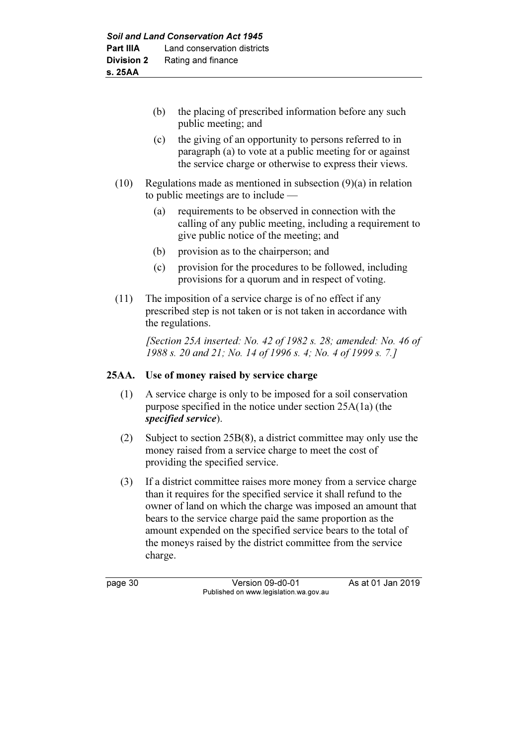(b) the placing of prescribed information before any such public meeting; and

(c) the giving of an opportunity to persons referred to in paragraph (a) to vote at a public meeting for or against the service charge or otherwise to express their views.

(10) Regulations made as mentioned in subsection (9)(a) in relation to public meetings are to include —

(a) requirements to be observed in connection with the calling of any public meeting, including a requirement to give public notice of the meeting; and

(b) provision as to the chairperson; and

(c) provision for the procedures to be followed, including provisions for a quorum and in respect of voting.

(11) The imposition of a service charge is of no effect if any prescribed step is not taken or is not taken in accordance with the regulations.

*[Section 25A inserted: No. 42 of 1982 s. 28; amended: No. 46 of 1988 s. 20 and 21; No. 14 of 1996 s. 4; No. 4 of 1999 s. 7.]*

### 25AA. Use of money raised by service charge

(1) A service charge is only to be imposed for a soil conservation purpose specified in the notice under section 25A(1a) (the ***specified service***).

(2) Subject to section 25B(8), a district committee may only use the money raised from a service charge to meet the cost of providing the specified service.

(3) If a district committee raises more money from a service charge than it requires for the specified service it shall refund to the owner of land on which the charge was imposed an amount that bears to the service charge paid the same proportion as the amount expended on the specified service bears to the total of the moneys raised by the district committee from the service charge.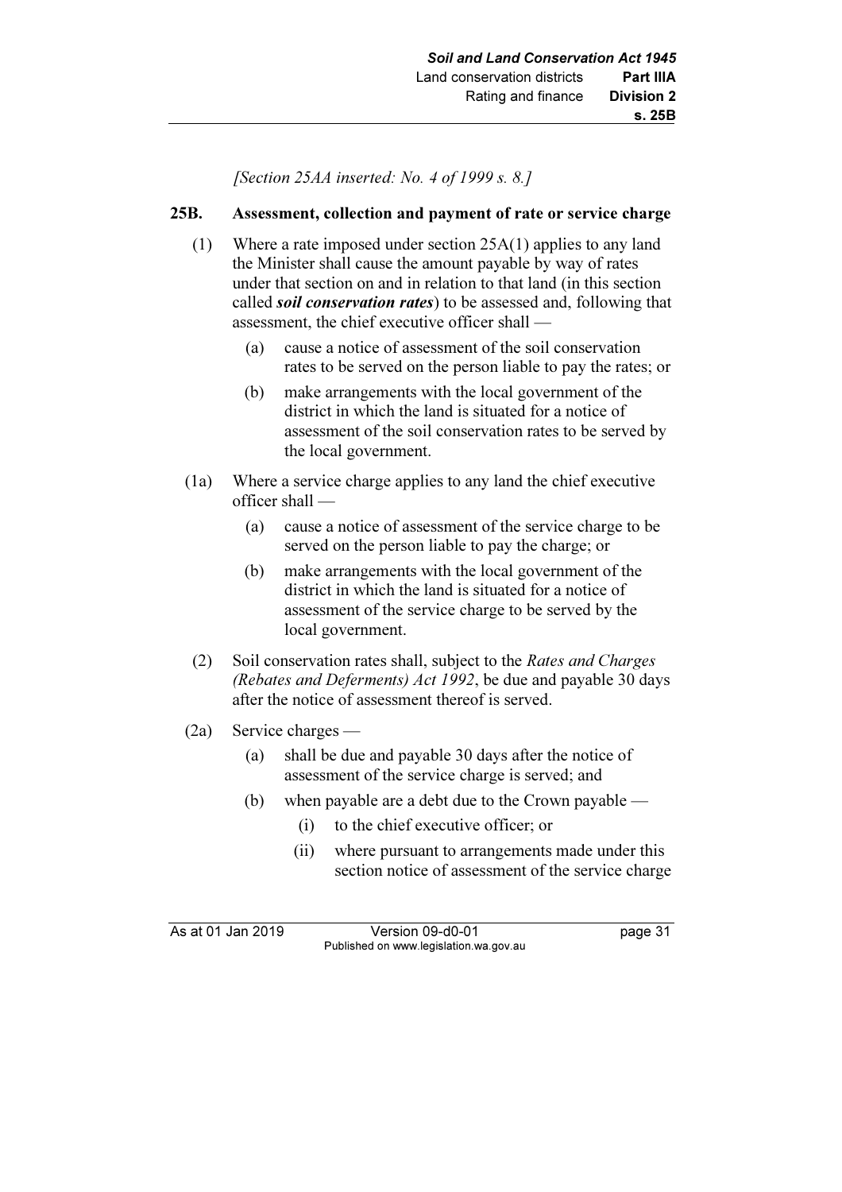*[Section 25AA inserted: No. 4 of 1999 s. 8.]*

### 25B. Assessment, collection and payment of rate or service charge

(1) Where a rate imposed under section 25A(1) applies to any land the Minister shall cause the amount payable by way of rates under that section on and in relation to that land (in this section called ***soil conservation rates***) to be assessed and, following that assessment, the chief executive officer shall —

  (a) cause a notice of assessment of the soil conservation rates to be served on the person liable to pay the rates; or

  (b) make arrangements with the local government of the district in which the land is situated for a notice of assessment of the soil conservation rates to be served by the local government.

(1a) Where a service charge applies to any land the chief executive officer shall —

  (a) cause a notice of assessment of the service charge to be served on the person liable to pay the charge; or

  (b) make arrangements with the local government of the district in which the land is situated for a notice of assessment of the service charge to be served by the local government.

(2) Soil conservation rates shall, subject to the *Rates and Charges (Rebates and Deferments) Act 1992*, be due and payable 30 days after the notice of assessment thereof is served.

(2a) Service charges —

  (a) shall be due and payable 30 days after the notice of assessment of the service charge is served; and

  (b) when payable are a debt due to the Crown payable —

    (i) to the chief executive officer; or

    (ii) where pursuant to arrangements made under this section notice of assessment of the service charge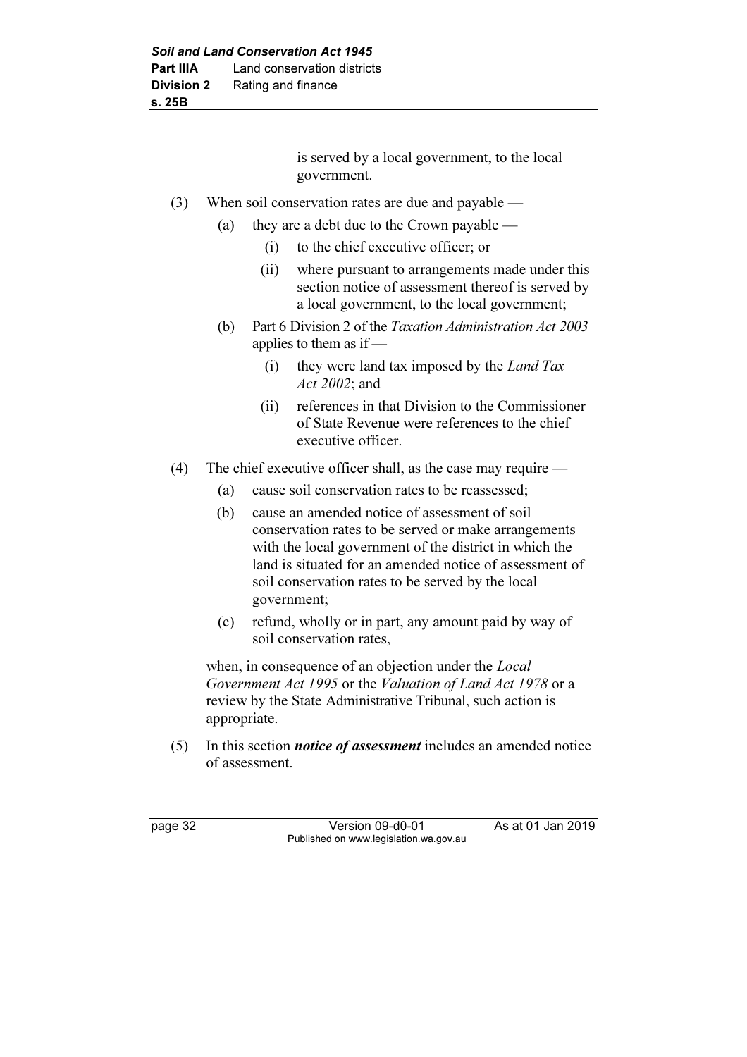is served by a local government, to the local government.

(3) When soil conservation rates are due and payable —

  (a) they are a debt due to the Crown payable —

    (i) to the chief executive officer; or

    (ii) where pursuant to arrangements made under this section notice of assessment thereof is served by a local government, to the local government;

  (b) Part 6 Division 2 of the *Taxation Administration Act 2003* applies to them as if —

    (i) they were land tax imposed by the *Land Tax Act 2002*; and

    (ii) references in that Division to the Commissioner of State Revenue were references to the chief executive officer.

(4) The chief executive officer shall, as the case may require —

  (a) cause soil conservation rates to be reassessed;

  (b) cause an amended notice of assessment of soil conservation rates to be served or make arrangements with the local government of the district in which the land is situated for an amended notice of assessment of soil conservation rates to be served by the local government;

  (c) refund, wholly or in part, any amount paid by way of soil conservation rates,

when, in consequence of an objection under the *Local Government Act 1995* or the *Valuation of Land Act 1978* or a review by the State Administrative Tribunal, such action is appropriate.

(5) In this section ***notice of assessment*** includes an amended notice of assessment.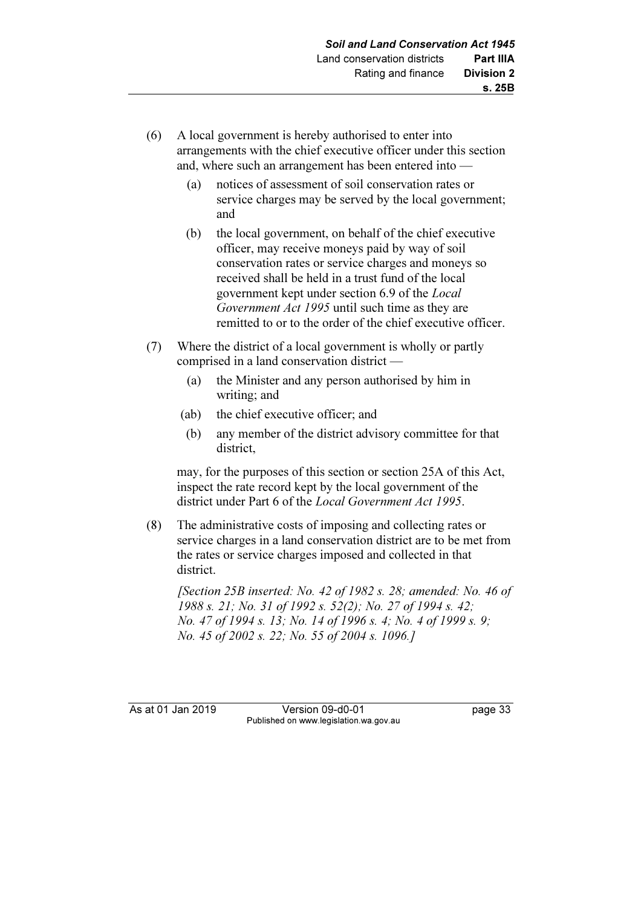(6) A local government is hereby authorised to enter into arrangements with the chief executive officer under this section and, where such an arrangement has been entered into —

   (a) notices of assessment of soil conservation rates or service charges may be served by the local government; and

   (b) the local government, on behalf of the chief executive officer, may receive moneys paid by way of soil conservation rates or service charges and moneys so received shall be held in a trust fund of the local government kept under section 6.9 of the *Local Government Act 1995* until such time as they are remitted to or to the order of the chief executive officer.

(7) Where the district of a local government is wholly or partly comprised in a land conservation district —

   (a) the Minister and any person authorised by him in writing; and

   (ab) the chief executive officer; and

   (b) any member of the district advisory committee for that district,

   may, for the purposes of this section or section 25A of this Act, inspect the rate record kept by the local government of the district under Part 6 of the *Local Government Act 1995*.

(8) The administrative costs of imposing and collecting rates or service charges in a land conservation district are to be met from the rates or service charges imposed and collected in that district.

*[Section 25B inserted: No. 42 of 1982 s. 28; amended: No. 46 of 1988 s. 21; No. 31 of 1992 s. 52(2); No. 27 of 1994 s. 42; No. 47 of 1994 s. 13; No. 14 of 1996 s. 4; No. 4 of 1999 s. 9; No. 45 of 2002 s. 22; No. 55 of 2004 s. 1096.]*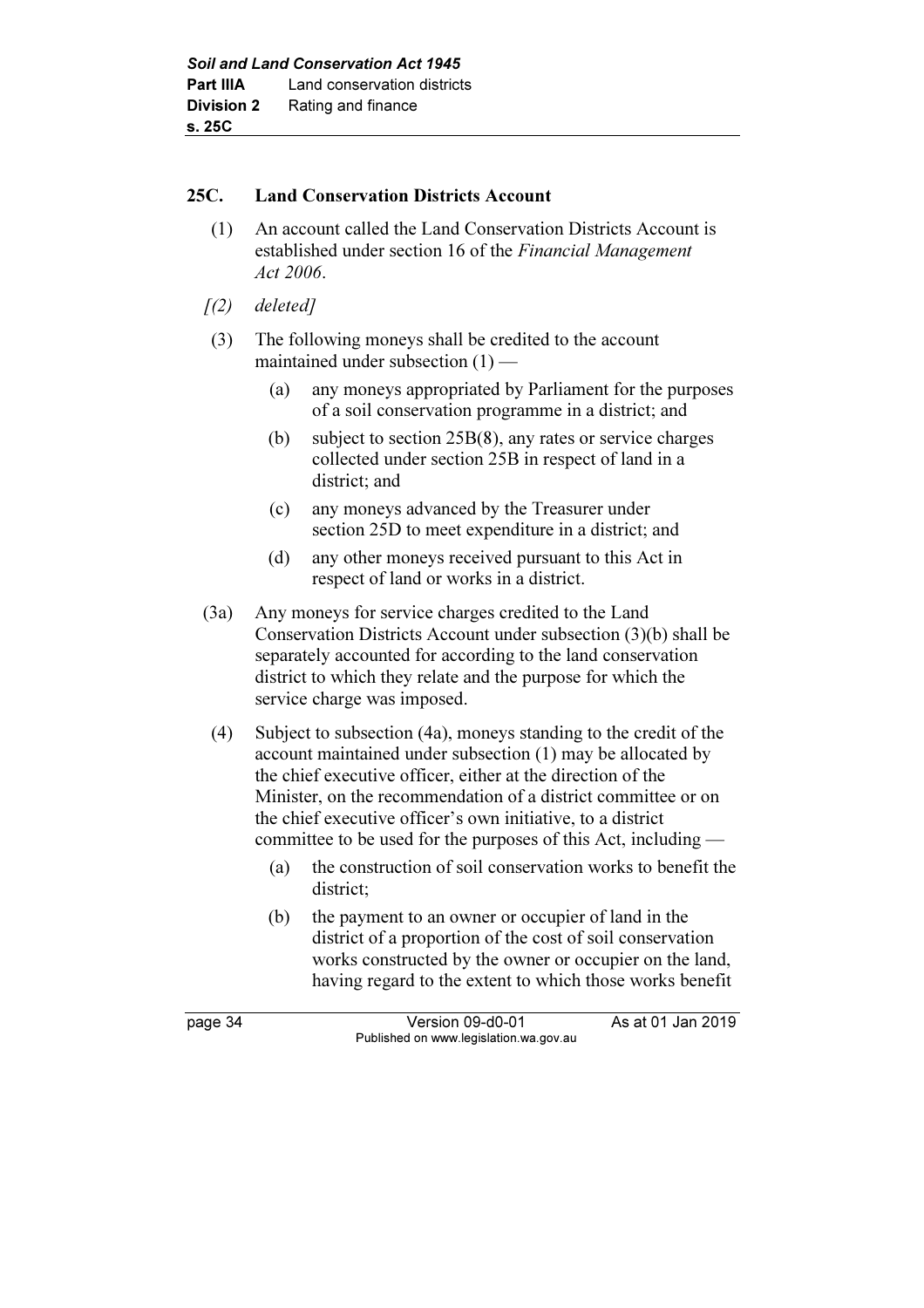## 25C. Land Conservation Districts Account

(1) An account called the Land Conservation Districts Account is established under section 16 of the *Financial Management Act 2006*.

*[(2) deleted]*

(3) The following moneys shall be credited to the account maintained under subsection (1) —

  (a) any moneys appropriated by Parliament for the purposes of a soil conservation programme in a district; and

  (b) subject to section 25B(8), any rates or service charges collected under section 25B in respect of land in a district; and

  (c) any moneys advanced by the Treasurer under section 25D to meet expenditure in a district; and

  (d) any other moneys received pursuant to this Act in respect of land or works in a district.

(3a) Any moneys for service charges credited to the Land Conservation Districts Account under subsection (3)(b) shall be separately accounted for according to the land conservation district to which they relate and the purpose for which the service charge was imposed.

(4) Subject to subsection (4a), moneys standing to the credit of the account maintained under subsection (1) may be allocated by the chief executive officer, either at the direction of the Minister, on the recommendation of a district committee or on the chief executive officer's own initiative, to a district committee to be used for the purposes of this Act, including —

  (a) the construction of soil conservation works to benefit the district;

  (b) the payment to an owner or occupier of land in the district of a proportion of the cost of soil conservation works constructed by the owner or occupier on the land, having regard to the extent to which those works benefit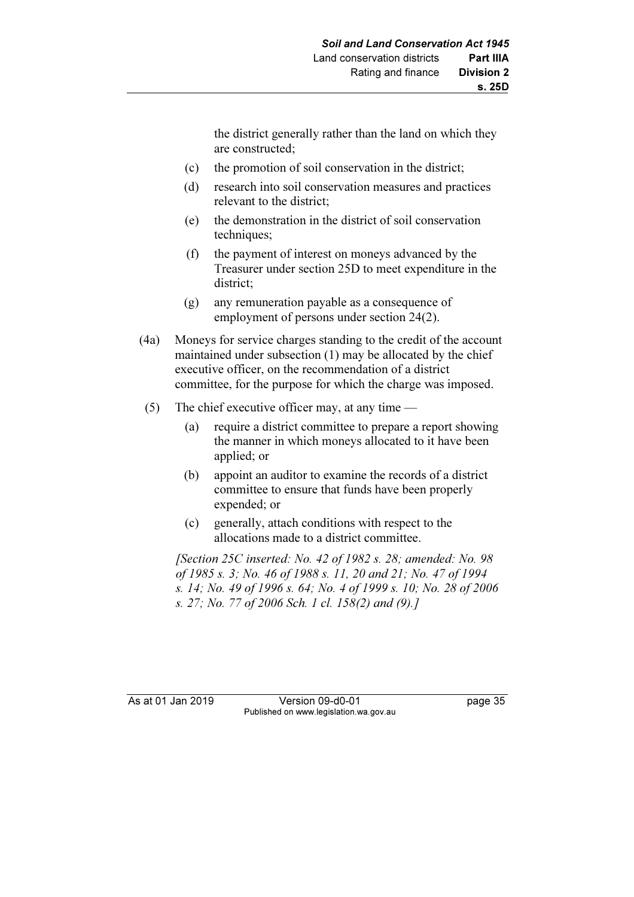the district generally rather than the land on which they are constructed;

(c) the promotion of soil conservation in the district;

(d) research into soil conservation measures and practices relevant to the district;

(e) the demonstration in the district of soil conservation techniques;

(f) the payment of interest on moneys advanced by the Treasurer under section 25D to meet expenditure in the district;

(g) any remuneration payable as a consequence of employment of persons under section 24(2).

(4a) Moneys for service charges standing to the credit of the account maintained under subsection (1) may be allocated by the chief executive officer, on the recommendation of a district committee, for the purpose for which the charge was imposed.

(5) The chief executive officer may, at any time —

(a) require a district committee to prepare a report showing the manner in which moneys allocated to it have been applied; or

(b) appoint an auditor to examine the records of a district committee to ensure that funds have been properly expended; or

(c) generally, attach conditions with respect to the allocations made to a district committee.

*[Section 25C inserted: No. 42 of 1982 s. 28; amended: No. 98 of 1985 s. 3; No. 46 of 1988 s. 11, 20 and 21; No. 47 of 1994 s. 14; No. 49 of 1996 s. 64; No. 4 of 1999 s. 10; No. 28 of 2006 s. 27; No. 77 of 2006 Sch. 1 cl. 158(2) and (9).]*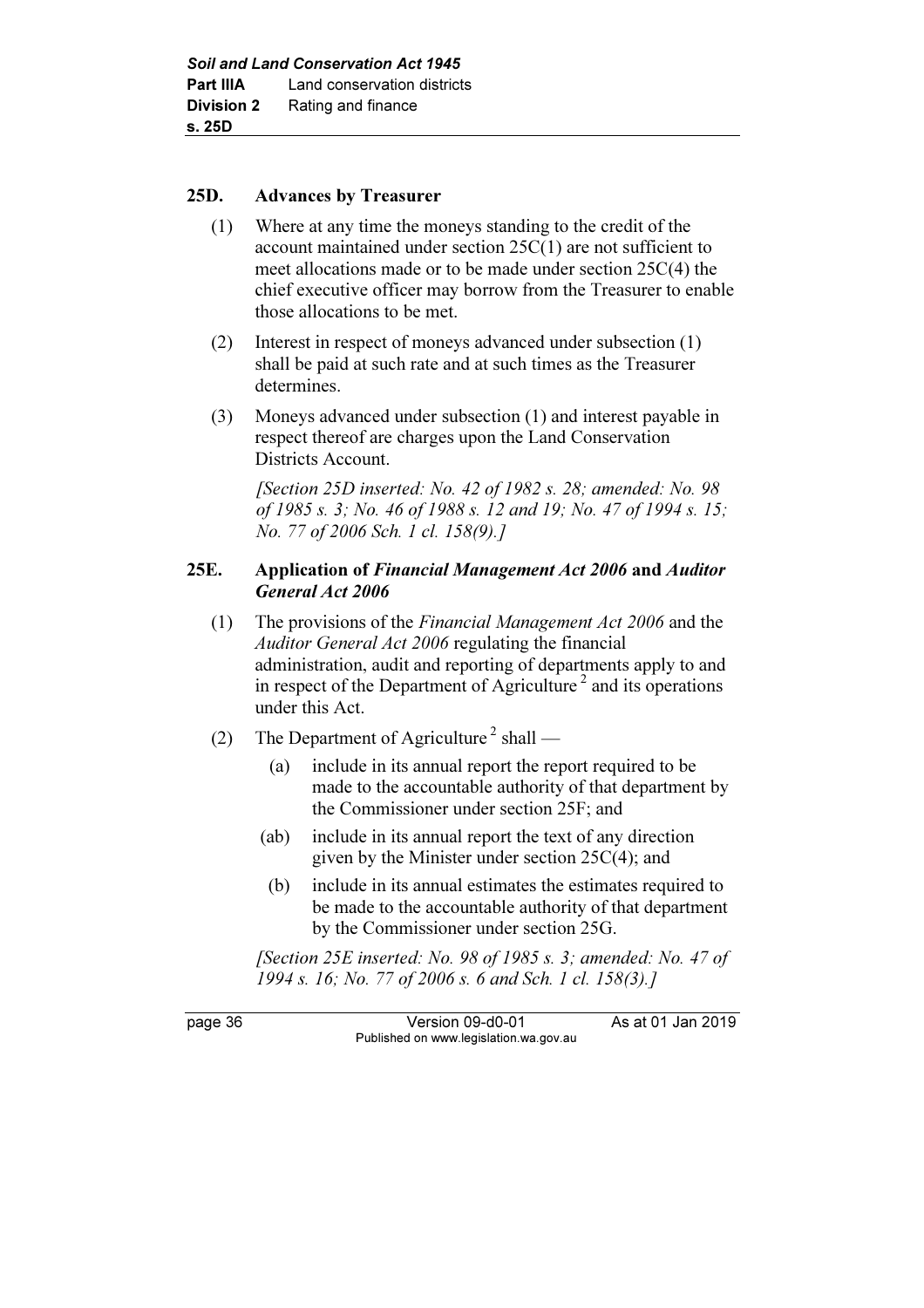### 25D. Advances by Treasurer

(1) Where at any time the moneys standing to the credit of the account maintained under section 25C(1) are not sufficient to meet allocations made or to be made under section 25C(4) the chief executive officer may borrow from the Treasurer to enable those allocations to be met.

(2) Interest in respect of moneys advanced under subsection (1) shall be paid at such rate and at such times as the Treasurer determines.

(3) Moneys advanced under subsection (1) and interest payable in respect thereof are charges upon the Land Conservation Districts Account.

*[Section 25D inserted: No. 42 of 1982 s. 28; amended: No. 98 of 1985 s. 3; No. 46 of 1988 s. 12 and 19; No. 47 of 1994 s. 15; No. 77 of 2006 Sch. 1 cl. 158(9).]*

### 25E. Application of *Financial Management Act 2006* and *Auditor General Act 2006*

(1) The provisions of the *Financial Management Act 2006* and the *Auditor General Act 2006* regulating the financial administration, audit and reporting of departments apply to and in respect of the Department of Agriculture [2] and its operations under this Act.

(2) The Department of Agriculture [2] shall —

- (a) include in its annual report the report required to be made to the accountable authority of that department by the Commissioner under section 25F; and
- (ab) include in its annual report the text of any direction given by the Minister under section 25C(4); and
- (b) include in its annual estimates the estimates required to be made to the accountable authority of that department by the Commissioner under section 25G.

*[Section 25E inserted: No. 98 of 1985 s. 3; amended: No. 47 of 1994 s. 16; No. 77 of 2006 s. 6 and Sch. 1 cl. 158(3).]*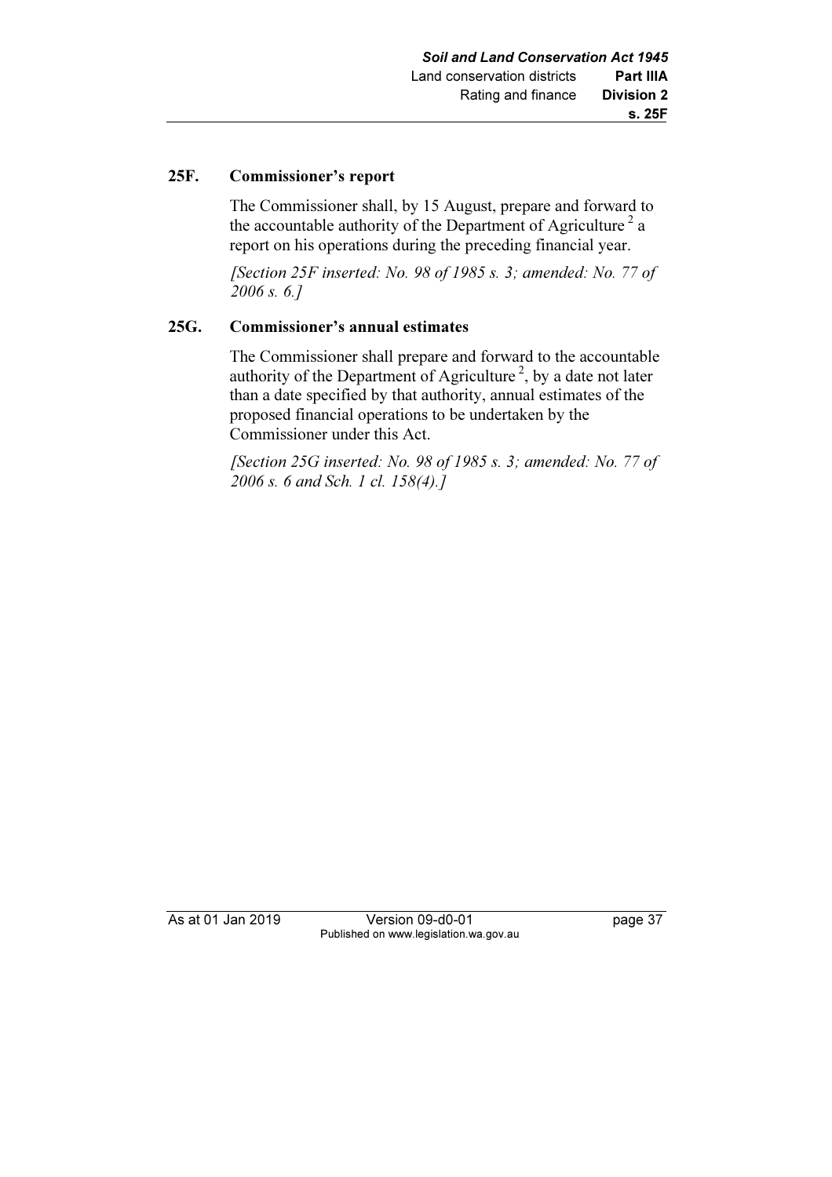## 25F. Commissioner's report

The Commissioner shall, by 15 August, prepare and forward to the accountable authority of the Department of Agriculture [2] a report on his operations during the preceding financial year.

*[Section 25F inserted: No. 98 of 1985 s. 3; amended: No. 77 of 2006 s. 6.]*

## 25G. Commissioner's annual estimates

The Commissioner shall prepare and forward to the accountable authority of the Department of Agriculture [2], by a date not later than a date specified by that authority, annual estimates of the proposed financial operations to be undertaken by the Commissioner under this Act.

*[Section 25G inserted: No. 98 of 1985 s. 3; amended: No. 77 of 2006 s. 6 and Sch. 1 cl. 158(4).]*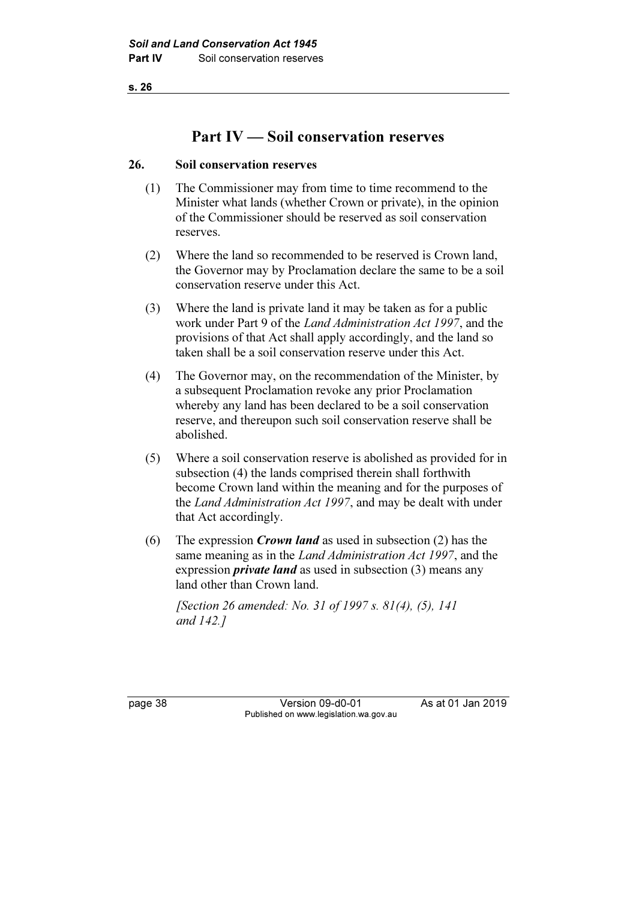# Part IV — Soil conservation reserves

### 26. Soil conservation reserves

(1) The Commissioner may from time to time recommend to the Minister what lands (whether Crown or private), in the opinion of the Commissioner should be reserved as soil conservation reserves.

(2) Where the land so recommended to be reserved is Crown land, the Governor may by Proclamation declare the same to be a soil conservation reserve under this Act.

(3) Where the land is private land it may be taken as for a public work under Part 9 of the *Land Administration Act 1997*, and the provisions of that Act shall apply accordingly, and the land so taken shall be a soil conservation reserve under this Act.

(4) The Governor may, on the recommendation of the Minister, by a subsequent Proclamation revoke any prior Proclamation whereby any land has been declared to be a soil conservation reserve, and thereupon such soil conservation reserve shall be abolished.

(5) Where a soil conservation reserve is abolished as provided for in subsection (4) the lands comprised therein shall forthwith become Crown land within the meaning and for the purposes of the *Land Administration Act 1997*, and may be dealt with under that Act accordingly.

(6) The expression ***Crown land*** as used in subsection (2) has the same meaning as in the *Land Administration Act 1997*, and the expression ***private land*** as used in subsection (3) means any land other than Crown land.

*[Section 26 amended: No. 31 of 1997 s. 81(4), (5), 141 and 142.]*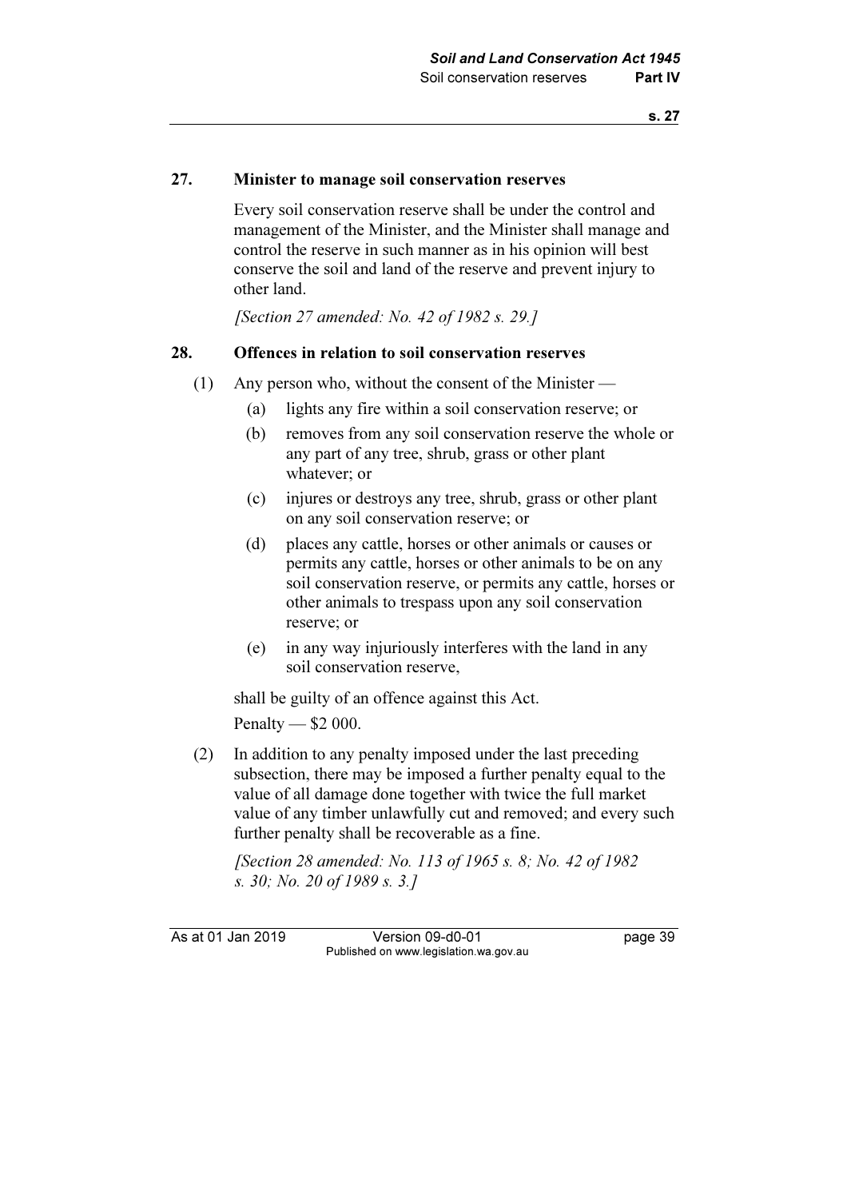## 27. Minister to manage soil conservation reserves

Every soil conservation reserve shall be under the control and management of the Minister, and the Minister shall manage and control the reserve in such manner as in his opinion will best conserve the soil and land of the reserve and prevent injury to other land.

*[Section 27 amended: No. 42 of 1982 s. 29.]*

## 28. Offences in relation to soil conservation reserves

(1) Any person who, without the consent of the Minister —

  (a) lights any fire within a soil conservation reserve; or

  (b) removes from any soil conservation reserve the whole or any part of any tree, shrub, grass or other plant whatever; or

  (c) injures or destroys any tree, shrub, grass or other plant on any soil conservation reserve; or

  (d) places any cattle, horses or other animals or causes or permits any cattle, horses or other animals to be on any soil conservation reserve, or permits any cattle, horses or other animals to trespass upon any soil conservation reserve; or

  (e) in any way injuriously interferes with the land in any soil conservation reserve,

shall be guilty of an offence against this Act.

Penalty — $2 000.

(2) In addition to any penalty imposed under the last preceding subsection, there may be imposed a further penalty equal to the value of all damage done together with twice the full market value of any timber unlawfully cut and removed; and every such further penalty shall be recoverable as a fine.

*[Section 28 amended: No. 113 of 1965 s. 8; No. 42 of 1982 s. 30; No. 20 of 1989 s. 3.]*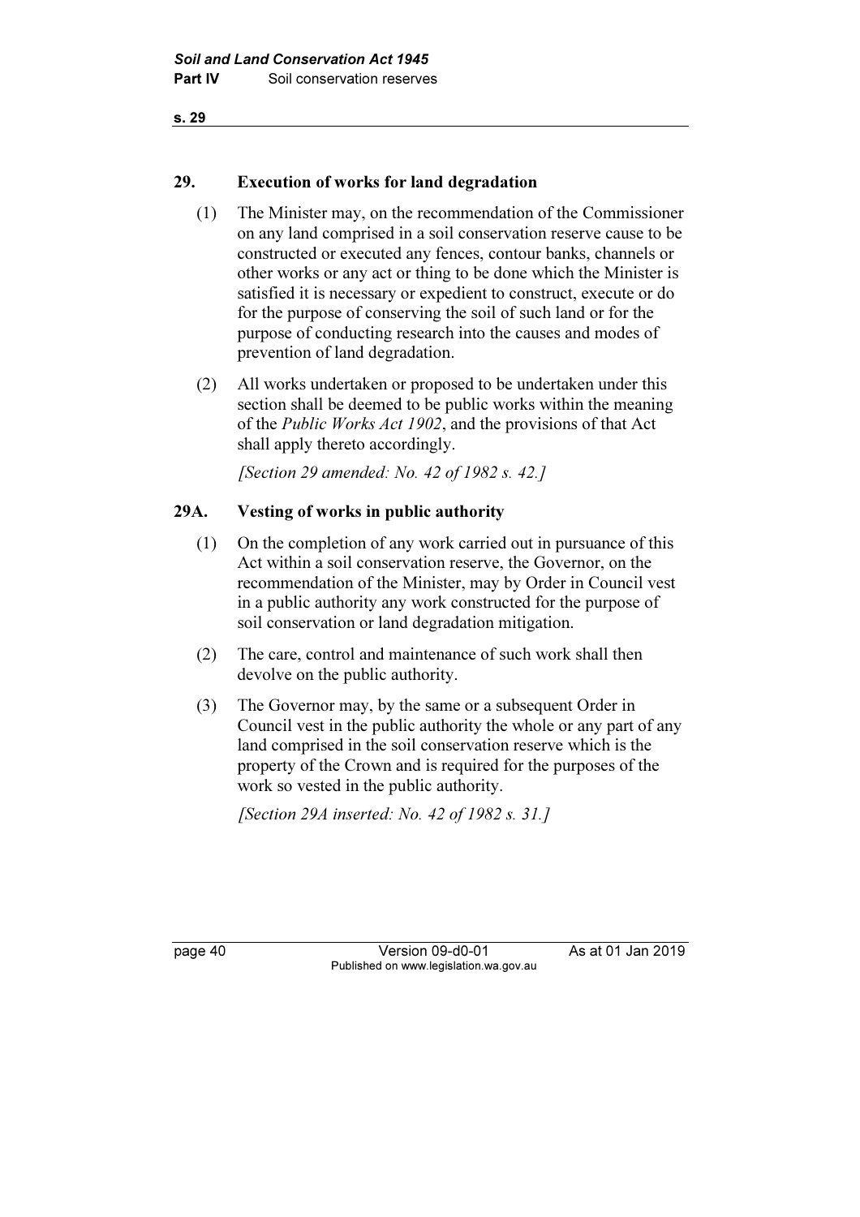## 29. Execution of works for land degradation

(1) The Minister may, on the recommendation of the Commissioner on any land comprised in a soil conservation reserve cause to be constructed or executed any fences, contour banks, channels or other works or any act or thing to be done which the Minister is satisfied it is necessary or expedient to construct, execute or do for the purpose of conserving the soil of such land or for the purpose of conducting research into the causes and modes of prevention of land degradation.

(2) All works undertaken or proposed to be undertaken under this section shall be deemed to be public works within the meaning of the *Public Works Act 1902*, and the provisions of that Act shall apply thereto accordingly.

*[Section 29 amended: No. 42 of 1982 s. 42.]*

## 29A. Vesting of works in public authority

(1) On the completion of any work carried out in pursuance of this Act within a soil conservation reserve, the Governor, on the recommendation of the Minister, may by Order in Council vest in a public authority any work constructed for the purpose of soil conservation or land degradation mitigation.

(2) The care, control and maintenance of such work shall then devolve on the public authority.

(3) The Governor may, by the same or a subsequent Order in Council vest in the public authority the whole or any part of any land comprised in the soil conservation reserve which is the property of the Crown and is required for the purposes of the work so vested in the public authority.

*[Section 29A inserted: No. 42 of 1982 s. 31.]*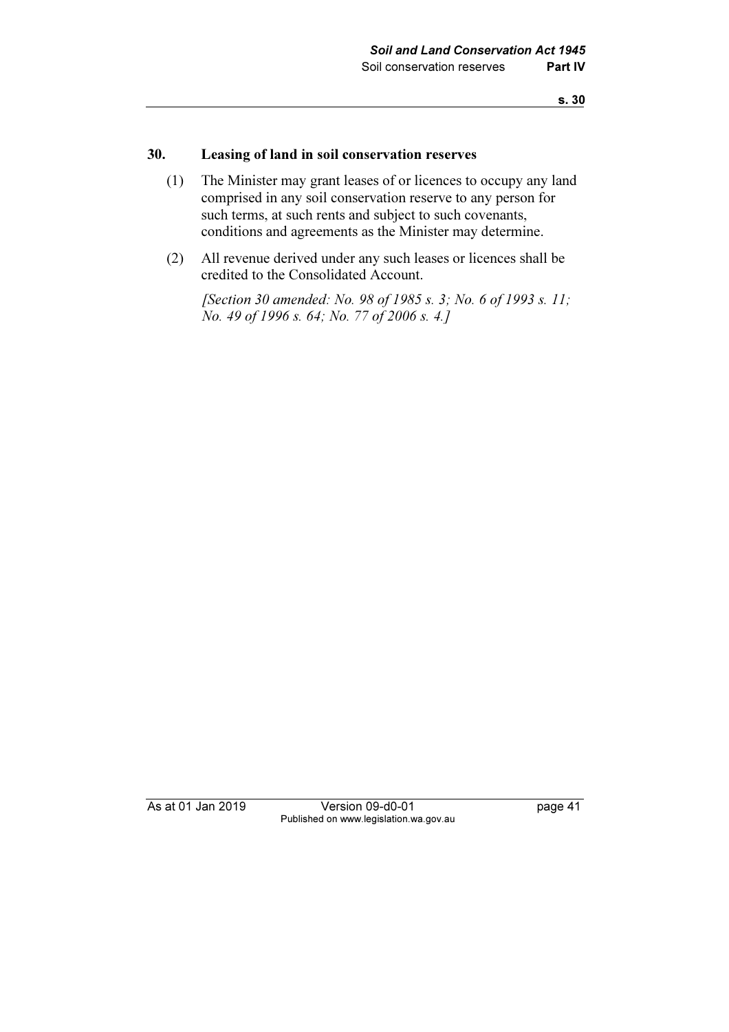## 30. Leasing of land in soil conservation reserves

(1) The Minister may grant leases of or licences to occupy any land comprised in any soil conservation reserve to any person for such terms, at such rents and subject to such covenants, conditions and agreements as the Minister may determine.

(2) All revenue derived under any such leases or licences shall be credited to the Consolidated Account.

*[Section 30 amended: No. 98 of 1985 s. 3; No. 6 of 1993 s. 11; No. 49 of 1996 s. 64; No. 77 of 2006 s. 4.]*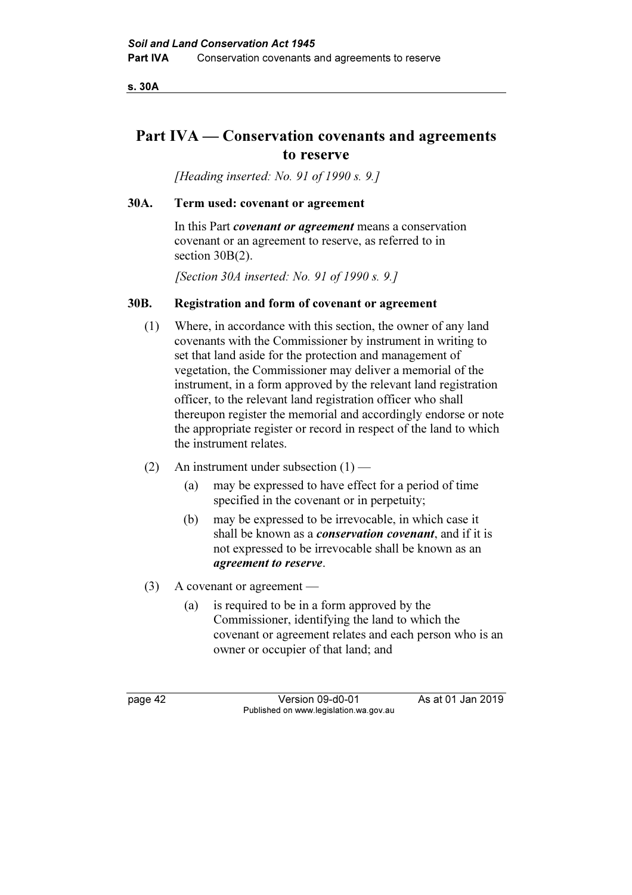# Part IVA — Conservation covenants and agreements to reserve

*[Heading inserted: No. 91 of 1990 s. 9.]*

## 30A. Term used: covenant or agreement

In this Part ***covenant or agreement*** means a conservation covenant or an agreement to reserve, as referred to in section 30B(2).

*[Section 30A inserted: No. 91 of 1990 s. 9.]*

## 30B. Registration and form of covenant or agreement

(1) Where, in accordance with this section, the owner of any land covenants with the Commissioner by instrument in writing to set that land aside for the protection and management of vegetation, the Commissioner may deliver a memorial of the instrument, in a form approved by the relevant land registration officer, to the relevant land registration officer who shall thereupon register the memorial and accordingly endorse or note the appropriate register or record in respect of the land to which the instrument relates.

(2) An instrument under subsection (1) —

- (a) may be expressed to have effect for a period of time specified in the covenant or in perpetuity;
- (b) may be expressed to be irrevocable, in which case it shall be known as a ***conservation covenant***, and if it is not expressed to be irrevocable shall be known as an ***agreement to reserve***.

(3) A covenant or agreement —

- (a) is required to be in a form approved by the Commissioner, identifying the land to which the covenant or agreement relates and each person who is an owner or occupier of that land; and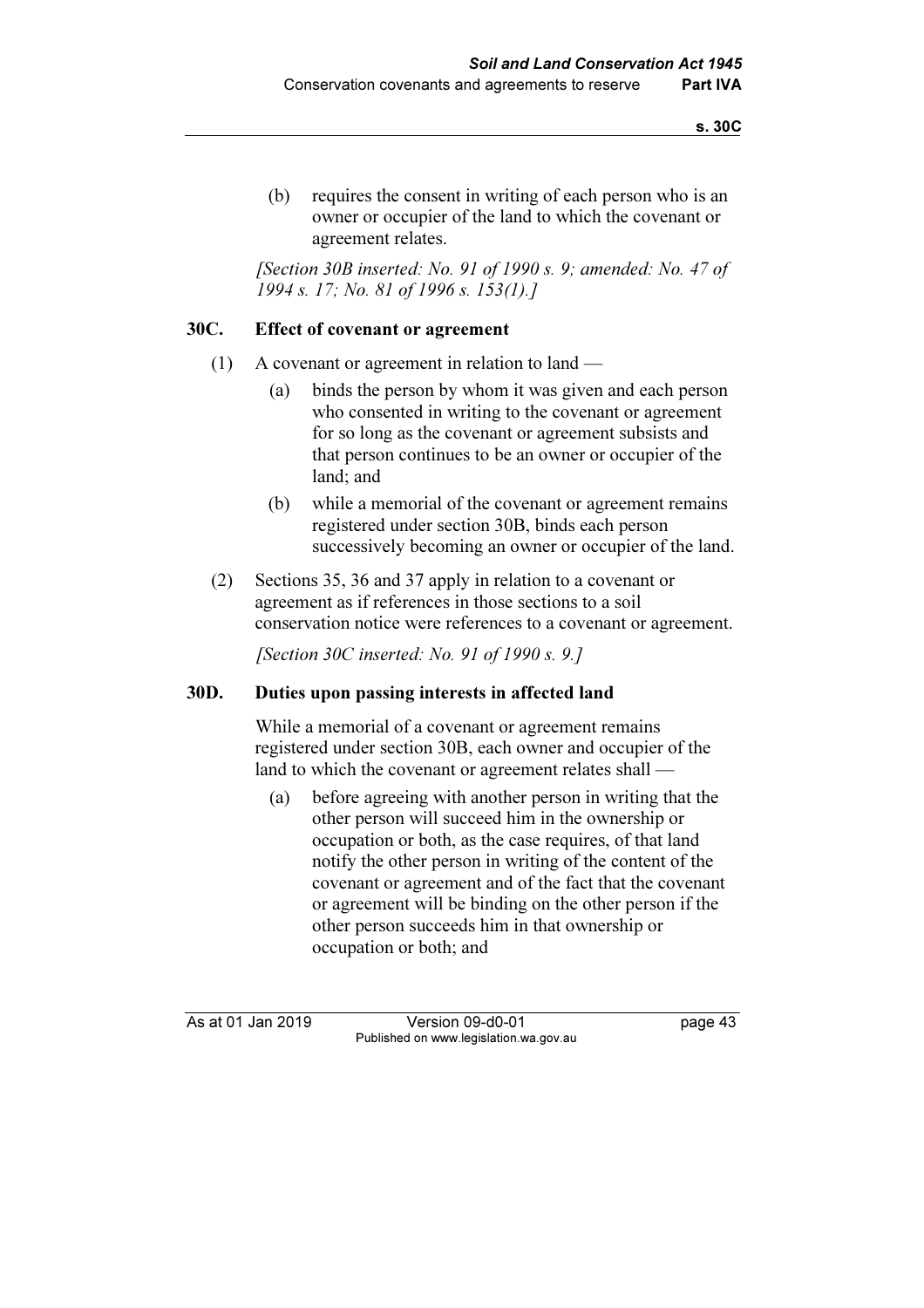(b) requires the consent in writing of each person who is an owner or occupier of the land to which the covenant or agreement relates.

*[Section 30B inserted: No. 91 of 1990 s. 9; amended: No. 47 of 1994 s. 17; No. 81 of 1996 s. 153(1).]*

### 30C. Effect of covenant or agreement

(1) A covenant or agreement in relation to land —

(a) binds the person by whom it was given and each person who consented in writing to the covenant or agreement for so long as the covenant or agreement subsists and that person continues to be an owner or occupier of the land; and

(b) while a memorial of the covenant or agreement remains registered under section 30B, binds each person successively becoming an owner or occupier of the land.

(2) Sections 35, 36 and 37 apply in relation to a covenant or agreement as if references in those sections to a soil conservation notice were references to a covenant or agreement.

*[Section 30C inserted: No. 91 of 1990 s. 9.]*

### 30D. Duties upon passing interests in affected land

While a memorial of a covenant or agreement remains registered under section 30B, each owner and occupier of the land to which the covenant or agreement relates shall —

(a) before agreeing with another person in writing that the other person will succeed him in the ownership or occupation or both, as the case requires, of that land notify the other person in writing of the content of the covenant or agreement and of the fact that the covenant or agreement will be binding on the other person if the other person succeeds him in that ownership or occupation or both; and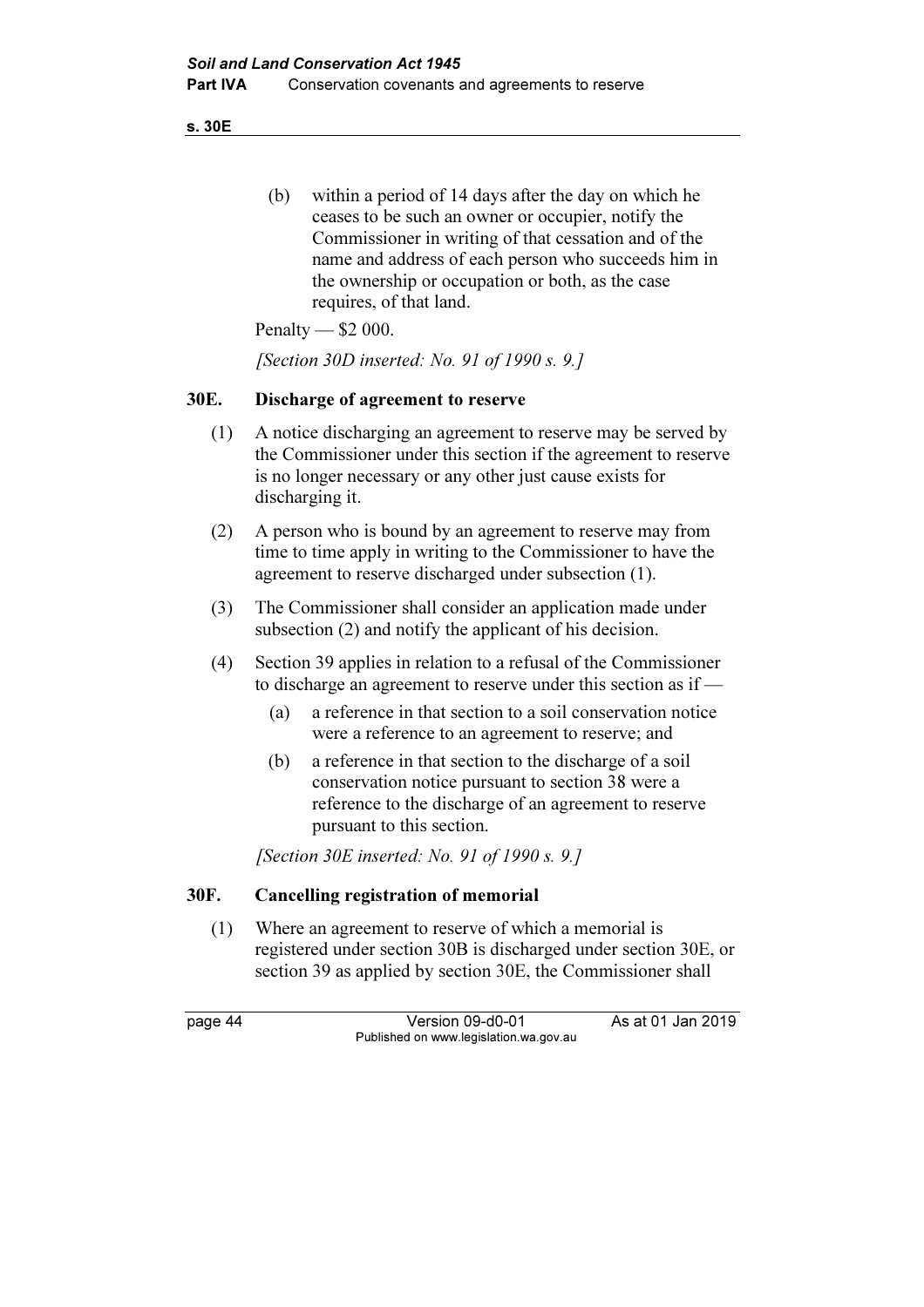(b) within a period of 14 days after the day on which he ceases to be such an owner or occupier, notify the Commissioner in writing of that cessation and of the name and address of each person who succeeds him in the ownership or occupation or both, as the case requires, of that land.

Penalty — $2 000.

*[Section 30D inserted: No. 91 of 1990 s. 9.]*

### 30E. Discharge of agreement to reserve

(1) A notice discharging an agreement to reserve may be served by the Commissioner under this section if the agreement to reserve is no longer necessary or any other just cause exists for discharging it.

(2) A person who is bound by an agreement to reserve may from time to time apply in writing to the Commissioner to have the agreement to reserve discharged under subsection (1).

(3) The Commissioner shall consider an application made under subsection (2) and notify the applicant of his decision.

(4) Section 39 applies in relation to a refusal of the Commissioner to discharge an agreement to reserve under this section as if —

(a) a reference in that section to a soil conservation notice were a reference to an agreement to reserve; and

(b) a reference in that section to the discharge of a soil conservation notice pursuant to section 38 were a reference to the discharge of an agreement to reserve pursuant to this section.

*[Section 30E inserted: No. 91 of 1990 s. 9.]*

### 30F. Cancelling registration of memorial

(1) Where an agreement to reserve of which a memorial is registered under section 30B is discharged under section 30E, or section 39 as applied by section 30E, the Commissioner shall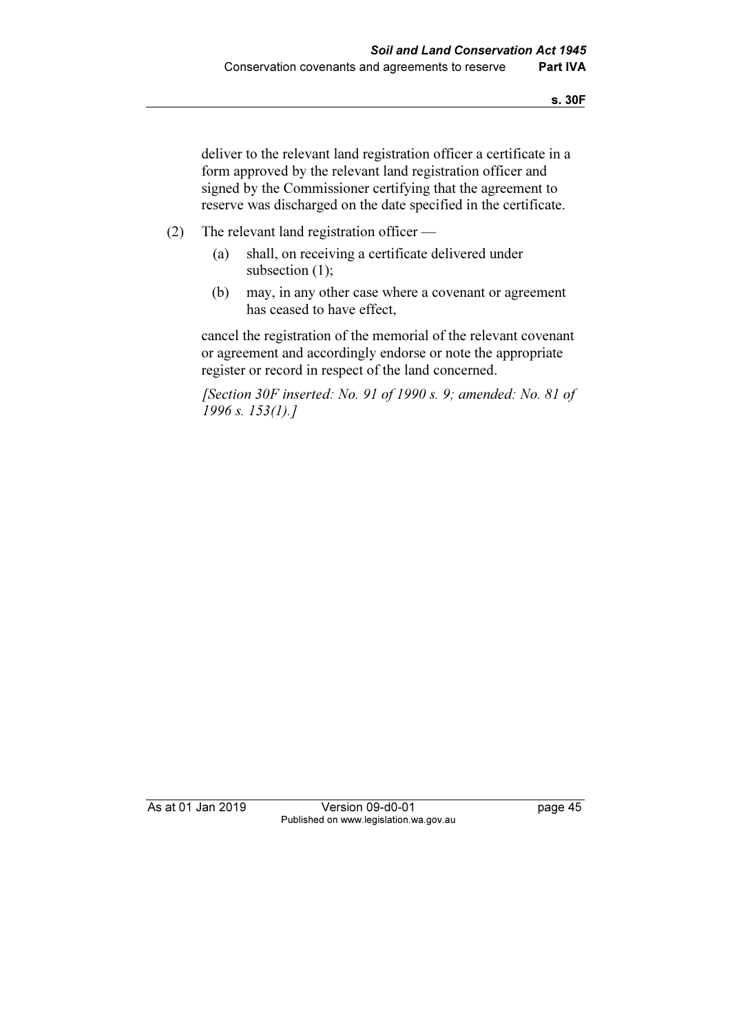deliver to the relevant land registration officer a certificate in a form approved by the relevant land registration officer and signed by the Commissioner certifying that the agreement to reserve was discharged on the date specified in the certificate.

(2) The relevant land registration officer —

(a) shall, on receiving a certificate delivered under subsection (1);

(b) may, in any other case where a covenant or agreement has ceased to have effect,

cancel the registration of the memorial of the relevant covenant or agreement and accordingly endorse or note the appropriate register or record in respect of the land concerned.

*[Section 30F inserted: No. 91 of 1990 s. 9; amended: No. 81 of 1996 s. 153(1).]*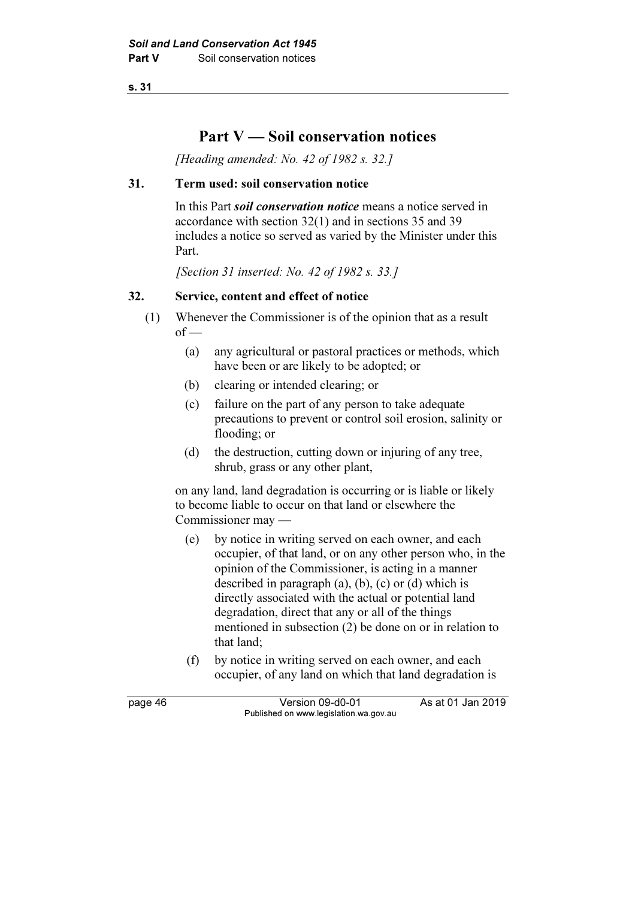# Part V — Soil conservation notices

*[Heading amended: No. 42 of 1982 s. 32.]*

### 31. Term used: soil conservation notice

In this Part ***soil conservation notice*** means a notice served in accordance with section 32(1) and in sections 35 and 39 includes a notice so served as varied by the Minister under this Part.

*[Section 31 inserted: No. 42 of 1982 s. 33.]*

### 32. Service, content and effect of notice

(1) Whenever the Commissioner is of the opinion that as a result of —

- (a) any agricultural or pastoral practices or methods, which have been or are likely to be adopted; or
- (b) clearing or intended clearing; or
- (c) failure on the part of any person to take adequate precautions to prevent or control soil erosion, salinity or flooding; or
- (d) the destruction, cutting down or injuring of any tree, shrub, grass or any other plant,

on any land, land degradation is occurring or is liable or likely to become liable to occur on that land or elsewhere the Commissioner may —

- (e) by notice in writing served on each owner, and each occupier, of that land, or on any other person who, in the opinion of the Commissioner, is acting in a manner described in paragraph (a), (b), (c) or (d) which is directly associated with the actual or potential land degradation, direct that any or all of the things mentioned in subsection (2) be done on or in relation to that land;
- (f) by notice in writing served on each owner, and each occupier, of any land on which that land degradation is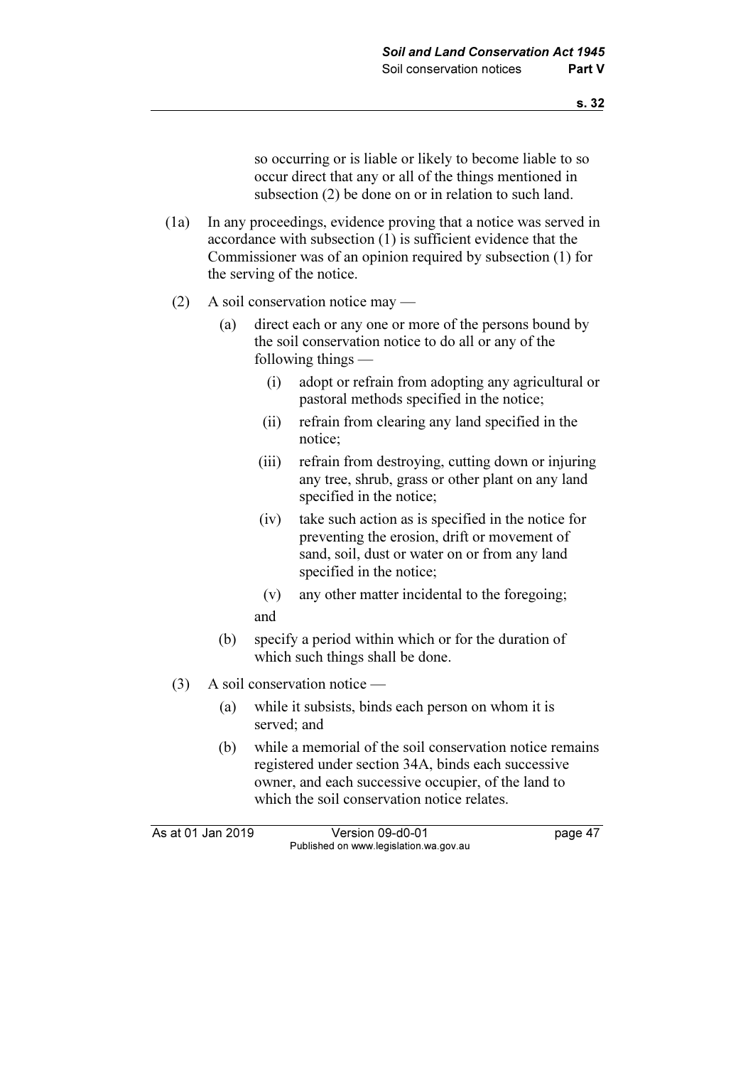so occurring or is liable or likely to become liable to so occur direct that any or all of the things mentioned in subsection (2) be done on or in relation to such land.

(1a) In any proceedings, evidence proving that a notice was served in accordance with subsection (1) is sufficient evidence that the Commissioner was of an opinion required by subsection (1) for the serving of the notice.

(2) A soil conservation notice may —

(a) direct each or any one or more of the persons bound by the soil conservation notice to do all or any of the following things —

(i) adopt or refrain from adopting any agricultural or pastoral methods specified in the notice;

(ii) refrain from clearing any land specified in the notice;

(iii) refrain from destroying, cutting down or injuring any tree, shrub, grass or other plant on any land specified in the notice;

(iv) take such action as is specified in the notice for preventing the erosion, drift or movement of sand, soil, dust or water on or from any land specified in the notice;

(v) any other matter incidental to the foregoing;

and

(b) specify a period within which or for the duration of which such things shall be done.

(3) A soil conservation notice —

(a) while it subsists, binds each person on whom it is served; and

(b) while a memorial of the soil conservation notice remains registered under section 34A, binds each successive owner, and each successive occupier, of the land to which the soil conservation notice relates.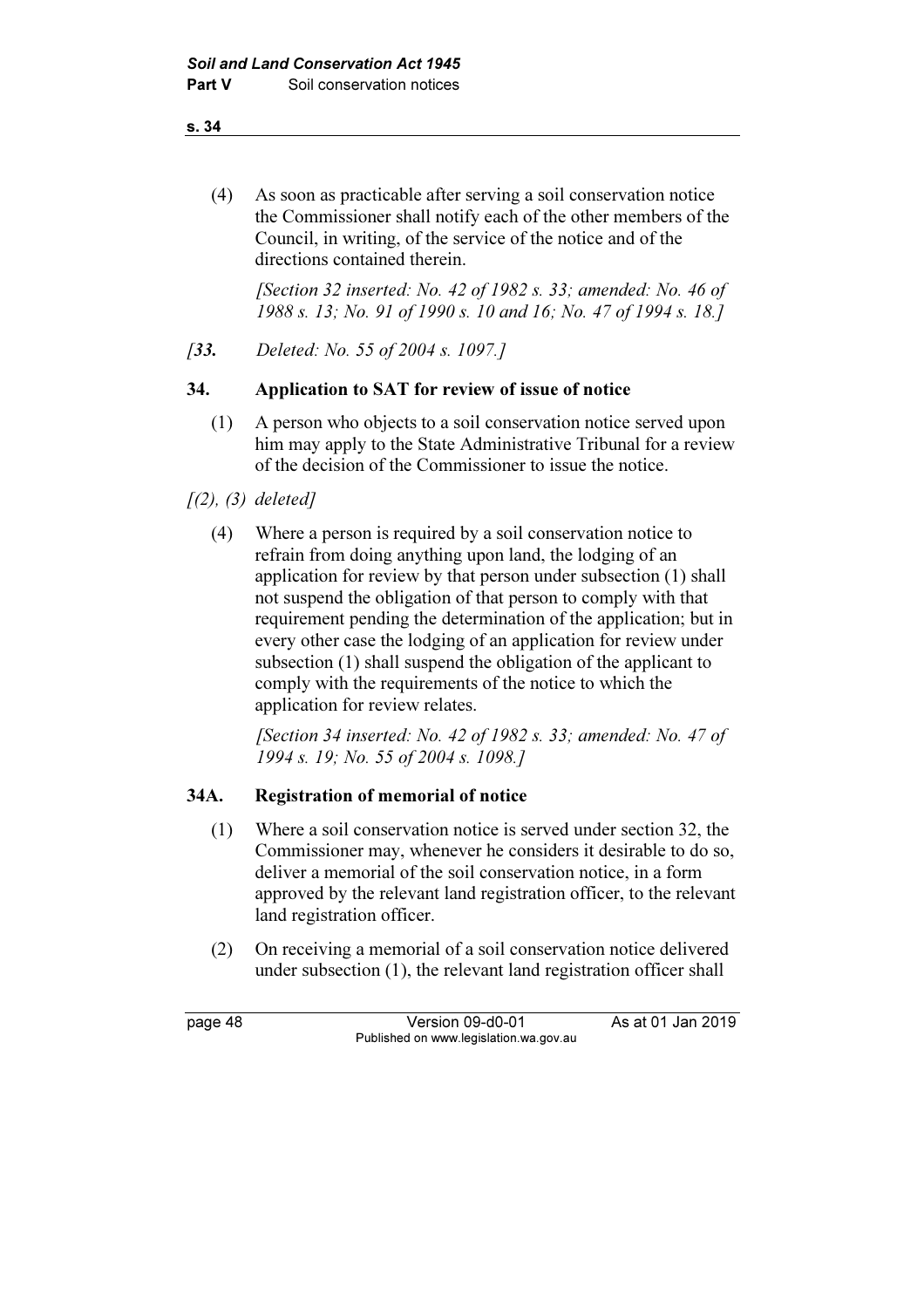(4) As soon as practicable after serving a soil conservation notice the Commissioner shall notify each of the other members of the Council, in writing, of the service of the notice and of the directions contained therein.

*[Section 32 inserted: No. 42 of 1982 s. 33; amended: No. 46 of 1988 s. 13; No. 91 of 1990 s. 10 and 16; No. 47 of 1994 s. 18.]*

*[**33.** Deleted: No. 55 of 2004 s. 1097.]*

### 34. Application to SAT for review of issue of notice

(1) A person who objects to a soil conservation notice served upon him may apply to the State Administrative Tribunal for a review of the decision of the Commissioner to issue the notice.

*[(2), (3) deleted]*

(4) Where a person is required by a soil conservation notice to refrain from doing anything upon land, the lodging of an application for review by that person under subsection (1) shall not suspend the obligation of that person to comply with that requirement pending the determination of the application; but in every other case the lodging of an application for review under subsection (1) shall suspend the obligation of the applicant to comply with the requirements of the notice to which the application for review relates.

*[Section 34 inserted: No. 42 of 1982 s. 33; amended: No. 47 of 1994 s. 19; No. 55 of 2004 s. 1098.]*

### 34A. Registration of memorial of notice

(1) Where a soil conservation notice is served under section 32, the Commissioner may, whenever he considers it desirable to do so, deliver a memorial of the soil conservation notice, in a form approved by the relevant land registration officer, to the relevant land registration officer.

(2) On receiving a memorial of a soil conservation notice delivered under subsection (1), the relevant land registration officer shall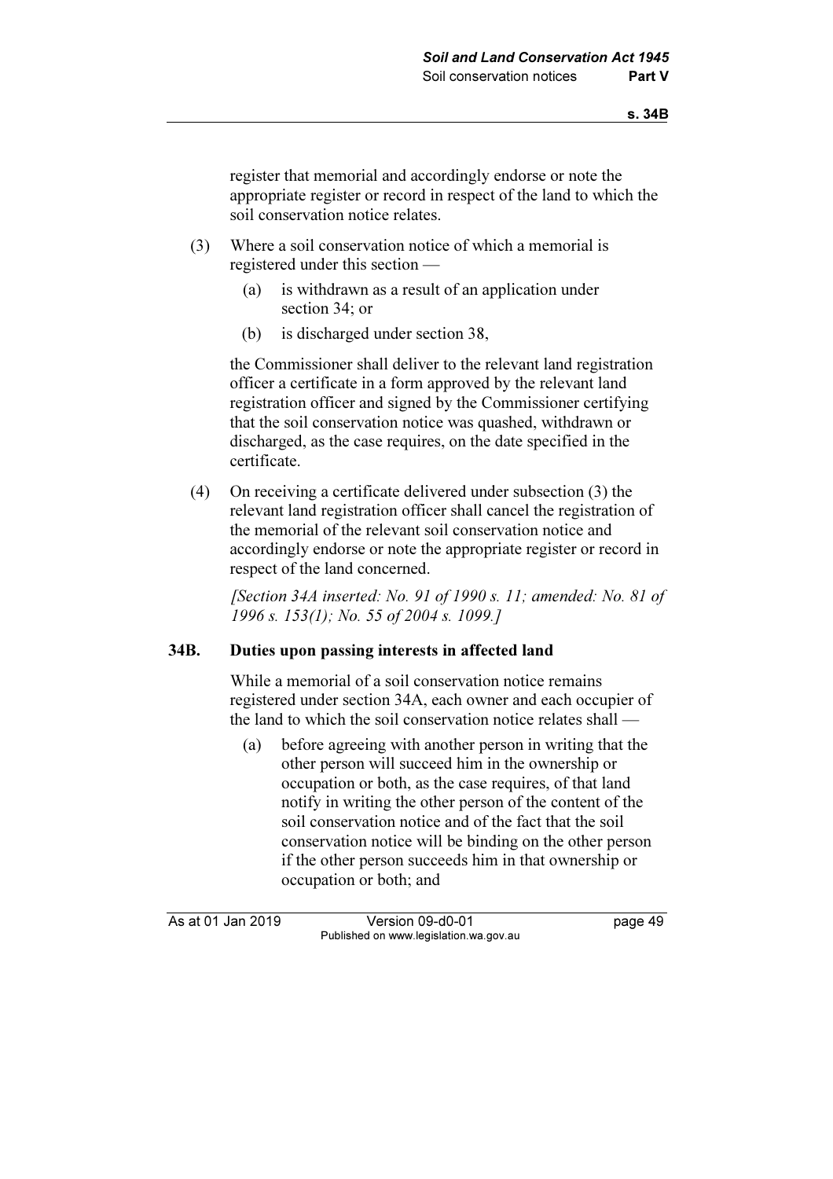register that memorial and accordingly endorse or note the appropriate register or record in respect of the land to which the soil conservation notice relates.

(3) Where a soil conservation notice of which a memorial is registered under this section —

(a) is withdrawn as a result of an application under section 34; or

(b) is discharged under section 38,

the Commissioner shall deliver to the relevant land registration officer a certificate in a form approved by the relevant land registration officer and signed by the Commissioner certifying that the soil conservation notice was quashed, withdrawn or discharged, as the case requires, on the date specified in the certificate.

(4) On receiving a certificate delivered under subsection (3) the relevant land registration officer shall cancel the registration of the memorial of the relevant soil conservation notice and accordingly endorse or note the appropriate register or record in respect of the land concerned.

*[Section 34A inserted: No. 91 of 1990 s. 11; amended: No. 81 of 1996 s. 153(1); No. 55 of 2004 s. 1099.]*

### 34B. Duties upon passing interests in affected land

While a memorial of a soil conservation notice remains registered under section 34A, each owner and each occupier of the land to which the soil conservation notice relates shall —

(a) before agreeing with another person in writing that the other person will succeed him in the ownership or occupation or both, as the case requires, of that land notify in writing the other person of the content of the soil conservation notice and of the fact that the soil conservation notice will be binding on the other person if the other person succeeds him in that ownership or occupation or both; and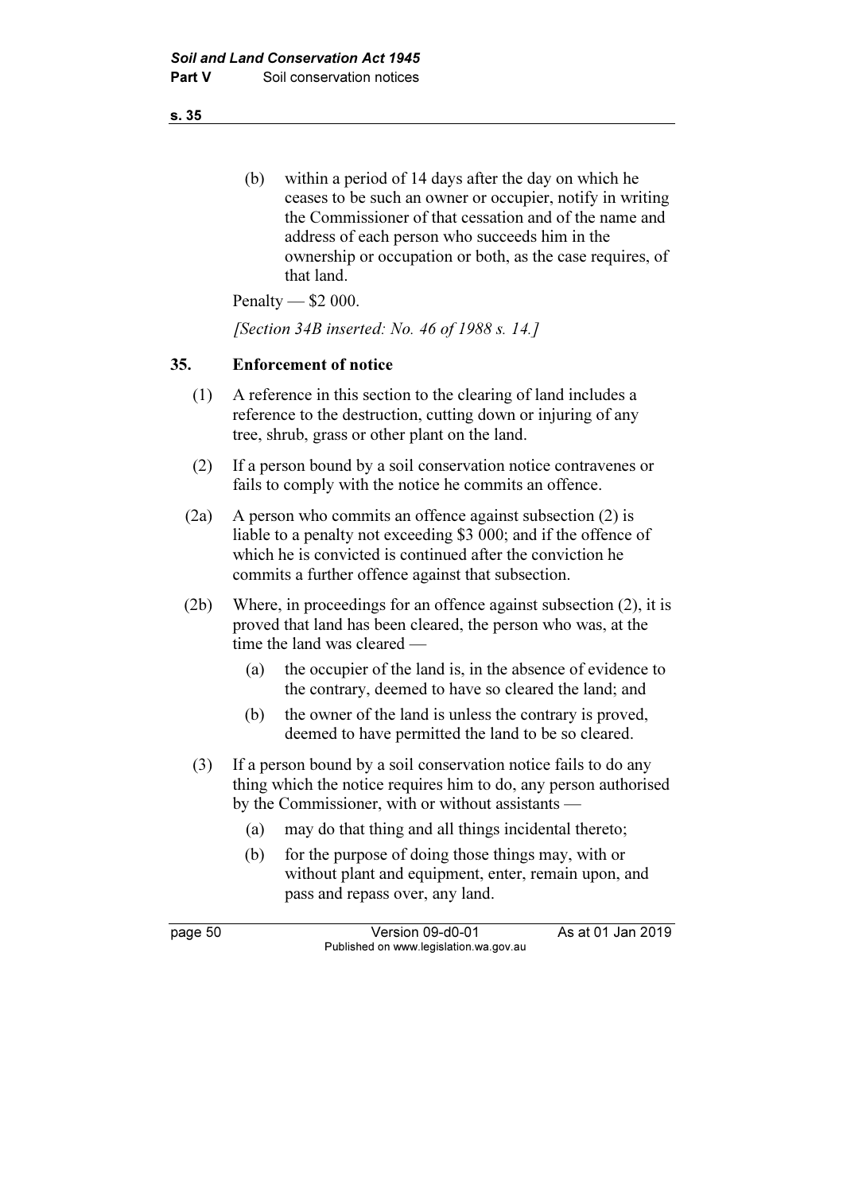(b) within a period of 14 days after the day on which he ceases to be such an owner or occupier, notify in writing the Commissioner of that cessation and of the name and address of each person who succeeds him in the ownership or occupation or both, as the case requires, of that land.

Penalty — $2 000.

*[Section 34B inserted: No. 46 of 1988 s. 14.]*

## 35. Enforcement of notice

(1) A reference in this section to the clearing of land includes a reference to the destruction, cutting down or injuring of any tree, shrub, grass or other plant on the land.

(2) If a person bound by a soil conservation notice contravenes or fails to comply with the notice he commits an offence.

(2a) A person who commits an offence against subsection (2) is liable to a penalty not exceeding $3 000; and if the offence of which he is convicted is continued after the conviction he commits a further offence against that subsection.

(2b) Where, in proceedings for an offence against subsection (2), it is proved that land has been cleared, the person who was, at the time the land was cleared —

(a) the occupier of the land is, in the absence of evidence to the contrary, deemed to have so cleared the land; and

(b) the owner of the land is unless the contrary is proved, deemed to have permitted the land to be so cleared.

(3) If a person bound by a soil conservation notice fails to do any thing which the notice requires him to do, any person authorised by the Commissioner, with or without assistants —

(a) may do that thing and all things incidental thereto;

(b) for the purpose of doing those things may, with or without plant and equipment, enter, remain upon, and pass and repass over, any land.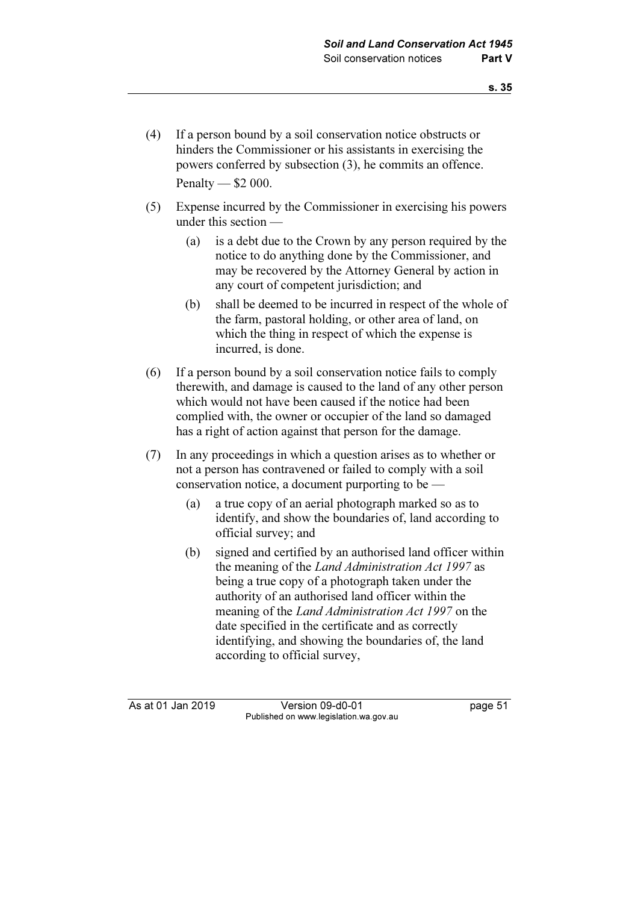(4) If a person bound by a soil conservation notice obstructs or hinders the Commissioner or his assistants in exercising the powers conferred by subsection (3), he commits an offence.

Penalty — $2 000.

(5) Expense incurred by the Commissioner in exercising his powers under this section —

(a) is a debt due to the Crown by any person required by the notice to do anything done by the Commissioner, and may be recovered by the Attorney General by action in any court of competent jurisdiction; and

(b) shall be deemed to be incurred in respect of the whole of the farm, pastoral holding, or other area of land, on which the thing in respect of which the expense is incurred, is done.

(6) If a person bound by a soil conservation notice fails to comply therewith, and damage is caused to the land of any other person which would not have been caused if the notice had been complied with, the owner or occupier of the land so damaged has a right of action against that person for the damage.

(7) In any proceedings in which a question arises as to whether or not a person has contravened or failed to comply with a soil conservation notice, a document purporting to be —

(a) a true copy of an aerial photograph marked so as to identify, and show the boundaries of, land according to official survey; and

(b) signed and certified by an authorised land officer within the meaning of the *Land Administration Act 1997* as being a true copy of a photograph taken under the authority of an authorised land officer within the meaning of the *Land Administration Act 1997* on the date specified in the certificate and as correctly identifying, and showing the boundaries of, the land according to official survey,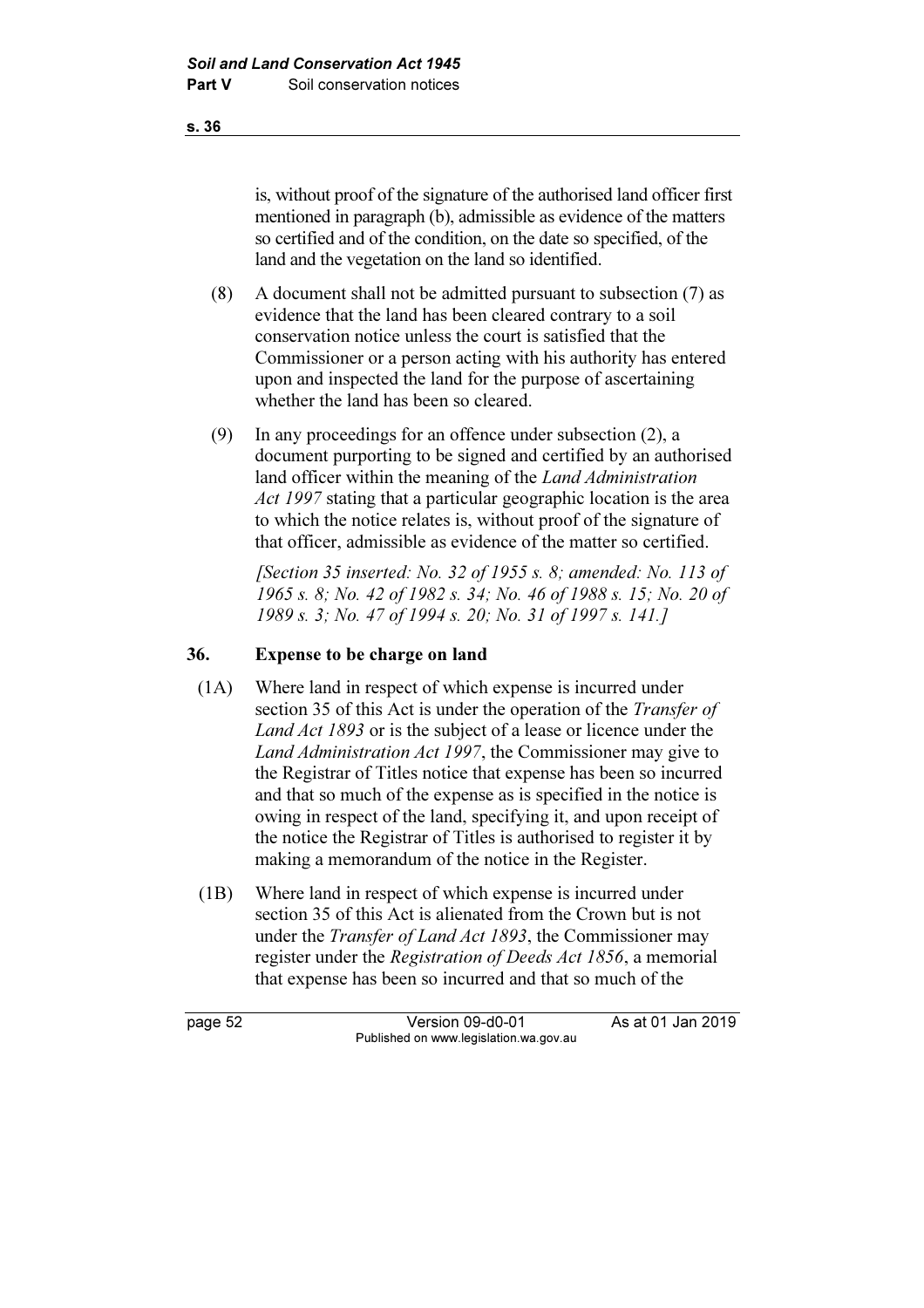is, without proof of the signature of the authorised land officer first mentioned in paragraph (b), admissible as evidence of the matters so certified and of the condition, on the date so specified, of the land and the vegetation on the land so identified.

(8) A document shall not be admitted pursuant to subsection (7) as evidence that the land has been cleared contrary to a soil conservation notice unless the court is satisfied that the Commissioner or a person acting with his authority has entered upon and inspected the land for the purpose of ascertaining whether the land has been so cleared.

(9) In any proceedings for an offence under subsection (2), a document purporting to be signed and certified by an authorised land officer within the meaning of the *Land Administration Act 1997* stating that a particular geographic location is the area to which the notice relates is, without proof of the signature of that officer, admissible as evidence of the matter so certified.

*[Section 35 inserted: No. 32 of 1955 s. 8; amended: No. 113 of 1965 s. 8; No. 42 of 1982 s. 34; No. 46 of 1988 s. 15; No. 20 of 1989 s. 3; No. 47 of 1994 s. 20; No. 31 of 1997 s. 141.]*

## 36. Expense to be charge on land

(1A) Where land in respect of which expense is incurred under section 35 of this Act is under the operation of the *Transfer of Land Act 1893* or is the subject of a lease or licence under the *Land Administration Act 1997*, the Commissioner may give to the Registrar of Titles notice that expense has been so incurred and that so much of the expense as is specified in the notice is owing in respect of the land, specifying it, and upon receipt of the notice the Registrar of Titles is authorised to register it by making a memorandum of the notice in the Register.

(1B) Where land in respect of which expense is incurred under section 35 of this Act is alienated from the Crown but is not under the *Transfer of Land Act 1893*, the Commissioner may register under the *Registration of Deeds Act 1856*, a memorial that expense has been so incurred and that so much of the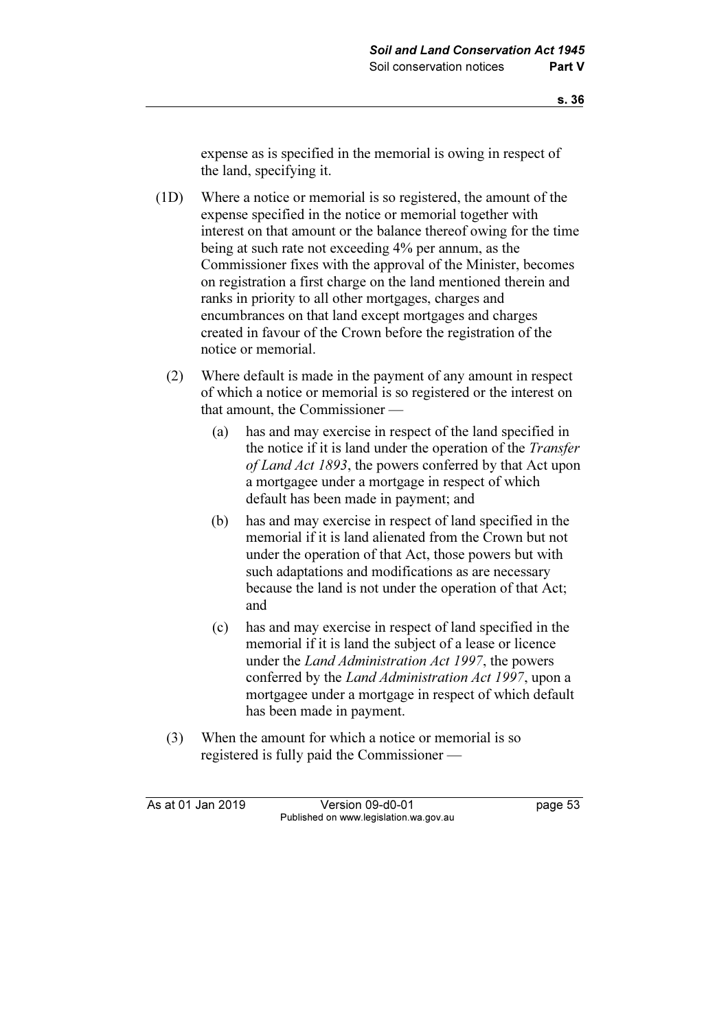expense as is specified in the memorial is owing in respect of the land, specifying it.

(1D) Where a notice or memorial is so registered, the amount of the expense specified in the notice or memorial together with interest on that amount or the balance thereof owing for the time being at such rate not exceeding 4% per annum, as the Commissioner fixes with the approval of the Minister, becomes on registration a first charge on the land mentioned therein and ranks in priority to all other mortgages, charges and encumbrances on that land except mortgages and charges created in favour of the Crown before the registration of the notice or memorial.

(2) Where default is made in the payment of any amount in respect of which a notice or memorial is so registered or the interest on that amount, the Commissioner —

(a) has and may exercise in respect of the land specified in the notice if it is land under the operation of the *Transfer of Land Act 1893*, the powers conferred by that Act upon a mortgagee under a mortgage in respect of which default has been made in payment; and

(b) has and may exercise in respect of land specified in the memorial if it is land alienated from the Crown but not under the operation of that Act, those powers but with such adaptations and modifications as are necessary because the land is not under the operation of that Act; and

(c) has and may exercise in respect of land specified in the memorial if it is land the subject of a lease or licence under the *Land Administration Act 1997*, the powers conferred by the *Land Administration Act 1997*, upon a mortgagee under a mortgage in respect of which default has been made in payment.

(3) When the amount for which a notice or memorial is so registered is fully paid the Commissioner —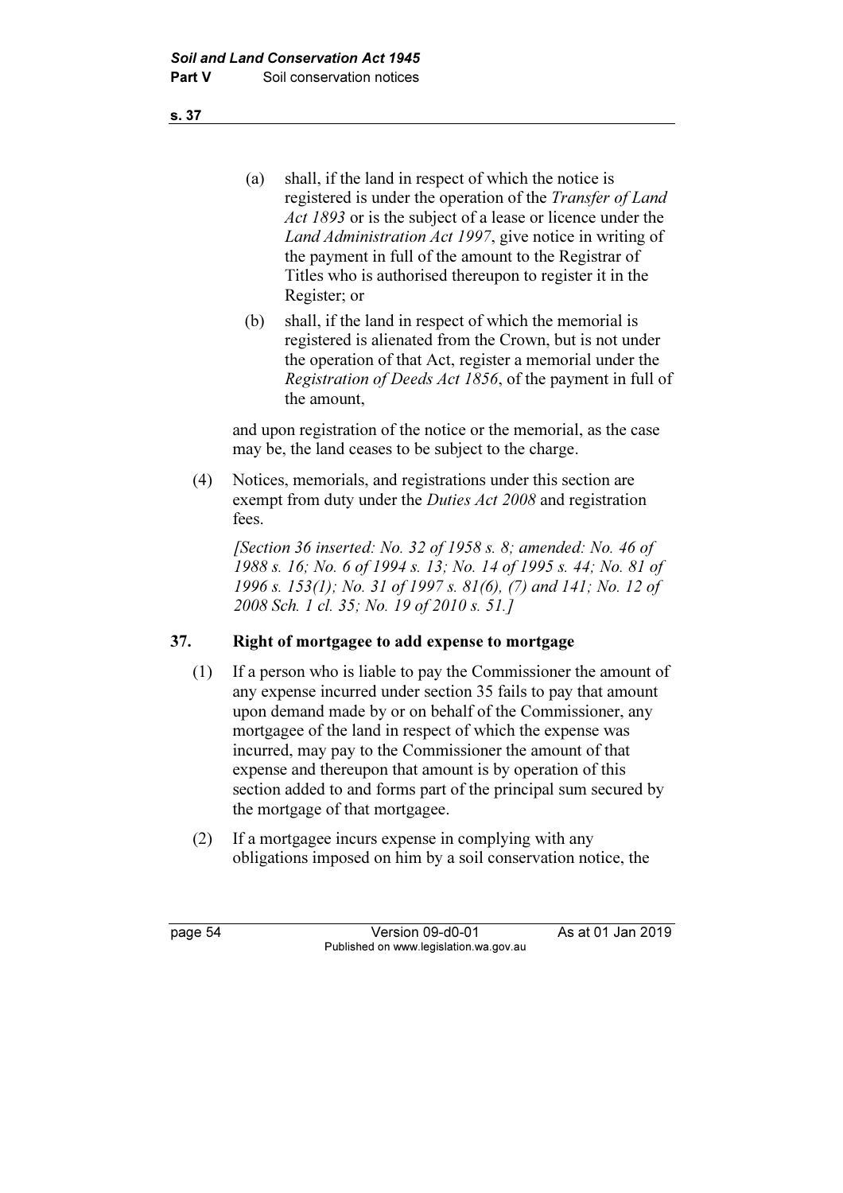(a) shall, if the land in respect of which the notice is registered is under the operation of the *Transfer of Land Act 1893* or is the subject of a lease or licence under the *Land Administration Act 1997*, give notice in writing of the payment in full of the amount to the Registrar of Titles who is authorised thereupon to register it in the Register; or

(b) shall, if the land in respect of which the memorial is registered is alienated from the Crown, but is not under the operation of that Act, register a memorial under the *Registration of Deeds Act 1856*, of the payment in full of the amount,

and upon registration of the notice or the memorial, as the case may be, the land ceases to be subject to the charge.

(4) Notices, memorials, and registrations under this section are exempt from duty under the *Duties Act 2008* and registration fees.

*[Section 36 inserted: No. 32 of 1958 s. 8; amended: No. 46 of 1988 s. 16; No. 6 of 1994 s. 13; No. 14 of 1995 s. 44; No. 81 of 1996 s. 153(1); No. 31 of 1997 s. 81(6), (7) and 141; No. 12 of 2008 Sch. 1 cl. 35; No. 19 of 2010 s. 51.]*

## 37. Right of mortgagee to add expense to mortgage

(1) If a person who is liable to pay the Commissioner the amount of any expense incurred under section 35 fails to pay that amount upon demand made by or on behalf of the Commissioner, any mortgagee of the land in respect of which the expense was incurred, may pay to the Commissioner the amount of that expense and thereupon that amount is by operation of this section added to and forms part of the principal sum secured by the mortgage of that mortgagee.

(2) If a mortgagee incurs expense in complying with any obligations imposed on him by a soil conservation notice, the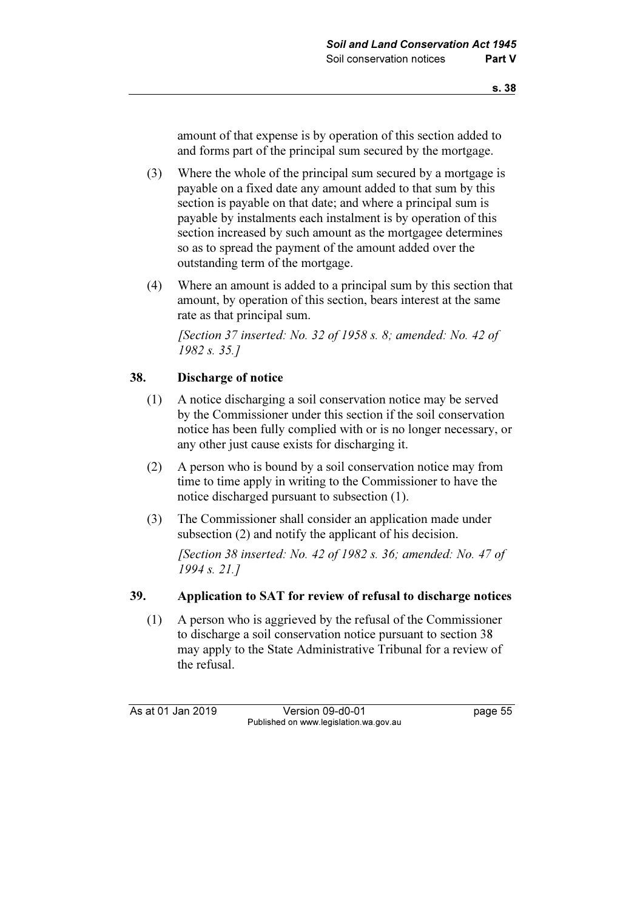amount of that expense is by operation of this section added to and forms part of the principal sum secured by the mortgage.

(3) Where the whole of the principal sum secured by a mortgage is payable on a fixed date any amount added to that sum by this section is payable on that date; and where a principal sum is payable by instalments each instalment is by operation of this section increased by such amount as the mortgagee determines so as to spread the payment of the amount added over the outstanding term of the mortgage.

(4) Where an amount is added to a principal sum by this section that amount, by operation of this section, bears interest at the same rate as that principal sum.

*[Section 37 inserted: No. 32 of 1958 s. 8; amended: No. 42 of 1982 s. 35.]*

## 38. Discharge of notice

(1) A notice discharging a soil conservation notice may be served by the Commissioner under this section if the soil conservation notice has been fully complied with or is no longer necessary, or any other just cause exists for discharging it.

(2) A person who is bound by a soil conservation notice may from time to time apply in writing to the Commissioner to have the notice discharged pursuant to subsection (1).

(3) The Commissioner shall consider an application made under subsection (2) and notify the applicant of his decision.

*[Section 38 inserted: No. 42 of 1982 s. 36; amended: No. 47 of 1994 s. 21.]*

## 39. Application to SAT for review of refusal to discharge notices

(1) A person who is aggrieved by the refusal of the Commissioner to discharge a soil conservation notice pursuant to section 38 may apply to the State Administrative Tribunal for a review of the refusal.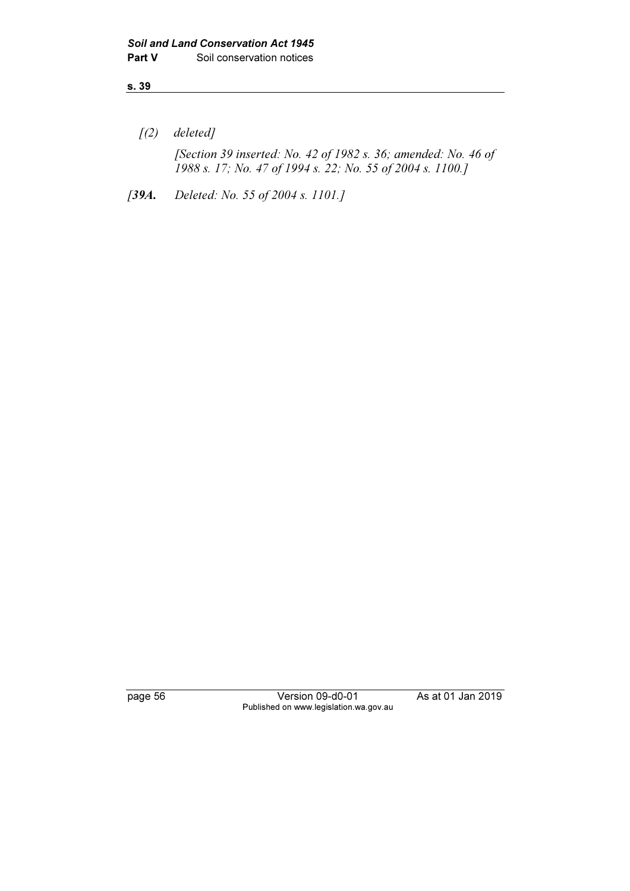*[(2) deleted]*

*[Section 39 inserted: No. 42 of 1982 s. 36; amended: No. 46 of 1988 s. 17; No. 47 of 1994 s. 22; No. 55 of 2004 s. 1100.]*

*[**39A.** Deleted: No. 55 of 2004 s. 1101.]*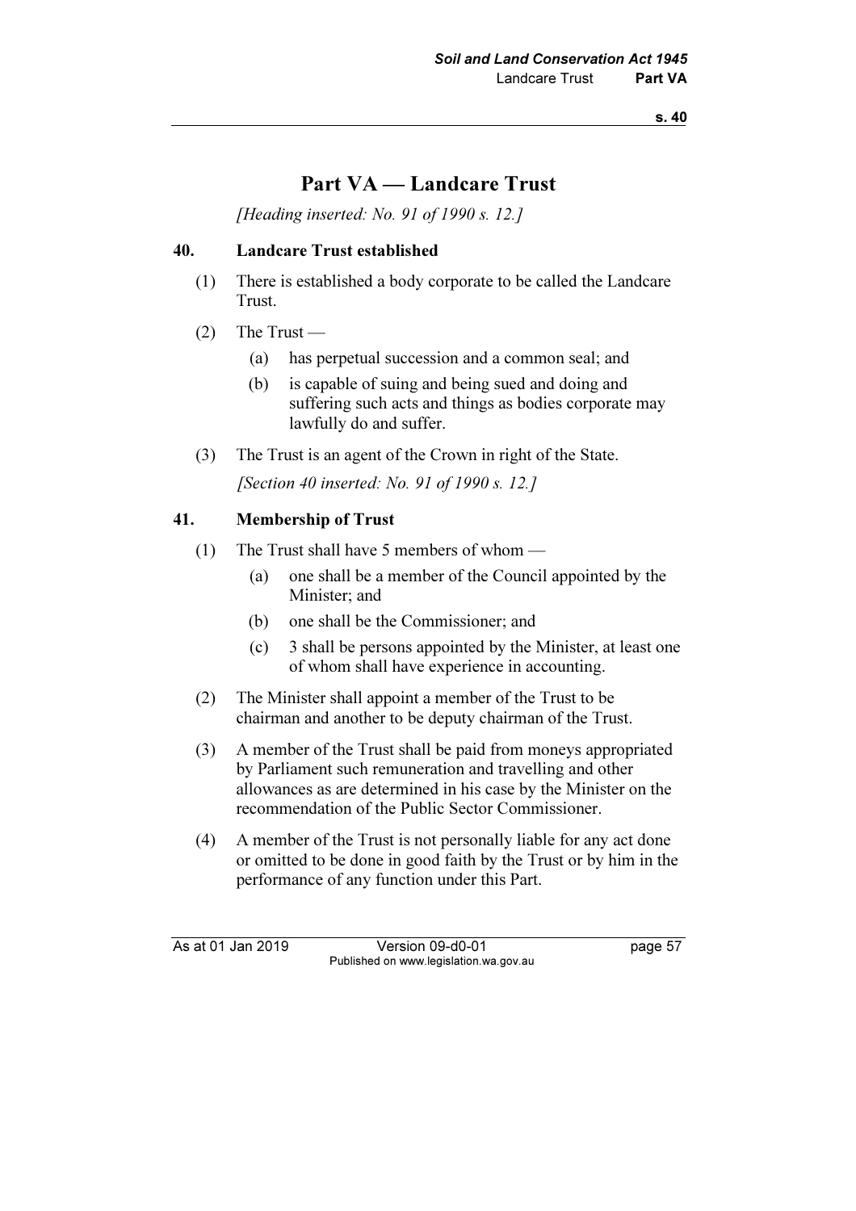# Part VA — Landcare Trust

*[Heading inserted: No. 91 of 1990 s. 12.]*

## 40. Landcare Trust established

(1) There is established a body corporate to be called the Landcare Trust.

(2) The Trust —

- (a) has perpetual succession and a common seal; and
- (b) is capable of suing and being sued and doing and suffering such acts and things as bodies corporate may lawfully do and suffer.

(3) The Trust is an agent of the Crown in right of the State.

*[Section 40 inserted: No. 91 of 1990 s. 12.]*

## 41. Membership of Trust

(1) The Trust shall have 5 members of whom —

- (a) one shall be a member of the Council appointed by the Minister; and
- (b) one shall be the Commissioner; and
- (c) 3 shall be persons appointed by the Minister, at least one of whom shall have experience in accounting.

(2) The Minister shall appoint a member of the Trust to be chairman and another to be deputy chairman of the Trust.

(3) A member of the Trust shall be paid from moneys appropriated by Parliament such remuneration and travelling and other allowances as are determined in his case by the Minister on the recommendation of the Public Sector Commissioner.

(4) A member of the Trust is not personally liable for any act done or omitted to be done in good faith by the Trust or by him in the performance of any function under this Part.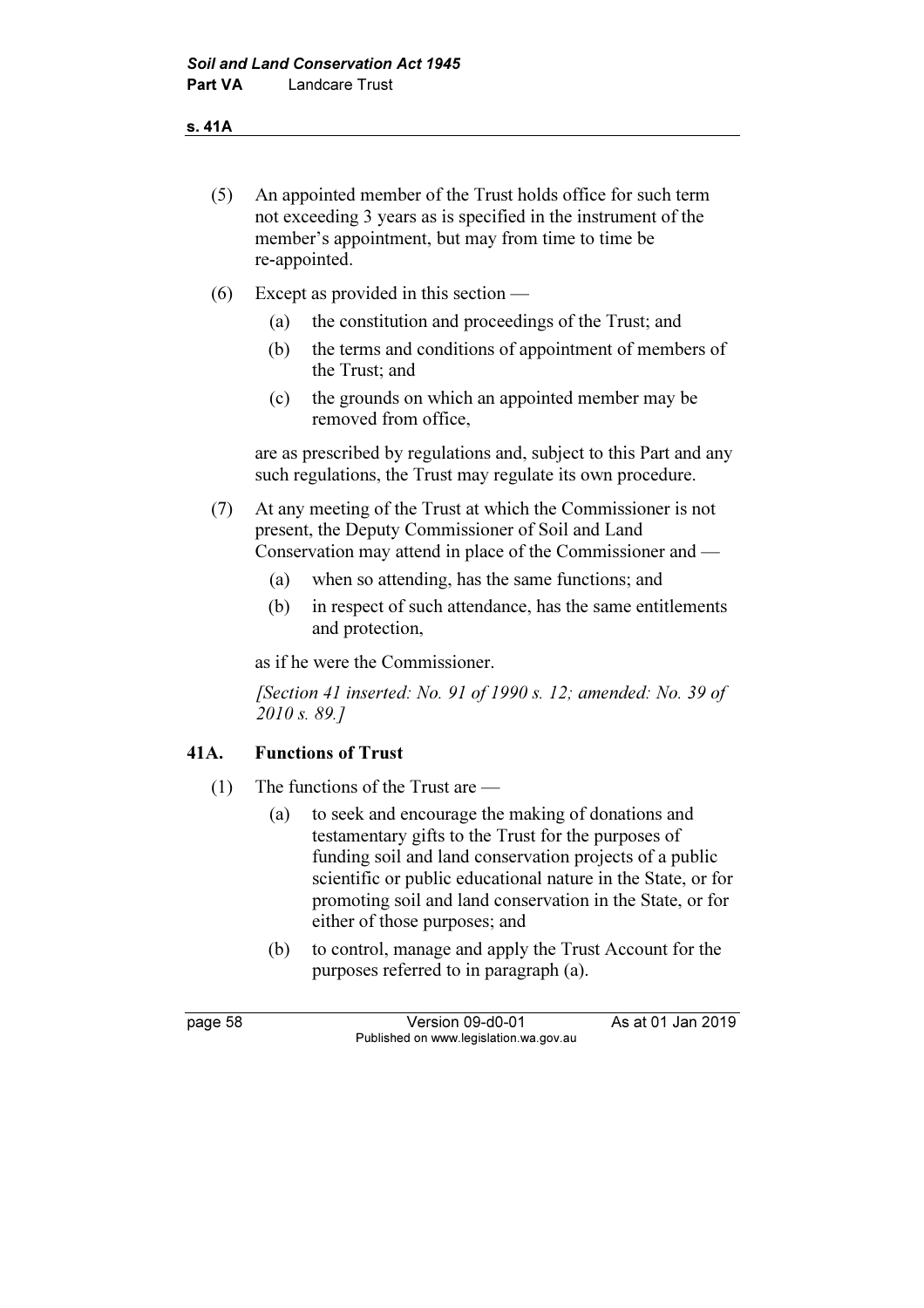(5) An appointed member of the Trust holds office for such term not exceeding 3 years as is specified in the instrument of the member's appointment, but may from time to time be re-appointed.

(6) Except as provided in this section —

- (a) the constitution and proceedings of the Trust; and
- (b) the terms and conditions of appointment of members of the Trust; and
- (c) the grounds on which an appointed member may be removed from office,

are as prescribed by regulations and, subject to this Part and any such regulations, the Trust may regulate its own procedure.

(7) At any meeting of the Trust at which the Commissioner is not present, the Deputy Commissioner of Soil and Land Conservation may attend in place of the Commissioner and —

- (a) when so attending, has the same functions; and
- (b) in respect of such attendance, has the same entitlements and protection,

as if he were the Commissioner.

*[Section 41 inserted: No. 91 of 1990 s. 12; amended: No. 39 of 2010 s. 89.]*

### 41A. Functions of Trust

(1) The functions of the Trust are —

- (a) to seek and encourage the making of donations and testamentary gifts to the Trust for the purposes of funding soil and land conservation projects of a public scientific or public educational nature in the State, or for promoting soil and land conservation in the State, or for either of those purposes; and
- (b) to control, manage and apply the Trust Account for the purposes referred to in paragraph (a).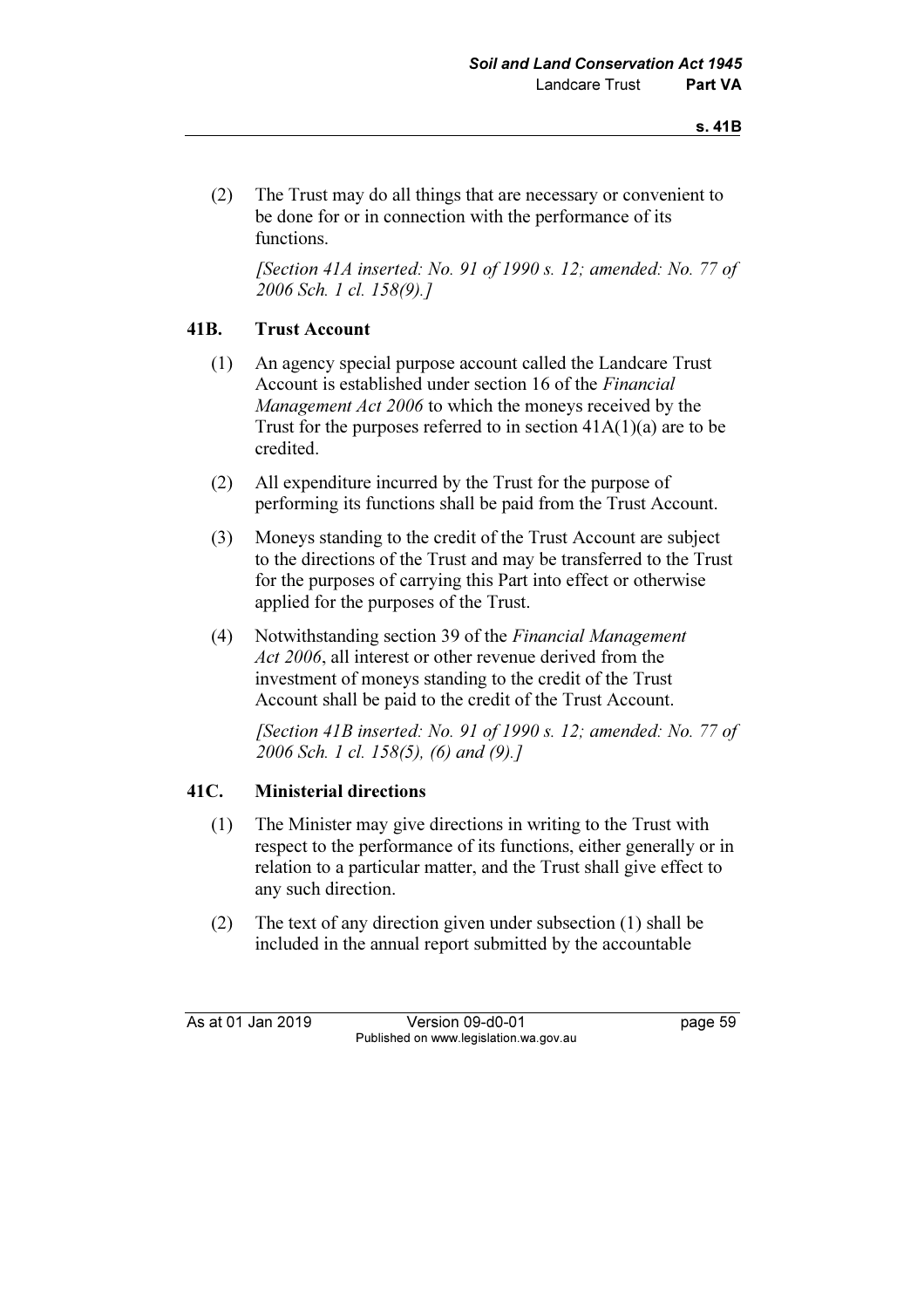(2) The Trust may do all things that are necessary or convenient to be done for or in connection with the performance of its functions.

*[Section 41A inserted: No. 91 of 1990 s. 12; amended: No. 77 of 2006 Sch. 1 cl. 158(9).]*

### 41B. Trust Account

(1) An agency special purpose account called the Landcare Trust Account is established under section 16 of the *Financial Management Act 2006* to which the moneys received by the Trust for the purposes referred to in section 41A(1)(a) are to be credited.

(2) All expenditure incurred by the Trust for the purpose of performing its functions shall be paid from the Trust Account.

(3) Moneys standing to the credit of the Trust Account are subject to the directions of the Trust and may be transferred to the Trust for the purposes of carrying this Part into effect or otherwise applied for the purposes of the Trust.

(4) Notwithstanding section 39 of the *Financial Management Act 2006*, all interest or other revenue derived from the investment of moneys standing to the credit of the Trust Account shall be paid to the credit of the Trust Account.

*[Section 41B inserted: No. 91 of 1990 s. 12; amended: No. 77 of 2006 Sch. 1 cl. 158(5), (6) and (9).]*

### 41C. Ministerial directions

(1) The Minister may give directions in writing to the Trust with respect to the performance of its functions, either generally or in relation to a particular matter, and the Trust shall give effect to any such direction.

(2) The text of any direction given under subsection (1) shall be included in the annual report submitted by the accountable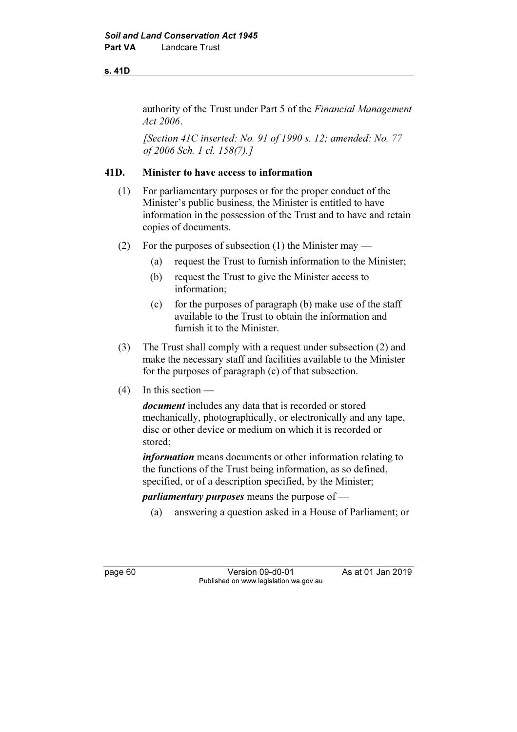authority of the Trust under Part 5 of the *Financial Management Act 2006*.

*[Section 41C inserted: No. 91 of 1990 s. 12; amended: No. 77 of 2006 Sch. 1 cl. 158(7).]*

### 41D. Minister to have access to information

(1) For parliamentary purposes or for the proper conduct of the Minister's public business, the Minister is entitled to have information in the possession of the Trust and to have and retain copies of documents.

(2) For the purposes of subsection (1) the Minister may —

- (a) request the Trust to furnish information to the Minister;
- (b) request the Trust to give the Minister access to information;
- (c) for the purposes of paragraph (b) make use of the staff available to the Trust to obtain the information and furnish it to the Minister.

(3) The Trust shall comply with a request under subsection (2) and make the necessary staff and facilities available to the Minister for the purposes of paragraph (c) of that subsection.

(4) In this section —

***document*** includes any data that is recorded or stored mechanically, photographically, or electronically and any tape, disc or other device or medium on which it is recorded or stored;

***information*** means documents or other information relating to the functions of the Trust being information, as so defined, specified, or of a description specified, by the Minister;

***parliamentary purposes*** means the purpose of —

- (a) answering a question asked in a House of Parliament; or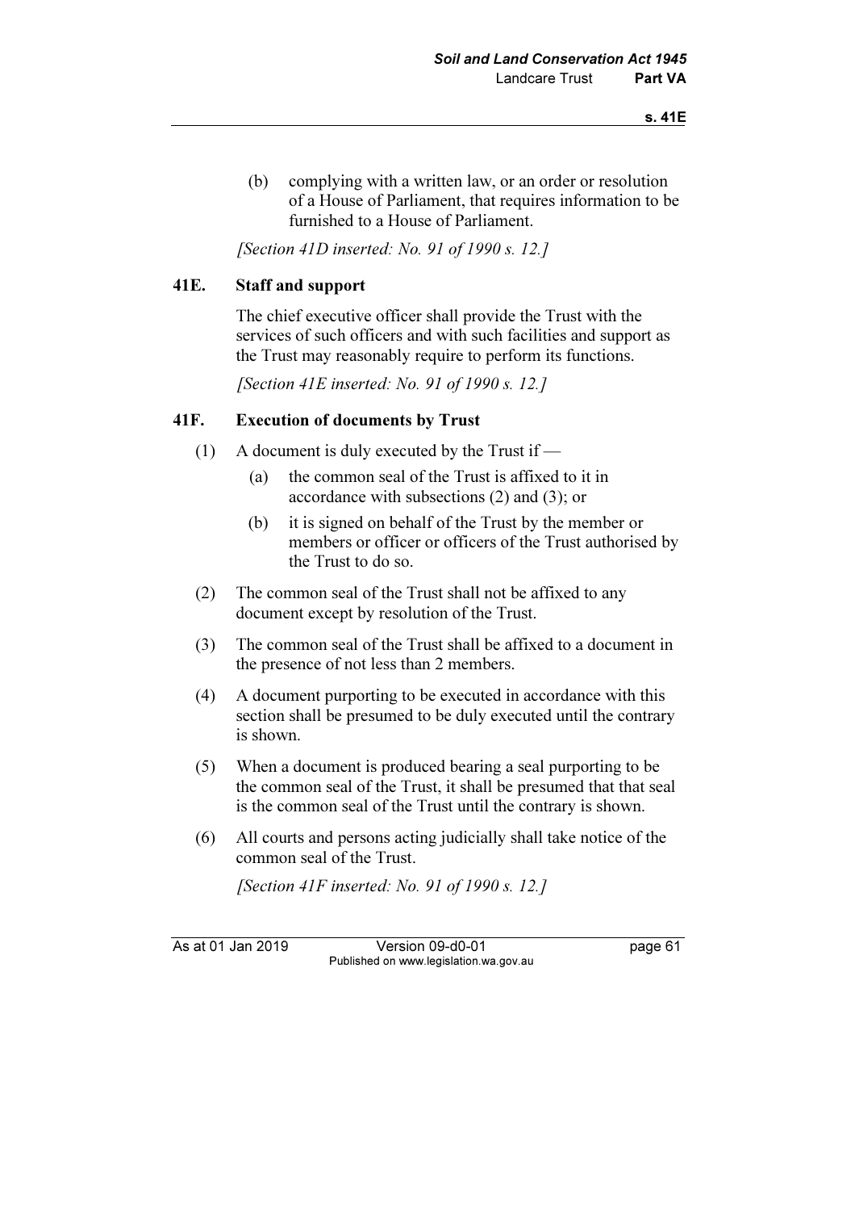(b) complying with a written law, or an order or resolution of a House of Parliament, that requires information to be furnished to a House of Parliament.

*[Section 41D inserted: No. 91 of 1990 s. 12.]*

### 41E. Staff and support

The chief executive officer shall provide the Trust with the services of such officers and with such facilities and support as the Trust may reasonably require to perform its functions.

*[Section 41E inserted: No. 91 of 1990 s. 12.]*

### 41F. Execution of documents by Trust

(1) A document is duly executed by the Trust if —

(a) the common seal of the Trust is affixed to it in accordance with subsections (2) and (3); or

(b) it is signed on behalf of the Trust by the member or members or officer or officers of the Trust authorised by the Trust to do so.

(2) The common seal of the Trust shall not be affixed to any document except by resolution of the Trust.

(3) The common seal of the Trust shall be affixed to a document in the presence of not less than 2 members.

(4) A document purporting to be executed in accordance with this section shall be presumed to be duly executed until the contrary is shown.

(5) When a document is produced bearing a seal purporting to be the common seal of the Trust, it shall be presumed that that seal is the common seal of the Trust until the contrary is shown.

(6) All courts and persons acting judicially shall take notice of the common seal of the Trust.

*[Section 41F inserted: No. 91 of 1990 s. 12.]*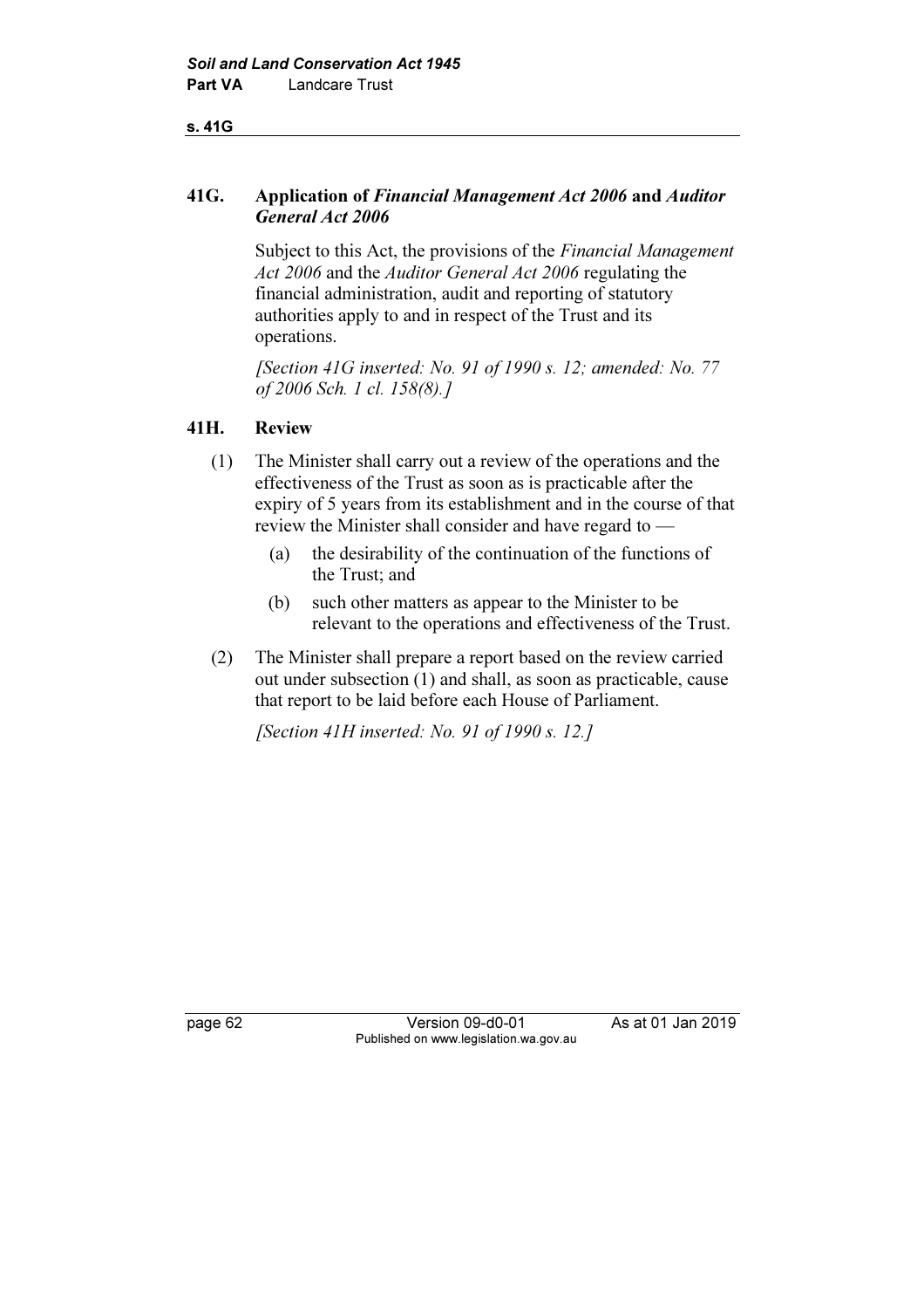### 41G. Application of *Financial Management Act 2006* and *Auditor General Act 2006*

Subject to this Act, the provisions of the *Financial Management Act 2006* and the *Auditor General Act 2006* regulating the financial administration, audit and reporting of statutory authorities apply to and in respect of the Trust and its operations.

*[Section 41G inserted: No. 91 of 1990 s. 12; amended: No. 77 of 2006 Sch. 1 cl. 158(8).]*

### 41H. Review

(1) The Minister shall carry out a review of the operations and the effectiveness of the Trust as soon as is practicable after the expiry of 5 years from its establishment and in the course of that review the Minister shall consider and have regard to —

  (a) the desirability of the continuation of the functions of the Trust; and

  (b) such other matters as appear to the Minister to be relevant to the operations and effectiveness of the Trust.

(2) The Minister shall prepare a report based on the review carried out under subsection (1) and shall, as soon as practicable, cause that report to be laid before each House of Parliament.

*[Section 41H inserted: No. 91 of 1990 s. 12.]*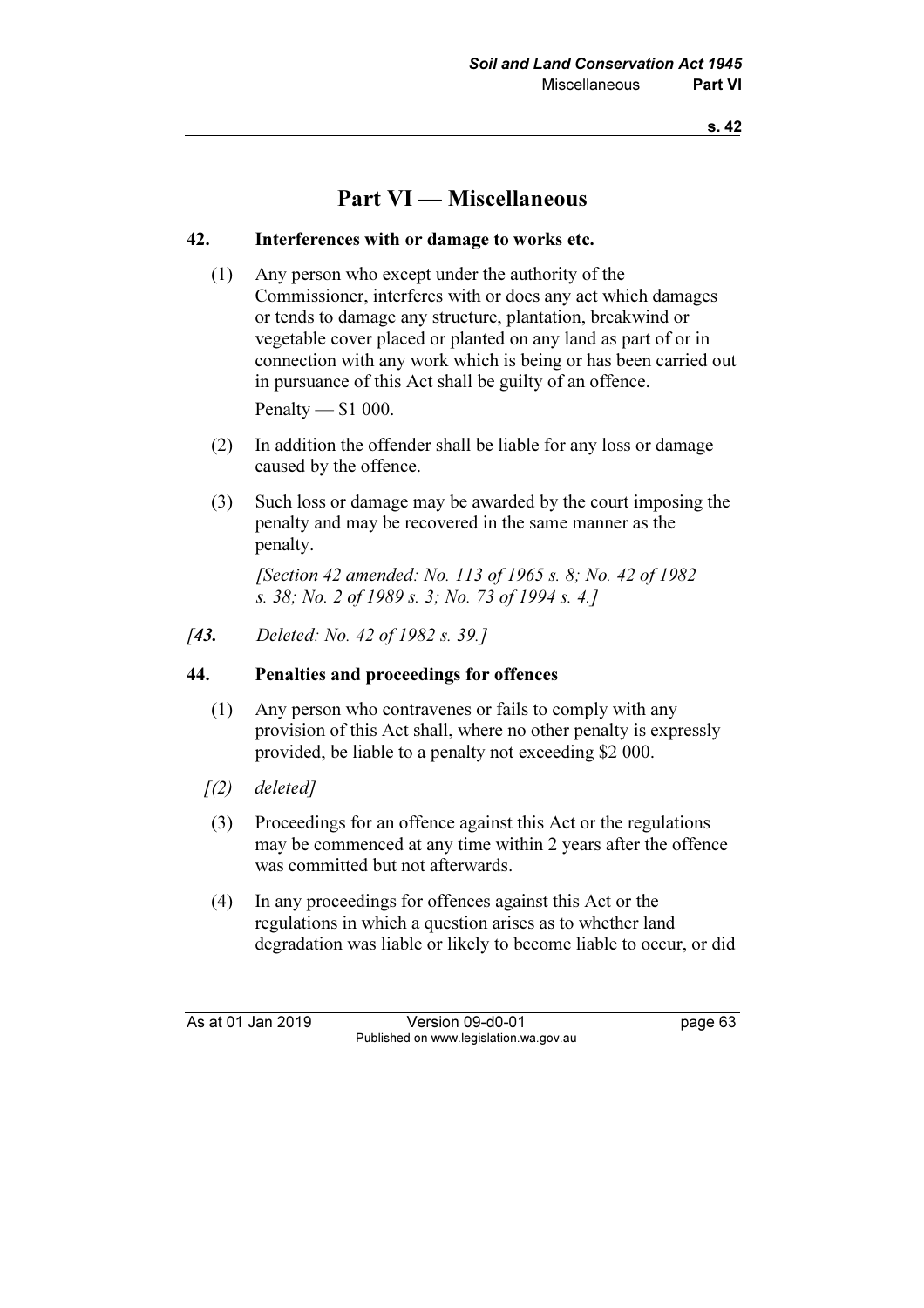# Part VI — Miscellaneous

### 42. Interferences with or damage to works etc.

(1) Any person who except under the authority of the Commissioner, interferes with or does any act which damages or tends to damage any structure, plantation, breakwind or vegetable cover placed or planted on any land as part of or in connection with any work which is being or has been carried out in pursuance of this Act shall be guilty of an offence.

Penalty — $1 000.

(2) In addition the offender shall be liable for any loss or damage caused by the offence.

(3) Such loss or damage may be awarded by the court imposing the penalty and may be recovered in the same manner as the penalty.

*[Section 42 amended: No. 113 of 1965 s. 8; No. 42 of 1982 s. 38; No. 2 of 1989 s. 3; No. 73 of 1994 s. 4.]*

*[**43.** Deleted: No. 42 of 1982 s. 39.]*

### 44. Penalties and proceedings for offences

(1) Any person who contravenes or fails to comply with any provision of this Act shall, where no other penalty is expressly provided, be liable to a penalty not exceeding $2 000.

*[(2) deleted]*

(3) Proceedings for an offence against this Act or the regulations may be commenced at any time within 2 years after the offence was committed but not afterwards.

(4) In any proceedings for offences against this Act or the regulations in which a question arises as to whether land degradation was liable or likely to become liable to occur, or did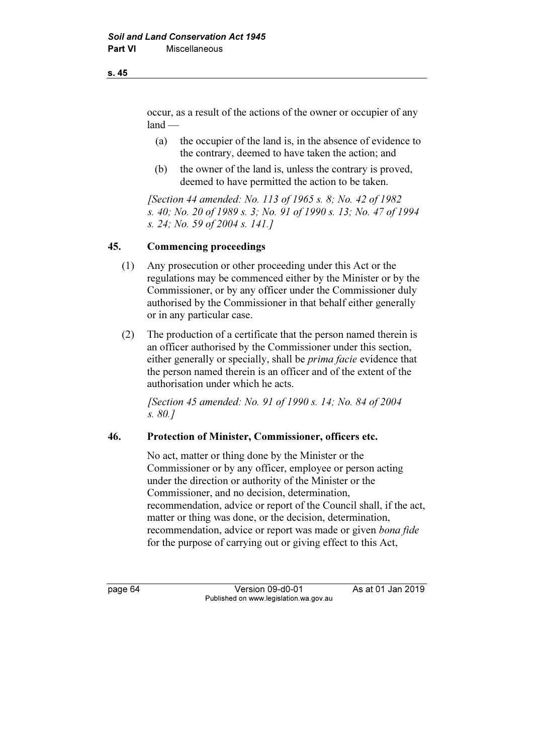occur, as a result of the actions of the owner or occupier of any land —

(a) the occupier of the land is, in the absence of evidence to the contrary, deemed to have taken the action; and

(b) the owner of the land is, unless the contrary is proved, deemed to have permitted the action to be taken.

*[Section 44 amended: No. 113 of 1965 s. 8; No. 42 of 1982 s. 40; No. 20 of 1989 s. 3; No. 91 of 1990 s. 13; No. 47 of 1994 s. 24; No. 59 of 2004 s. 141.]*

## 45. Commencing proceedings

(1) Any prosecution or other proceeding under this Act or the regulations may be commenced either by the Minister or by the Commissioner, or by any officer under the Commissioner duly authorised by the Commissioner in that behalf either generally or in any particular case.

(2) The production of a certificate that the person named therein is an officer authorised by the Commissioner under this section, either generally or specially, shall be *prima facie* evidence that the person named therein is an officer and of the extent of the authorisation under which he acts.

*[Section 45 amended: No. 91 of 1990 s. 14; No. 84 of 2004 s. 80.]*

## 46. Protection of Minister, Commissioner, officers etc.

No act, matter or thing done by the Minister or the Commissioner or by any officer, employee or person acting under the direction or authority of the Minister or the Commissioner, and no decision, determination, recommendation, advice or report of the Council shall, if the act, matter or thing was done, or the decision, determination, recommendation, advice or report was made or given *bona fide* for the purpose of carrying out or giving effect to this Act,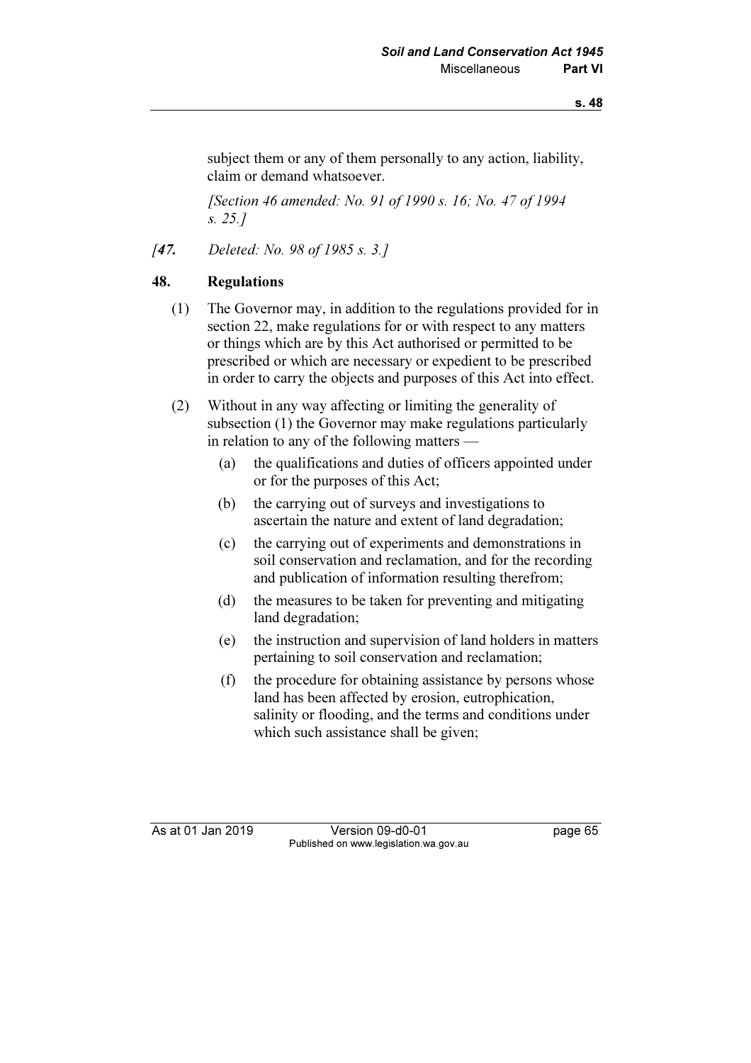subject them or any of them personally to any action, liability, claim or demand whatsoever.

*[Section 46 amended: No. 91 of 1990 s. 16; No. 47 of 1994 s. 25.]*

*[**47.** Deleted: No. 98 of 1985 s. 3.]*

### 48. Regulations

(1) The Governor may, in addition to the regulations provided for in section 22, make regulations for or with respect to any matters or things which are by this Act authorised or permitted to be prescribed or which are necessary or expedient to be prescribed in order to carry the objects and purposes of this Act into effect.

(2) Without in any way affecting or limiting the generality of subsection (1) the Governor may make regulations particularly in relation to any of the following matters —

(a) the qualifications and duties of officers appointed under or for the purposes of this Act;

(b) the carrying out of surveys and investigations to ascertain the nature and extent of land degradation;

(c) the carrying out of experiments and demonstrations in soil conservation and reclamation, and for the recording and publication of information resulting therefrom;

(d) the measures to be taken for preventing and mitigating land degradation;

(e) the instruction and supervision of land holders in matters pertaining to soil conservation and reclamation;

(f) the procedure for obtaining assistance by persons whose land has been affected by erosion, eutrophication, salinity or flooding, and the terms and conditions under which such assistance shall be given;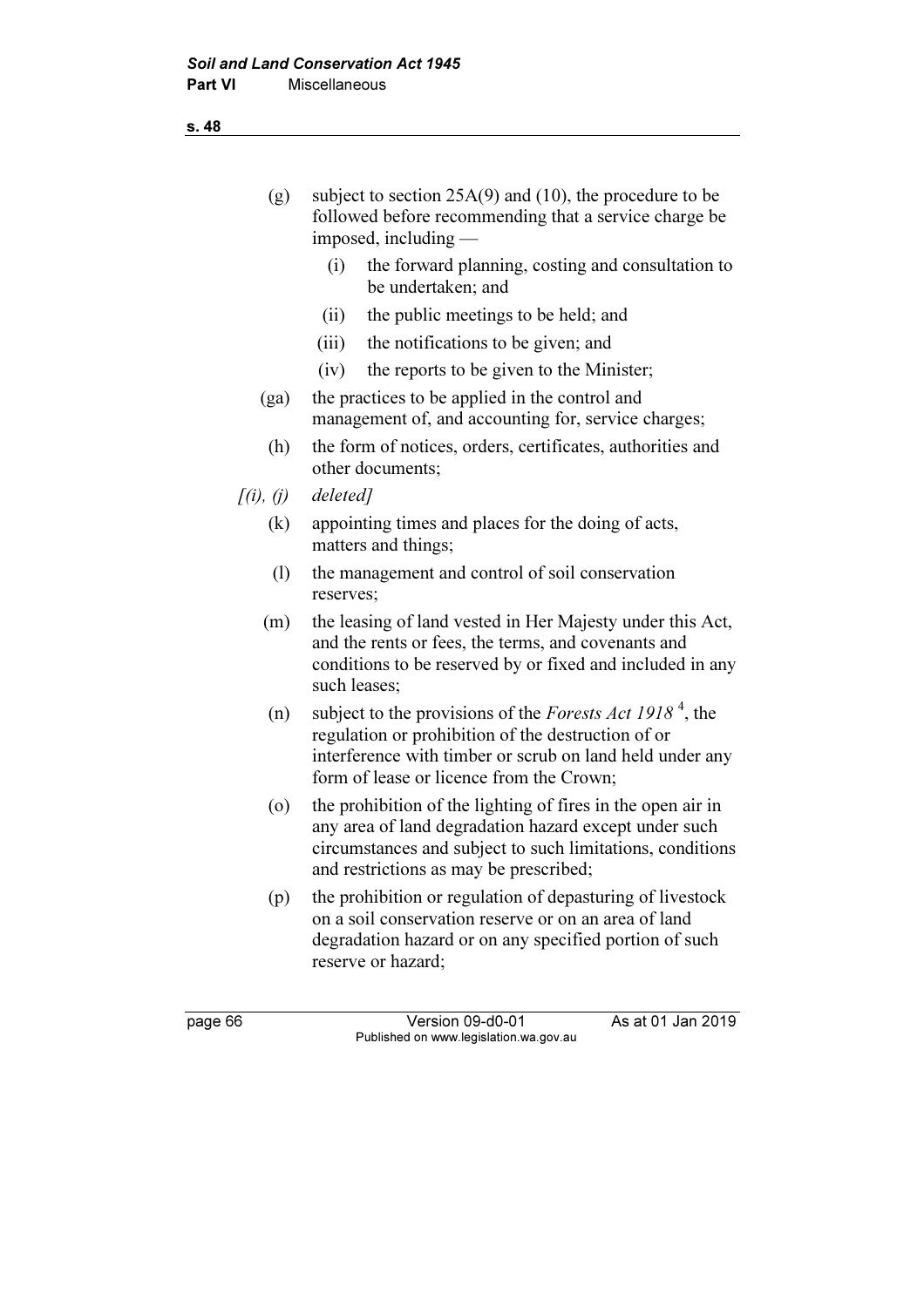(g) subject to section 25A(9) and (10), the procedure to be followed before recommending that a service charge be imposed, including —

   (i) the forward planning, costing and consultation to be undertaken; and

   (ii) the public meetings to be held; and

   (iii) the notifications to be given; and

   (iv) the reports to be given to the Minister;

(ga) the practices to be applied in the control and management of, and accounting for, service charges;

(h) the form of notices, orders, certificates, authorities and other documents;

*[(i), (j) deleted]*

(k) appointing times and places for the doing of acts, matters and things;

(l) the management and control of soil conservation reserves;

(m) the leasing of land vested in Her Majesty under this Act, and the rents or fees, the terms, and covenants and conditions to be reserved by or fixed and included in any such leases;

(n) subject to the provisions of the *Forests Act 1918* [4], the regulation or prohibition of the destruction of or interference with timber or scrub on land held under any form of lease or licence from the Crown;

(o) the prohibition of the lighting of fires in the open air in any area of land degradation hazard except under such circumstances and subject to such limitations, conditions and restrictions as may be prescribed;

(p) the prohibition or regulation of depasturing of livestock on a soil conservation reserve or on an area of land degradation hazard or on any specified portion of such reserve or hazard;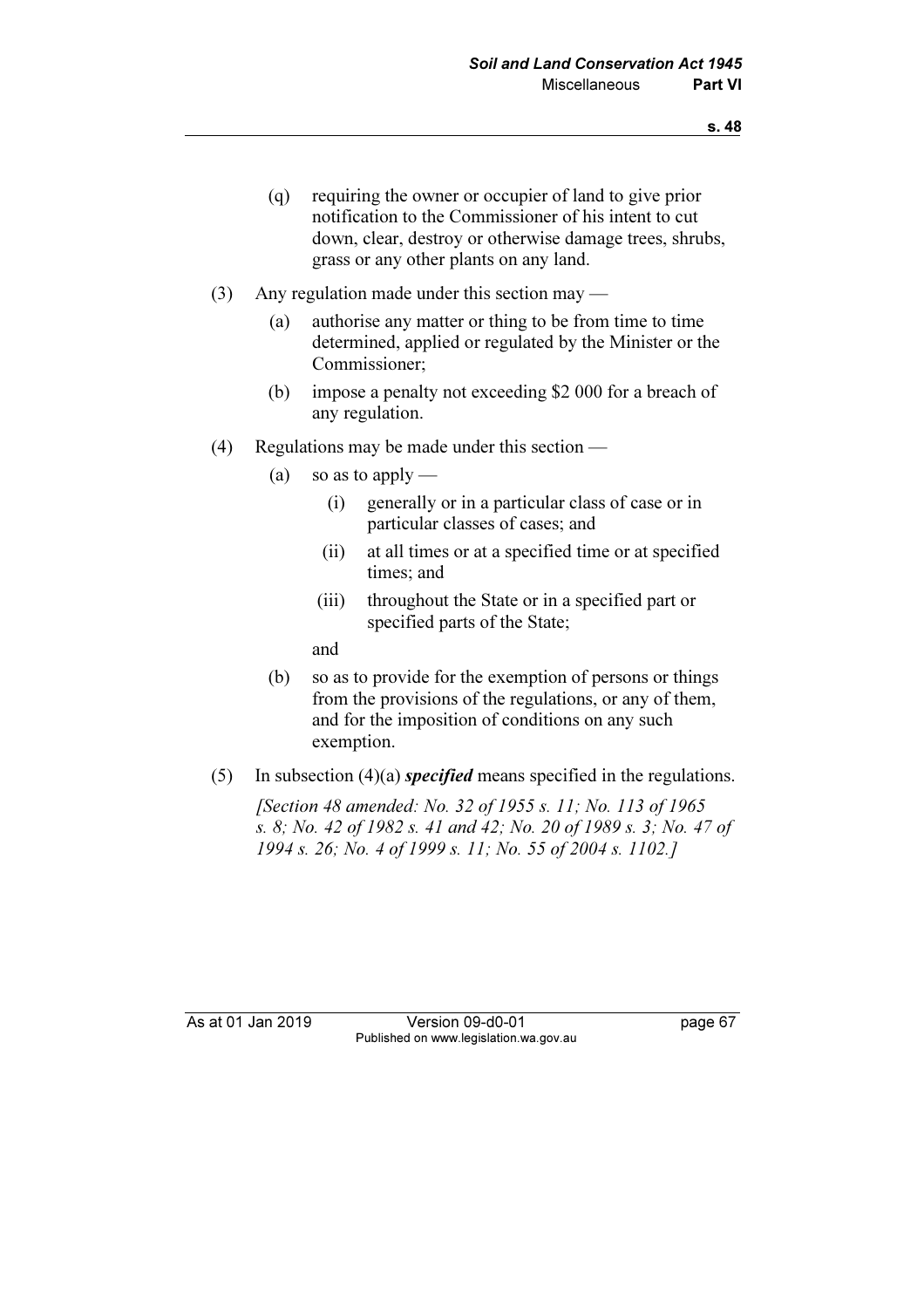(q) requiring the owner or occupier of land to give prior notification to the Commissioner of his intent to cut down, clear, destroy or otherwise damage trees, shrubs, grass or any other plants on any land.

(3) Any regulation made under this section may —

(a) authorise any matter or thing to be from time to time determined, applied or regulated by the Minister or the Commissioner;

(b) impose a penalty not exceeding $2 000 for a breach of any regulation.

(4) Regulations may be made under this section —

(a) so as to apply —

(i) generally or in a particular class of case or in particular classes of cases; and

(ii) at all times or at a specified time or at specified times; and

(iii) throughout the State or in a specified part or specified parts of the State;

and

(b) so as to provide for the exemption of persons or things from the provisions of the regulations, or any of them, and for the imposition of conditions on any such exemption.

(5) In subsection (4)(a) ***specified*** means specified in the regulations.

*[Section 48 amended: No. 32 of 1955 s. 11; No. 113 of 1965 s. 8; No. 42 of 1982 s. 41 and 42; No. 20 of 1989 s. 3; No. 47 of 1994 s. 26; No. 4 of 1999 s. 11; No. 55 of 2004 s. 1102.]*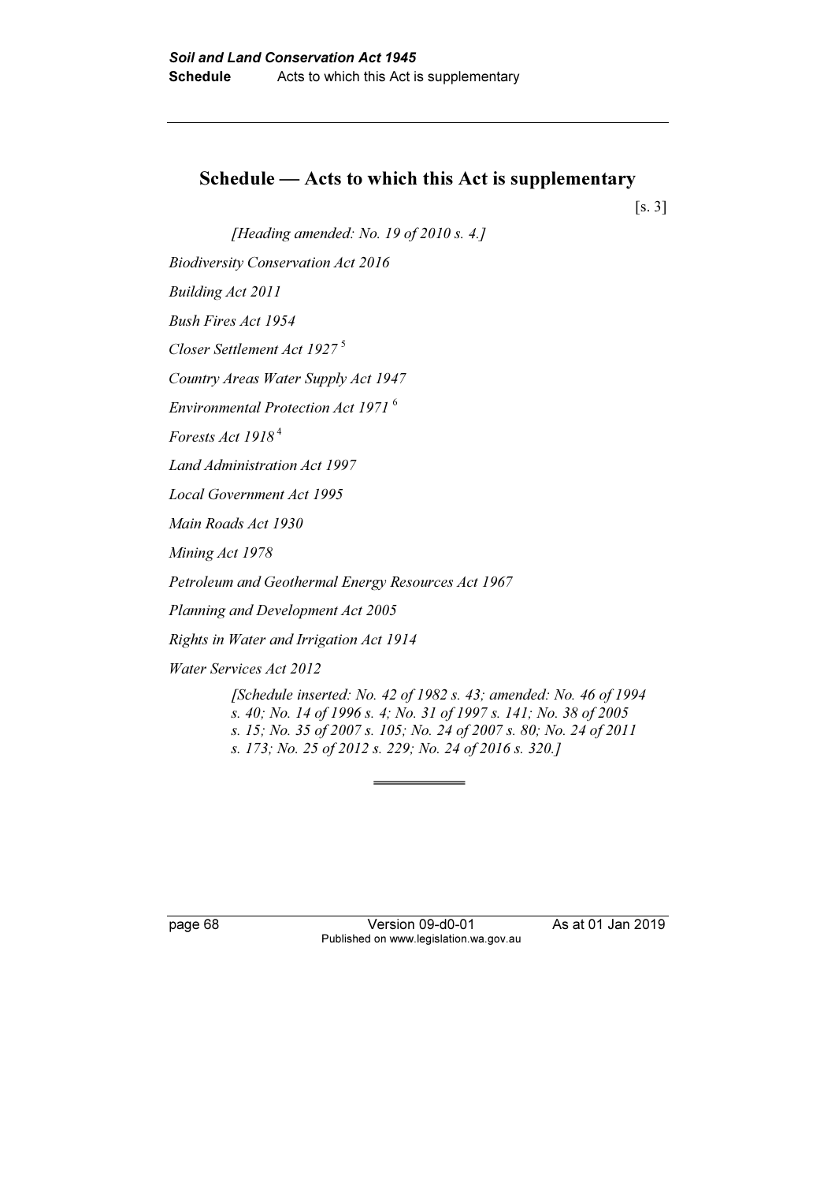# Schedule — Acts to which this Act is supplementary

[s. 3]

*[Heading amended: No. 19 of 2010 s. 4.]*

*Biodiversity Conservation Act 2016*

*Building Act 2011*

*Bush Fires Act 1954*

*Closer Settlement Act 1927* [5]

*Country Areas Water Supply Act 1947*

*Environmental Protection Act 1971* [6]

*Forests Act 1918* [4]

*Land Administration Act 1997*

*Local Government Act 1995*

*Main Roads Act 1930*

*Mining Act 1978*

*Petroleum and Geothermal Energy Resources Act 1967*

*Planning and Development Act 2005*

*Rights in Water and Irrigation Act 1914*

*Water Services Act 2012*

*[Schedule inserted: No. 42 of 1982 s. 43; amended: No. 46 of 1994 s. 40; No. 14 of 1996 s. 4; No. 31 of 1997 s. 141; No. 38 of 2005 s. 15; No. 35 of 2007 s. 105; No. 24 of 2007 s. 80; No. 24 of 2011 s. 173; No. 25 of 2012 s. 229; No. 24 of 2016 s. 320.]*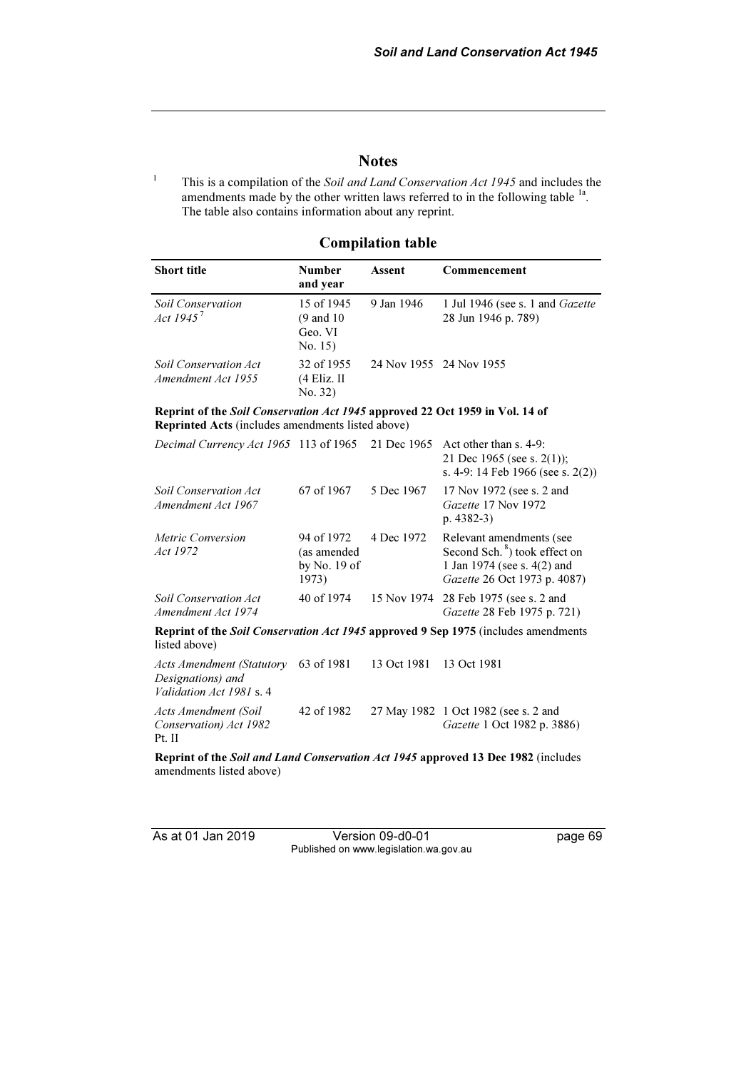# Notes

[1] This is a compilation of the *Soil and Land Conservation Act 1945* and includes the amendments made by the other written laws referred to in the following table [1a]. The table also contains information about any reprint.

## Compilation table

| Short title | Number and year | Assent | Commencement |
|---|---|---|---|
| *Soil Conservation Act 1945* [7] | 15 of 1945 (9 and 10 Geo. VI No. 15) | 9 Jan 1946 | 1 Jul 1946 (see s. 1 and *Gazette* 28 Jun 1946 p. 789) |
| *Soil Conservation Act Amendment Act 1955* | 32 of 1955 (4 Eliz. II No. 32) | 24 Nov 1955 | 24 Nov 1955 |
| **Reprint of the *Soil Conservation Act 1945* approved 22 Oct 1959 in Vol. 14 of Reprinted Acts** (includes amendments listed above) | | | |
| *Decimal Currency Act 1965* | 113 of 1965 | 21 Dec 1965 | Act other than s. 4-9: 21 Dec 1965 (see s. 2(1)); s. 4-9: 14 Feb 1966 (see s. 2(2)) |
| *Soil Conservation Act Amendment Act 1967* | 67 of 1967 | 5 Dec 1967 | 17 Nov 1972 (see s. 2 and *Gazette* 17 Nov 1972 p. 4382-3) |
| *Metric Conversion Act 1972* | 94 of 1972 (as amended by No. 19 of 1973) | 4 Dec 1972 | Relevant amendments (see Second Sch. [8]) took effect on 1 Jan 1974 (see s. 4(2) and *Gazette* 26 Oct 1973 p. 4087) |
| *Soil Conservation Act Amendment Act 1974* | 40 of 1974 | 15 Nov 1974 | 28 Feb 1975 (see s. 2 and *Gazette* 28 Feb 1975 p. 721) |
| **Reprint of the *Soil Conservation Act 1945* approved 9 Sep 1975** (includes amendments listed above) | | | |
| *Acts Amendment (Statutory Designations) and Validation Act 1981* s. 4 | 63 of 1981 | 13 Oct 1981 | 13 Oct 1981 |
| *Acts Amendment (Soil Conservation) Act 1982* Pt. II | 42 of 1982 | 27 May 1982 | 1 Oct 1982 (see s. 2 and *Gazette* 1 Oct 1982 p. 3886) |
| **Reprint of the *Soil and Land Conservation Act 1945* approved 13 Dec 1982** (includes amendments listed above) | | | |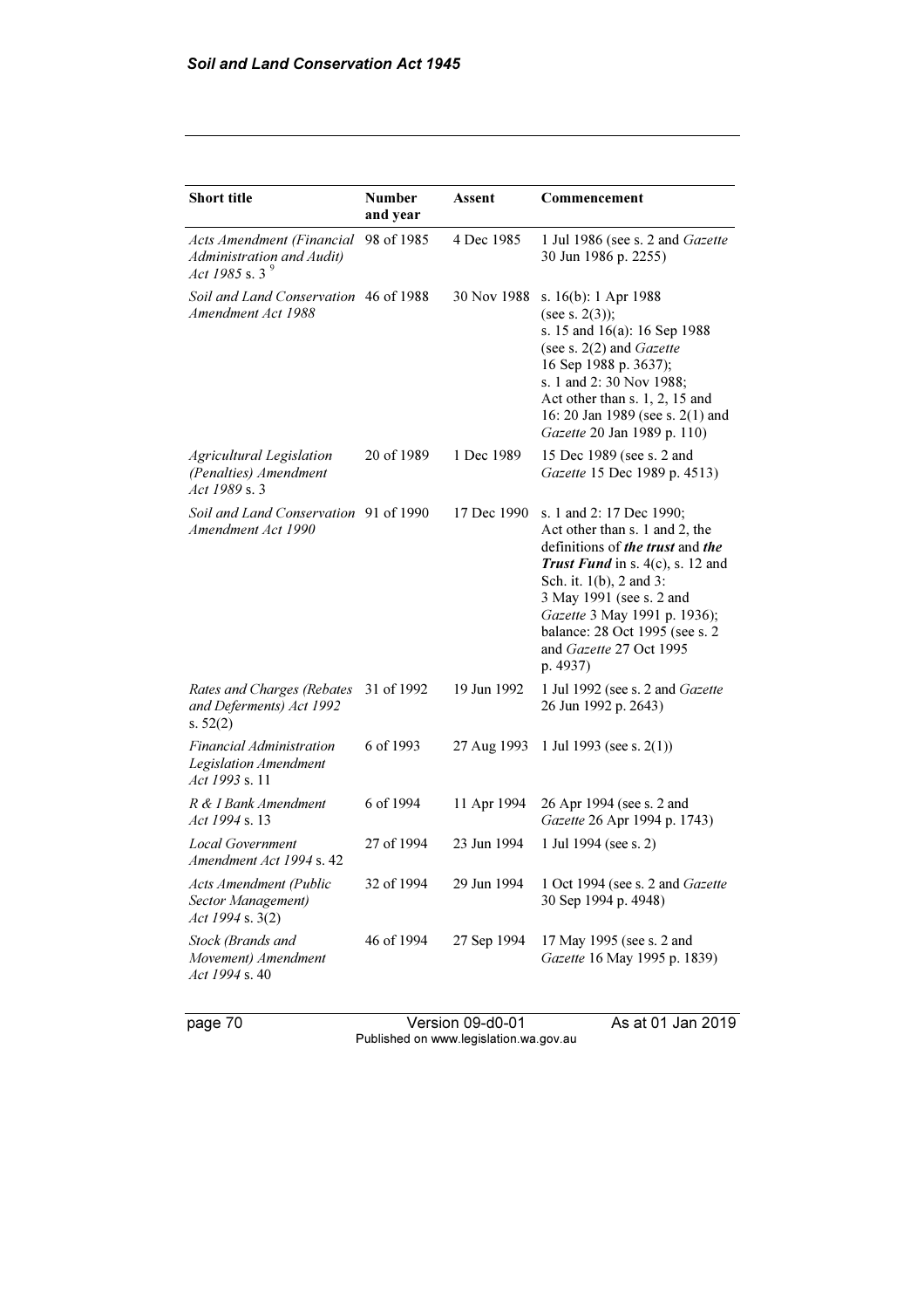| Short title | Number and year | Assent | Commencement |
|---|---|---|---|
| *Acts Amendment (Financial Administration and Audit) Act 1985* s. 3 [9] | 98 of 1985 | 4 Dec 1985 | 1 Jul 1986 (see s. 2 and *Gazette* 30 Jun 1986 p. 2255) |
| *Soil and Land Conservation Amendment Act 1988* | 46 of 1988 | 30 Nov 1988 | s. 16(b): 1 Apr 1988 (see s. 2(3)); s. 15 and 16(a): 16 Sep 1988 (see s. 2(2) and *Gazette* 16 Sep 1988 p. 3637); s. 1 and 2: 30 Nov 1988; Act other than s. 1, 2, 15 and 16: 20 Jan 1989 (see s. 2(1) and *Gazette* 20 Jan 1989 p. 110) |
| *Agricultural Legislation (Penalties) Amendment Act 1989* s. 3 | 20 of 1989 | 1 Dec 1989 | 15 Dec 1989 (see s. 2 and *Gazette* 15 Dec 1989 p. 4513) |
| *Soil and Land Conservation Amendment Act 1990* | 91 of 1990 | 17 Dec 1990 | s. 1 and 2: 17 Dec 1990; Act other than s. 1 and 2, the definitions of ***the trust*** and ***the Trust Fund*** in s. 4(c), s. 12 and Sch. it. 1(b), 2 and 3: 3 May 1991 (see s. 2 and *Gazette* 3 May 1991 p. 1936); balance: 28 Oct 1995 (see s. 2 and *Gazette* 27 Oct 1995 p. 4937) |
| *Rates and Charges (Rebates and Deferments) Act 1992* s. 52(2) | 31 of 1992 | 19 Jun 1992 | 1 Jul 1992 (see s. 2 and *Gazette* 26 Jun 1992 p. 2643) |
| *Financial Administration Legislation Amendment Act 1993* s. 11 | 6 of 1993 | 27 Aug 1993 | 1 Jul 1993 (see s. 2(1)) |
| *R & I Bank Amendment Act 1994* s. 13 | 6 of 1994 | 11 Apr 1994 | 26 Apr 1994 (see s. 2 and *Gazette* 26 Apr 1994 p. 1743) |
| *Local Government Amendment Act 1994* s. 42 | 27 of 1994 | 23 Jun 1994 | 1 Jul 1994 (see s. 2) |
| *Acts Amendment (Public Sector Management) Act 1994* s. 3(2) | 32 of 1994 | 29 Jun 1994 | 1 Oct 1994 (see s. 2 and *Gazette* 30 Sep 1994 p. 4948) |
| *Stock (Brands and Movement) Amendment Act 1994* s. 40 | 46 of 1994 | 27 Sep 1994 | 17 May 1995 (see s. 2 and *Gazette* 16 May 1995 p. 1839) |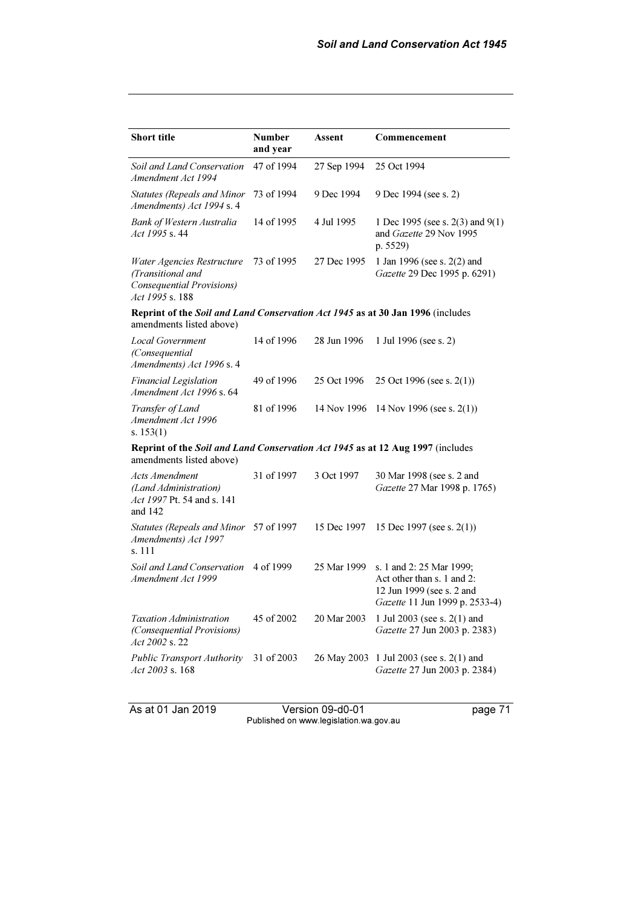| Short title | Number and year | Assent | Commencement |
|---|---|---|---|
| *Soil and Land Conservation Amendment Act 1994* | 47 of 1994 | 27 Sep 1994 | 25 Oct 1994 |
| *Statutes (Repeals and Minor Amendments) Act 1994* s. 4 | 73 of 1994 | 9 Dec 1994 | 9 Dec 1994 (see s. 2) |
| *Bank of Western Australia Act 1995* s. 44 | 14 of 1995 | 4 Jul 1995 | 1 Dec 1995 (see s. 2(3) and 9(1) and *Gazette* 29 Nov 1995 p. 5529) |
| *Water Agencies Restructure (Transitional and Consequential Provisions) Act 1995* s. 188 | 73 of 1995 | 27 Dec 1995 | 1 Jan 1996 (see s. 2(2) and *Gazette* 29 Dec 1995 p. 6291) |
| **Reprint of the *Soil and Land Conservation Act 1945* as at 30 Jan 1996** (includes amendments listed above) | | | |
| *Local Government (Consequential Amendments) Act 1996* s. 4 | 14 of 1996 | 28 Jun 1996 | 1 Jul 1996 (see s. 2) |
| *Financial Legislation Amendment Act 1996* s. 64 | 49 of 1996 | 25 Oct 1996 | 25 Oct 1996 (see s. 2(1)) |
| *Transfer of Land Amendment Act 1996* s. 153(1) | 81 of 1996 | 14 Nov 1996 | 14 Nov 1996 (see s. 2(1)) |
| **Reprint of the *Soil and Land Conservation Act 1945* as at 12 Aug 1997** (includes amendments listed above) | | | |
| *Acts Amendment (Land Administration) Act 1997* Pt. 54 and s. 141 and 142 | 31 of 1997 | 3 Oct 1997 | 30 Mar 1998 (see s. 2 and *Gazette* 27 Mar 1998 p. 1765) |
| *Statutes (Repeals and Minor Amendments) Act 1997* s. 111 | 57 of 1997 | 15 Dec 1997 | 15 Dec 1997 (see s. 2(1)) |
| *Soil and Land Conservation Amendment Act 1999* | 4 of 1999 | 25 Mar 1999 | s. 1 and 2: 25 Mar 1999; Act other than s. 1 and 2: 12 Jun 1999 (see s. 2 and *Gazette* 11 Jun 1999 p. 2533-4) |
| *Taxation Administration (Consequential Provisions) Act 2002* s. 22 | 45 of 2002 | 20 Mar 2003 | 1 Jul 2003 (see s. 2(1) and *Gazette* 27 Jun 2003 p. 2383) |
| *Public Transport Authority Act 2003* s. 168 | 31 of 2003 | 26 May 2003 | 1 Jul 2003 (see s. 2(1) and *Gazette* 27 Jun 2003 p. 2384) |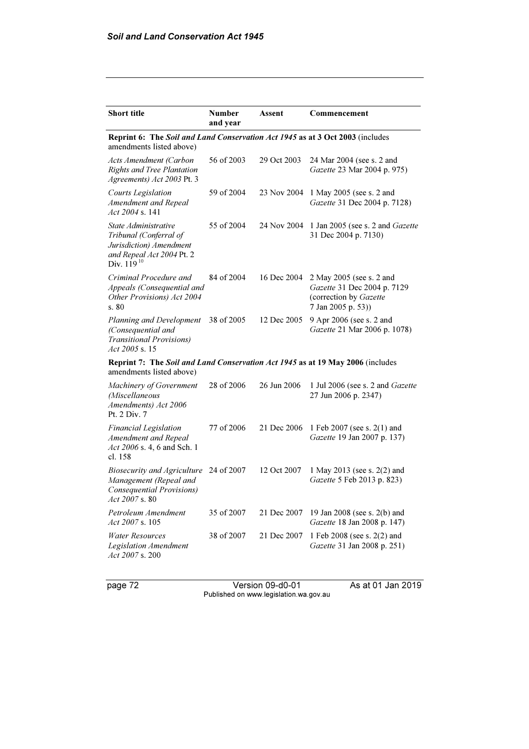| Short title | Number and year | Assent | Commencement |
|---|---|---|---|
| **Reprint 6: The *Soil and Land Conservation Act 1945* as at 3 Oct 2003** (includes amendments listed above) | | | |
| *Acts Amendment (Carbon Rights and Tree Plantation Agreements) Act 2003* Pt. 3 | 56 of 2003 | 29 Oct 2003 | 24 Mar 2004 (see s. 2 and *Gazette* 23 Mar 2004 p. 975) |
| *Courts Legislation Amendment and Repeal Act 2004* s. 141 | 59 of 2004 | 23 Nov 2004 | 1 May 2005 (see s. 2 and *Gazette* 31 Dec 2004 p. 7128) |
| *State Administrative Tribunal (Conferral of Jurisdiction) Amendment and Repeal Act 2004* Pt. 2 Div. 119 [10] | 55 of 2004 | 24 Nov 2004 | 1 Jan 2005 (see s. 2 and *Gazette* 31 Dec 2004 p. 7130) |
| *Criminal Procedure and Appeals (Consequential and Other Provisions) Act 2004* s. 80 | 84 of 2004 | 16 Dec 2004 | 2 May 2005 (see s. 2 and *Gazette* 31 Dec 2004 p. 7129 (correction by *Gazette* 7 Jan 2005 p. 53)) |
| *Planning and Development (Consequential and Transitional Provisions) Act 2005* s. 15 | 38 of 2005 | 12 Dec 2005 | 9 Apr 2006 (see s. 2 and *Gazette* 21 Mar 2006 p. 1078) |
| **Reprint 7: The *Soil and Land Conservation Act 1945* as at 19 May 2006** (includes amendments listed above) | | | |
| *Machinery of Government (Miscellaneous Amendments) Act 2006* Pt. 2 Div. 7 | 28 of 2006 | 26 Jun 2006 | 1 Jul 2006 (see s. 2 and *Gazette* 27 Jun 2006 p. 2347) |
| *Financial Legislation Amendment and Repeal Act 2006* s. 4, 6 and Sch. 1 cl. 158 | 77 of 2006 | 21 Dec 2006 | 1 Feb 2007 (see s. 2(1) and *Gazette* 19 Jan 2007 p. 137) |
| *Biosecurity and Agriculture Management (Repeal and Consequential Provisions) Act 2007* s. 80 | 24 of 2007 | 12 Oct 2007 | 1 May 2013 (see s. 2(2) and *Gazette* 5 Feb 2013 p. 823) |
| *Petroleum Amendment Act 2007* s. 105 | 35 of 2007 | 21 Dec 2007 | 19 Jan 2008 (see s. 2(b) and *Gazette* 18 Jan 2008 p. 147) |
| *Water Resources Legislation Amendment Act 2007* s. 200 | 38 of 2007 | 21 Dec 2007 | 1 Feb 2008 (see s. 2(2) and *Gazette* 31 Jan 2008 p. 251) |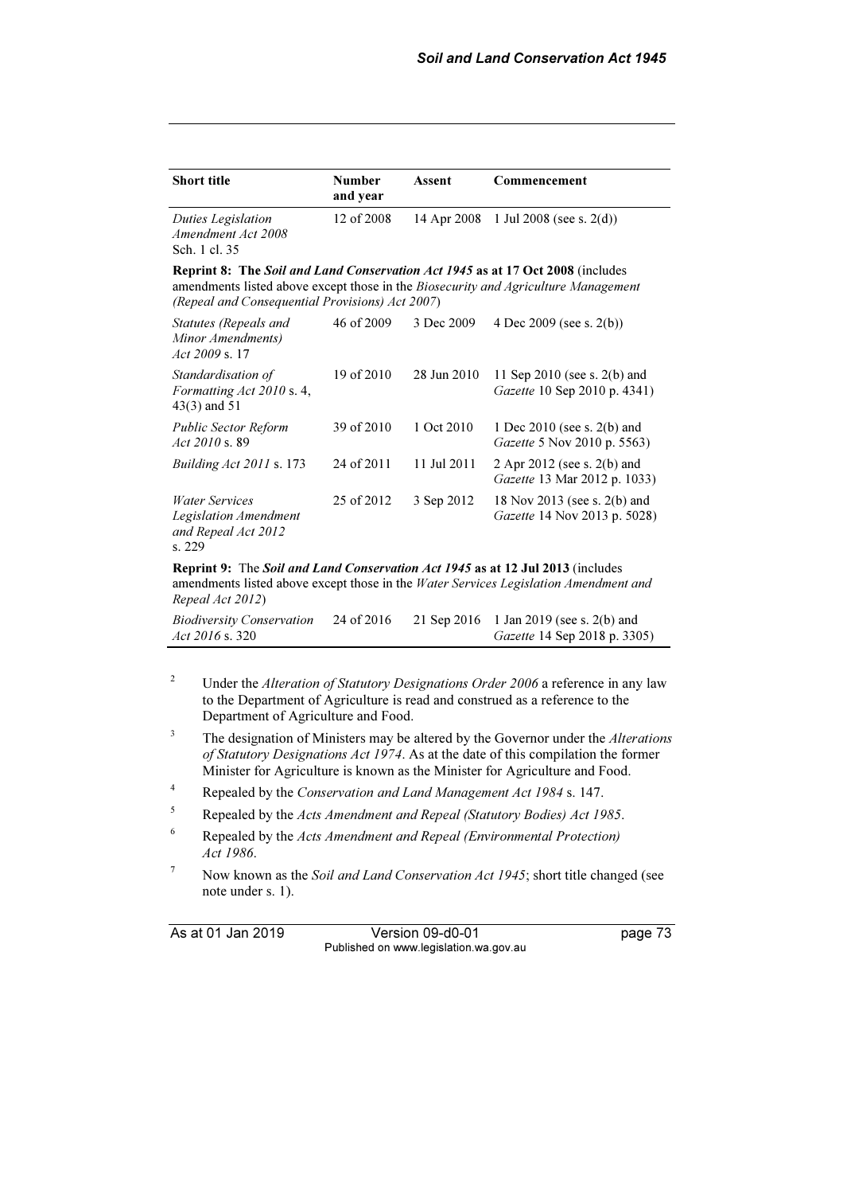| Short title | Number and year | Assent | Commencement |
|---|---|---|---|
| *Duties Legislation Amendment Act 2008* Sch. 1 cl. 35 | 12 of 2008 | 14 Apr 2008 | 1 Jul 2008 (see s. 2(d)) |
| **Reprint 8: The *Soil and Land Conservation Act 1945* as at 17 Oct 2008** (includes amendments listed above except those in the *Biosecurity and Agriculture Management (Repeal and Consequential Provisions) Act 2007*) | | | |
| *Statutes (Repeals and Minor Amendments) Act 2009* s. 17 | 46 of 2009 | 3 Dec 2009 | 4 Dec 2009 (see s. 2(b)) |
| *Standardisation of Formatting Act 2010* s. 4, 43(3) and 51 | 19 of 2010 | 28 Jun 2010 | 11 Sep 2010 (see s. 2(b) and *Gazette* 10 Sep 2010 p. 4341) |
| *Public Sector Reform Act 2010* s. 89 | 39 of 2010 | 1 Oct 2010 | 1 Dec 2010 (see s. 2(b) and *Gazette* 5 Nov 2010 p. 5563) |
| *Building Act 2011* s. 173 | 24 of 2011 | 11 Jul 2011 | 2 Apr 2012 (see s. 2(b) and *Gazette* 13 Mar 2012 p. 1033) |
| *Water Services Legislation Amendment and Repeal Act 2012* s. 229 | 25 of 2012 | 3 Sep 2012 | 18 Nov 2013 (see s. 2(b) and *Gazette* 14 Nov 2013 p. 5028) |
| **Reprint 9:** The ***Soil and Land Conservation Act 1945* as at 12 Jul 2013** (includes amendments listed above except those in the *Water Services Legislation Amendment and Repeal Act 2012*) | | | |
| *Biodiversity Conservation Act 2016* s. 320 | 24 of 2016 | 21 Sep 2016 | 1 Jan 2019 (see s. 2(b) and *Gazette* 14 Sep 2018 p. 3305) |

[2] Under the *Alteration of Statutory Designations Order 2006* a reference in any law to the Department of Agriculture is read and construed as a reference to the Department of Agriculture and Food.

[3] The designation of Ministers may be altered by the Governor under the *Alterations of Statutory Designations Act 1974*. As at the date of this compilation the former Minister for Agriculture is known as the Minister for Agriculture and Food.

[4] Repealed by the *Conservation and Land Management Act 1984* s. 147.

[5] Repealed by the *Acts Amendment and Repeal (Statutory Bodies) Act 1985*.

[6] Repealed by the *Acts Amendment and Repeal (Environmental Protection) Act 1986*.

[7] Now known as the *Soil and Land Conservation Act 1945*; short title changed (see note under s. 1).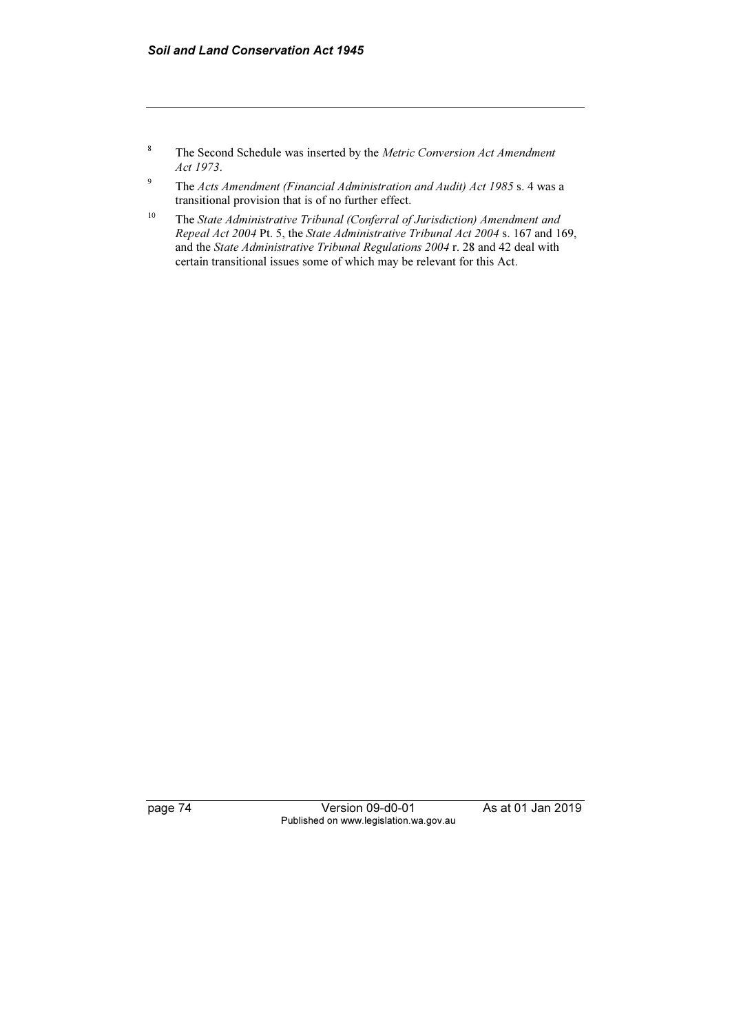[8] The Second Schedule was inserted by the *Metric Conversion Act Amendment Act 1973*.

[9] The *Acts Amendment (Financial Administration and Audit) Act 1985* s. 4 was a transitional provision that is of no further effect.

[10] The *State Administrative Tribunal (Conferral of Jurisdiction) Amendment and Repeal Act 2004* Pt. 5, the *State Administrative Tribunal Act 2004* s. 167 and 169, and the *State Administrative Tribunal Regulations 2004* r. 28 and 42 deal with certain transitional issues some of which may be relevant for this Act.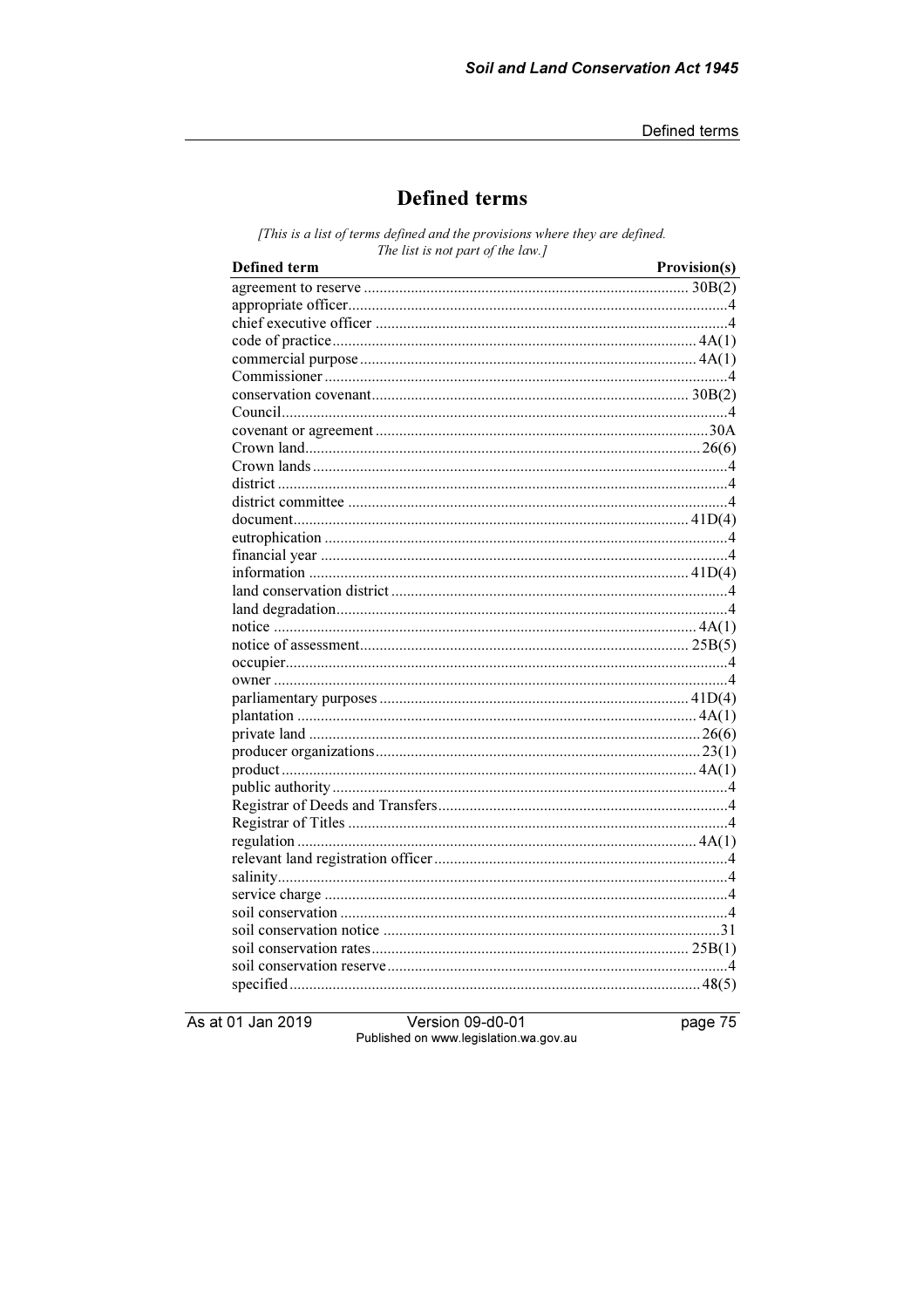# Defined terms

*[This is a list of terms defined and the provisions where they are defined. The list is not part of the law.]*

| Defined term | Provision(s) |
|---|---|
| agreement to reserve | 30B(2) |
| appropriate officer | 4 |
| chief executive officer | 4 |
| code of practice | 4A(1) |
| commercial purpose | 4A(1) |
| Commissioner | 4 |
| conservation covenant | 30B(2) |
| Council | 4 |
| covenant or agreement | 30A |
| Crown land | 26(6) |
| Crown lands | 4 |
| district | 4 |
| district committee | 4 |
| document | 41D(4) |
| eutrophication | 4 |
| financial year | 4 |
| information | 41D(4) |
| land conservation district | 4 |
| land degradation | 4 |
| notice | 4A(1) |
| notice of assessment | 25B(5) |
| occupier | 4 |
| owner | 4 |
| parliamentary purposes | 41D(4) |
| plantation | 4A(1) |
| private land | 26(6) |
| producer organizations | 23(1) |
| product | 4A(1) |
| public authority | 4 |
| Registrar of Deeds and Transfers | 4 |
| Registrar of Titles | 4 |
| regulation | 4A(1) |
| relevant land registration officer | 4 |
| salinity | 4 |
| service charge | 4 |
| soil conservation | 4 |
| soil conservation notice | 31 |
| soil conservation rates | 25B(1) |
| soil conservation reserve | 4 |
| specified | 48(5) |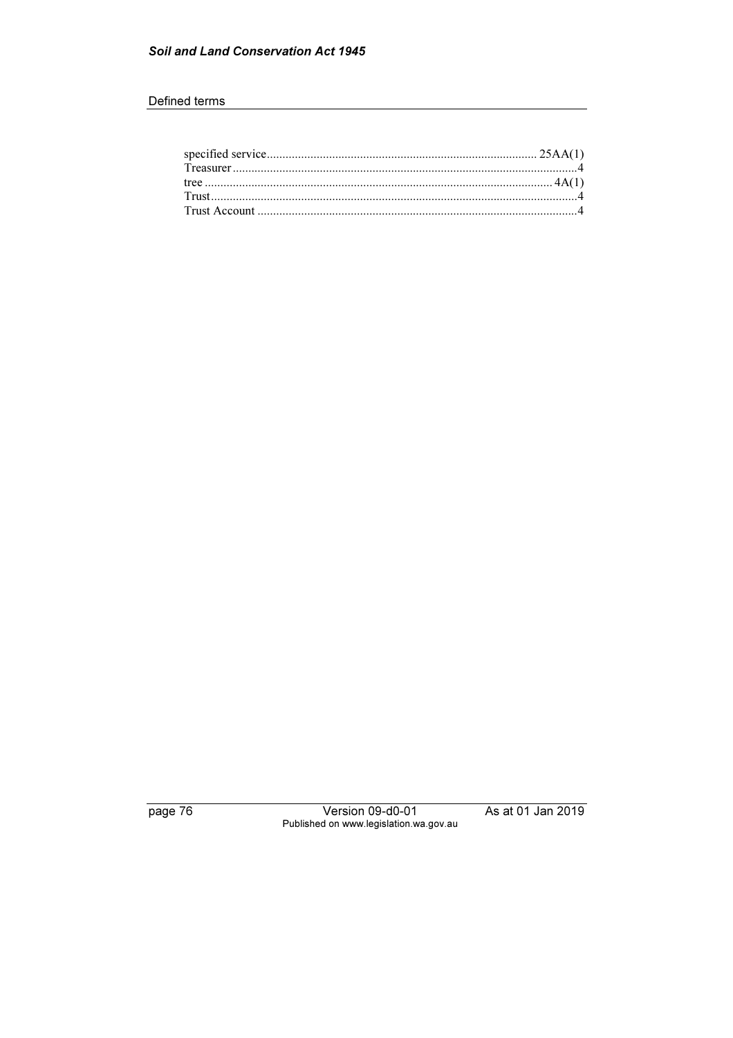specified service........................................................................................ 25AA(1)
Treasurer..........................................................................................................4
tree ............................................................................................................. 4A(1)
Trust..................................................................................................................4
Trust Account ...................................................................................................4